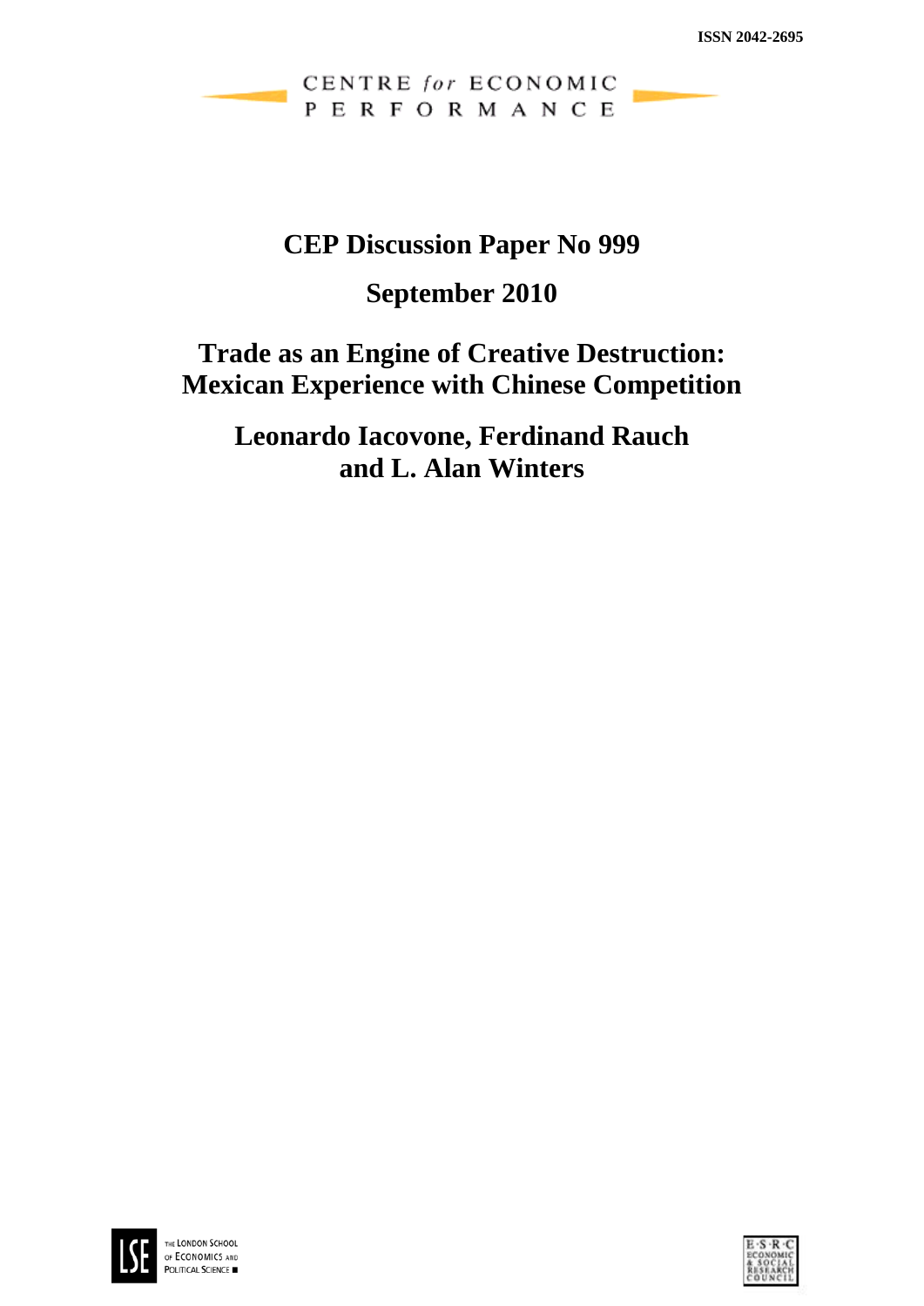ISSN 2042-2695

CENTRE *for* ECONOMIC PERFORMANCE

# CEP Discussion Paper No 999

## September 2010

# Trade as an Engine of Creative Destruction: Mexican Experience with Chinese Competition

## Leonardo Iacovone, Ferdinand Rauch and L. Alan Winters

THE LONDON SCHOOL OF ECONOMICS AND POLITICAL SCIENCE

E·S·R·C ECONOMIC & SOCIAL RESEARCH COUNCIL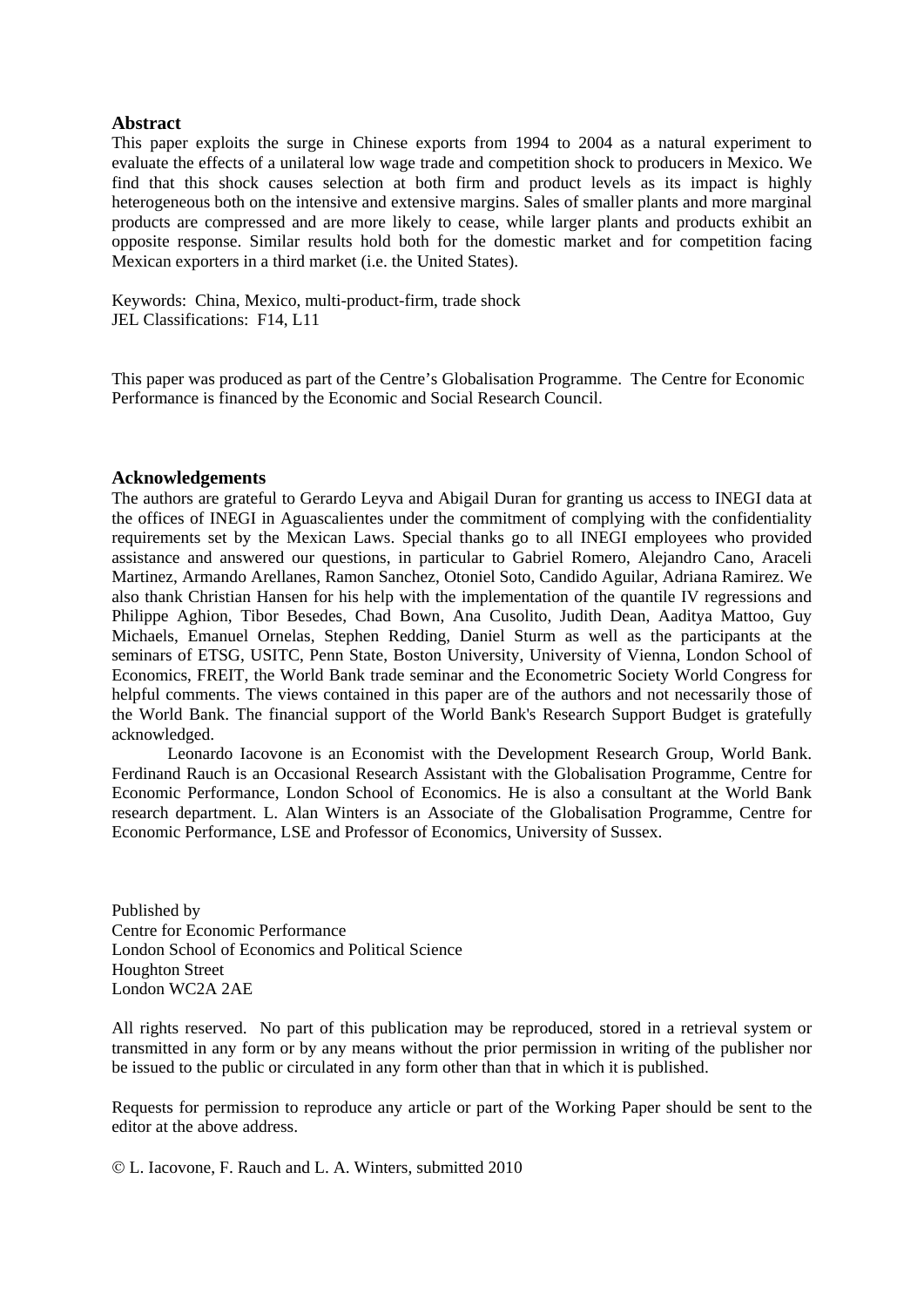## Abstract

This paper exploits the surge in Chinese exports from 1994 to 2004 as a natural experiment to evaluate the effects of a unilateral low wage trade and competition shock to producers in Mexico. We find that this shock causes selection at both firm and product levels as its impact is highly heterogeneous both on the intensive and extensive margins. Sales of smaller plants and more marginal products are compressed and are more likely to cease, while larger plants and products exhibit an opposite response. Similar results hold both for the domestic market and for competition facing Mexican exporters in a third market (i.e. the United States).

Keywords: China, Mexico, multi-product-firm, trade shock
JEL Classifications: F14, L11

This paper was produced as part of the Centre's Globalisation Programme. The Centre for Economic Performance is financed by the Economic and Social Research Council.

## Acknowledgements

The authors are grateful to Gerardo Leyva and Abigail Duran for granting us access to INEGI data at the offices of INEGI in Aguascalientes under the commitment of complying with the confidentiality requirements set by the Mexican Laws. Special thanks go to all INEGI employees who provided assistance and answered our questions, in particular to Gabriel Romero, Alejandro Cano, Araceli Martinez, Armando Arellanes, Ramon Sanchez, Otoniel Soto, Candido Aguilar, Adriana Ramirez. We also thank Christian Hansen for his help with the implementation of the quantile IV regressions and Philippe Aghion, Tibor Besedes, Chad Bown, Ana Cusolito, Judith Dean, Aaditya Mattoo, Guy Michaels, Emanuel Ornelas, Stephen Redding, Daniel Sturm as well as the participants at the seminars of ETSG, USITC, Penn State, Boston University, University of Vienna, London School of Economics, FREIT, the World Bank trade seminar and the Econometric Society World Congress for helpful comments. The views contained in this paper are of the authors and not necessarily those of the World Bank. The financial support of the World Bank's Research Support Budget is gratefully acknowledged.

Leonardo Iacovone is an Economist with the Development Research Group, World Bank. Ferdinand Rauch is an Occasional Research Assistant with the Globalisation Programme, Centre for Economic Performance, London School of Economics. He is also a consultant at the World Bank research department. L. Alan Winters is an Associate of the Globalisation Programme, Centre for Economic Performance, LSE and Professor of Economics, University of Sussex.

Published by
Centre for Economic Performance
London School of Economics and Political Science
Houghton Street
London WC2A 2AE

All rights reserved. No part of this publication may be reproduced, stored in a retrieval system or transmitted in any form or by any means without the prior permission in writing of the publisher nor be issued to the public or circulated in any form other than that in which it is published.

Requests for permission to reproduce any article or part of the Working Paper should be sent to the editor at the above address.

© L. Iacovone, F. Rauch and L. A. Winters, submitted 2010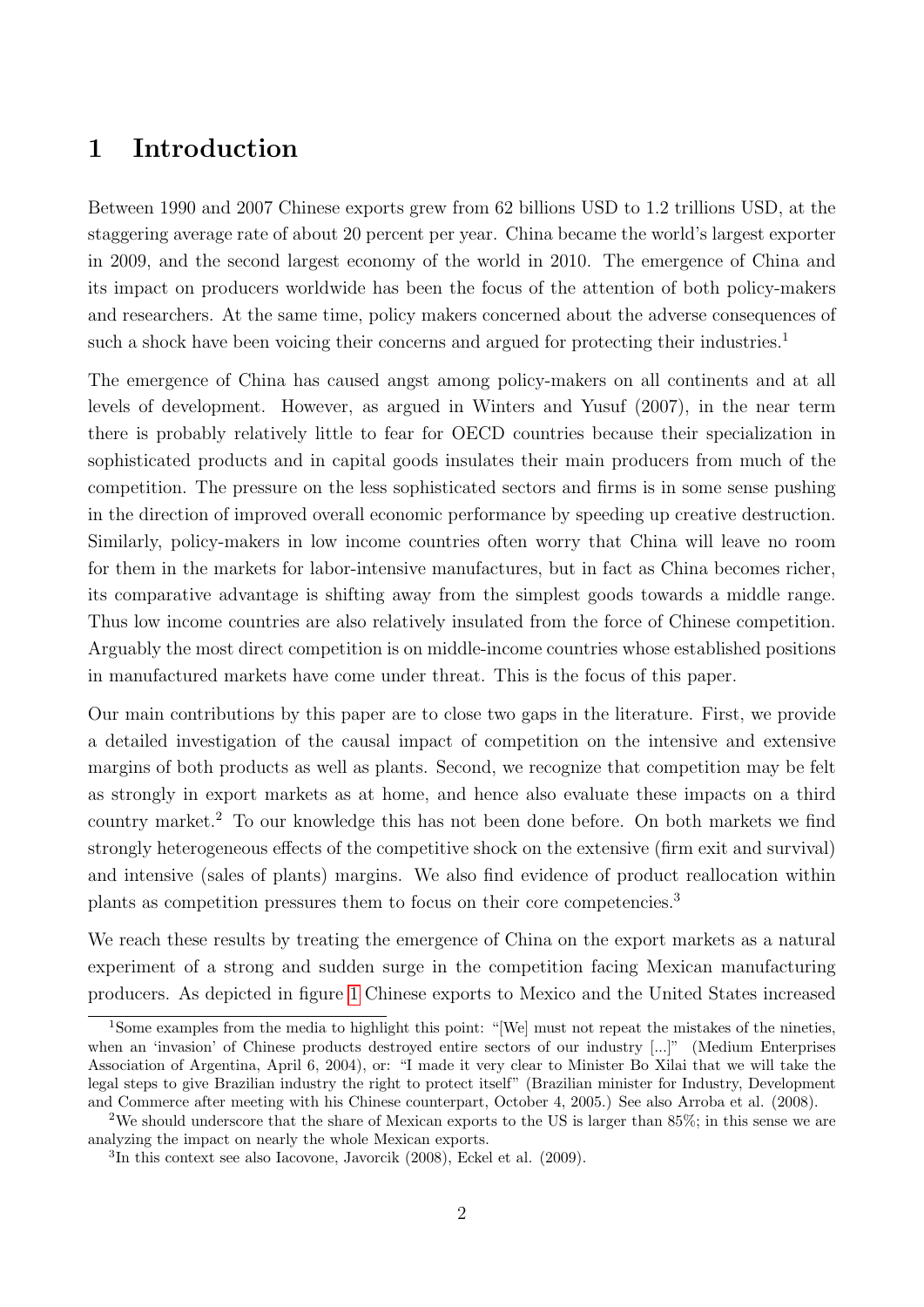# 1 Introduction

Between 1990 and 2007 Chinese exports grew from 62 billions USD to 1.2 trillions USD, at the staggering average rate of about 20 percent per year. China became the world's largest exporter in 2009, and the second largest economy of the world in 2010. The emergence of China and its impact on producers worldwide has been the focus of the attention of both policy-makers and researchers. At the same time, policy makers concerned about the adverse consequences of such a shock have been voicing their concerns and argued for protecting their industries.[1]

The emergence of China has caused angst among policy-makers on all continents and at all levels of development. However, as argued in Winters and Yusuf (2007), in the near term there is probably relatively little to fear for OECD countries because their specialization in sophisticated products and in capital goods insulates their main producers from much of the competition. The pressure on the less sophisticated sectors and firms is in some sense pushing in the direction of improved overall economic performance by speeding up creative destruction. Similarly, policy-makers in low income countries often worry that China will leave no room for them in the markets for labor-intensive manufactures, but in fact as China becomes richer, its comparative advantage is shifting away from the simplest goods towards a middle range. Thus low income countries are also relatively insulated from the force of Chinese competition. Arguably the most direct competition is on middle-income countries whose established positions in manufactured markets have come under threat. This is the focus of this paper.

Our main contributions by this paper are to close two gaps in the literature. First, we provide a detailed investigation of the causal impact of competition on the intensive and extensive margins of both products as well as plants. Second, we recognize that competition may be felt as strongly in export markets as at home, and hence also evaluate these impacts on a third country market.[2] To our knowledge this has not been done before. On both markets we find strongly heterogeneous effects of the competitive shock on the extensive (firm exit and survival) and intensive (sales of plants) margins. We also find evidence of product reallocation within plants as competition pressures them to focus on their core competencies.[3]

We reach these results by treating the emergence of China on the export markets as a natural experiment of a strong and sudden surge in the competition facing Mexican manufacturing producers. As depicted in figure 1 Chinese exports to Mexico and the United States increased

---

[1] Some examples from the media to highlight this point: "[We] must not repeat the mistakes of the nineties, when an 'invasion' of Chinese products destroyed entire sectors of our industry [...]" (Medium Enterprises Association of Argentina, April 6, 2004), or: "I made it very clear to Minister Bo Xilai that we will take the legal steps to give Brazilian industry the right to protect itself" (Brazilian minister for Industry, Development and Commerce after meeting with his Chinese counterpart, October 4, 2005.) See also Arroba et al. (2008).

[2] We should underscore that the share of Mexican exports to the US is larger than 85%; in this sense we are analyzing the impact on nearly the whole Mexican exports.

[3] In this context see also Iacovone, Javorcik (2008), Eckel et al. (2009).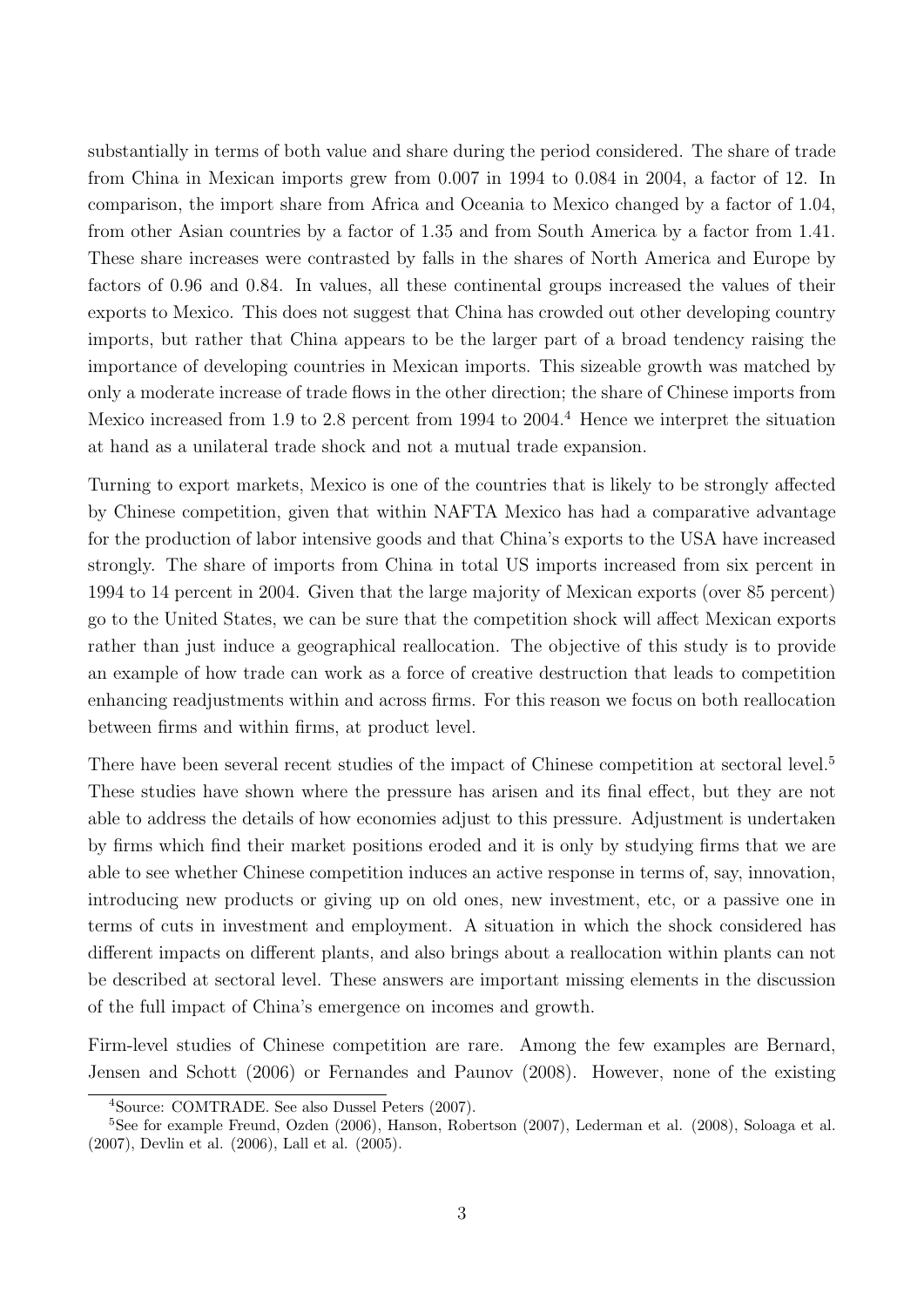substantially in terms of both value and share during the period considered. The share of trade from China in Mexican imports grew from 0.007 in 1994 to 0.084 in 2004, a factor of 12. In comparison, the import share from Africa and Oceania to Mexico changed by a factor of 1.04, from other Asian countries by a factor of 1.35 and from South America by a factor from 1.41. These share increases were contrasted by falls in the shares of North America and Europe by factors of 0.96 and 0.84. In values, all these continental groups increased the values of their exports to Mexico. This does not suggest that China has crowded out other developing country imports, but rather that China appears to be the larger part of a broad tendency raising the importance of developing countries in Mexican imports. This sizeable growth was matched by only a moderate increase of trade flows in the other direction; the share of Chinese imports from Mexico increased from 1.9 to 2.8 percent from 1994 to 2004.[4] Hence we interpret the situation at hand as a unilateral trade shock and not a mutual trade expansion.

Turning to export markets, Mexico is one of the countries that is likely to be strongly affected by Chinese competition, given that within NAFTA Mexico has had a comparative advantage for the production of labor intensive goods and that China's exports to the USA have increased strongly. The share of imports from China in total US imports increased from six percent in 1994 to 14 percent in 2004. Given that the large majority of Mexican exports (over 85 percent) go to the United States, we can be sure that the competition shock will affect Mexican exports rather than just induce a geographical reallocation. The objective of this study is to provide an example of how trade can work as a force of creative destruction that leads to competition enhancing readjustments within and across firms. For this reason we focus on both reallocation between firms and within firms, at product level.

There have been several recent studies of the impact of Chinese competition at sectoral level.[5] These studies have shown where the pressure has arisen and its final effect, but they are not able to address the details of how economies adjust to this pressure. Adjustment is undertaken by firms which find their market positions eroded and it is only by studying firms that we are able to see whether Chinese competition induces an active response in terms of, say, innovation, introducing new products or giving up on old ones, new investment, etc, or a passive one in terms of cuts in investment and employment. A situation in which the shock considered has different impacts on different plants, and also brings about a reallocation within plants can not be described at sectoral level. These answers are important missing elements in the discussion of the full impact of China's emergence on incomes and growth.

Firm-level studies of Chinese competition are rare. Among the few examples are Bernard, Jensen and Schott (2006) or Fernandes and Paunov (2008). However, none of the existing

[4] Source: COMTRADE. See also Dussel Peters (2007).

[5] See for example Freund, Ozden (2006), Hanson, Robertson (2007), Lederman et al. (2008), Soloaga et al. (2007), Devlin et al. (2006), Lall et al. (2005).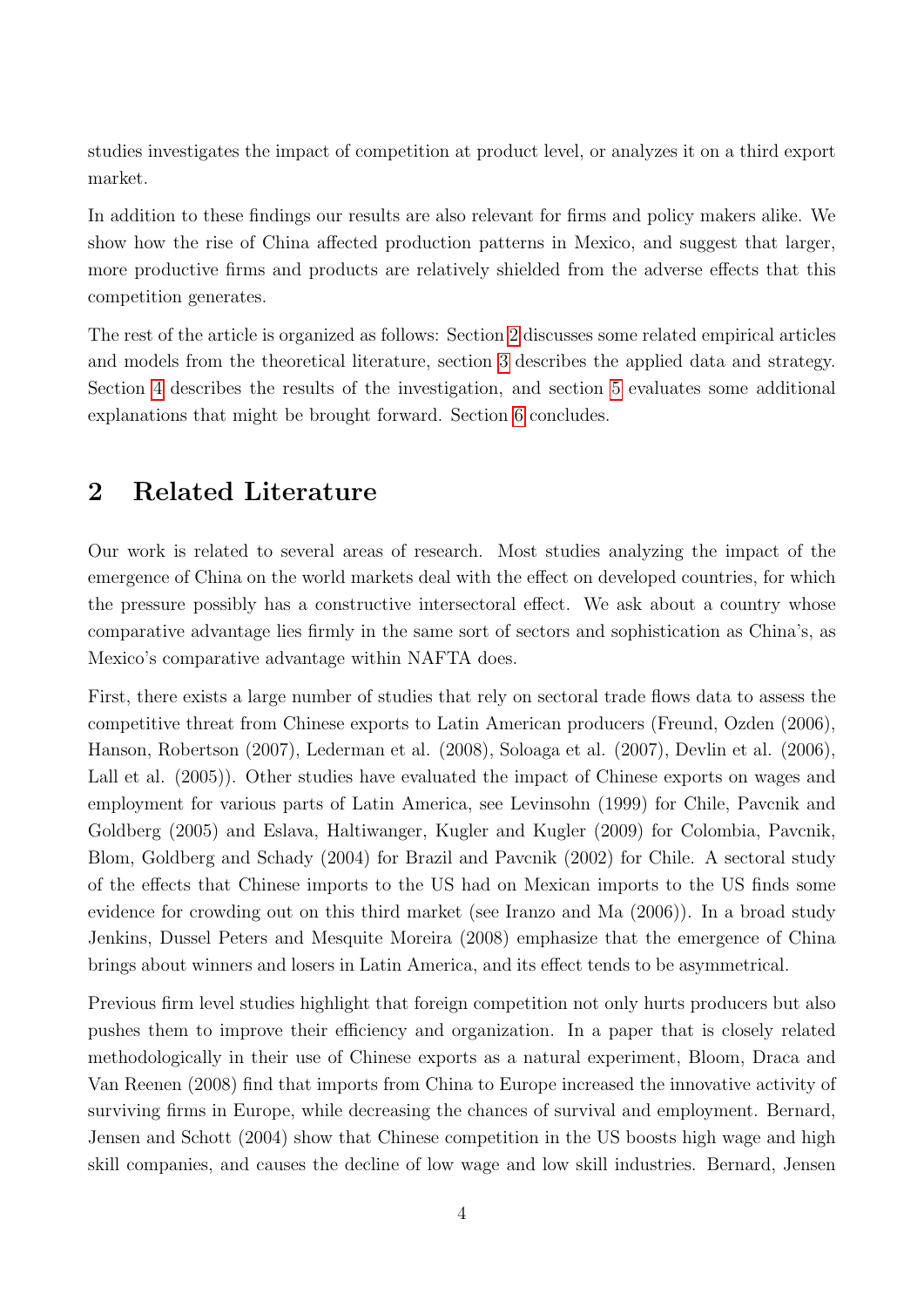studies investigates the impact of competition at product level, or analyzes it on a third export market.

In addition to these findings our results are also relevant for firms and policy makers alike. We show how the rise of China affected production patterns in Mexico, and suggest that larger, more productive firms and products are relatively shielded from the adverse effects that this competition generates.

The rest of the article is organized as follows: Section 2 discusses some related empirical articles and models from the theoretical literature, section 3 describes the applied data and strategy. Section 4 describes the results of the investigation, and section 5 evaluates some additional explanations that might be brought forward. Section 6 concludes.

## 2 Related Literature

Our work is related to several areas of research. Most studies analyzing the impact of the emergence of China on the world markets deal with the effect on developed countries, for which the pressure possibly has a constructive intersectoral effect. We ask about a country whose comparative advantage lies firmly in the same sort of sectors and sophistication as China's, as Mexico's comparative advantage within NAFTA does.

First, there exists a large number of studies that rely on sectoral trade flows data to assess the competitive threat from Chinese exports to Latin American producers (Freund, Ozden (2006), Hanson, Robertson (2007), Lederman et al. (2008), Soloaga et al. (2007), Devlin et al. (2006), Lall et al. (2005)). Other studies have evaluated the impact of Chinese exports on wages and employment for various parts of Latin America, see Levinsohn (1999) for Chile, Pavcnik and Goldberg (2005) and Eslava, Haltiwanger, Kugler and Kugler (2009) for Colombia, Pavcnik, Blom, Goldberg and Schady (2004) for Brazil and Pavcnik (2002) for Chile. A sectoral study of the effects that Chinese imports to the US had on Mexican imports to the US finds some evidence for crowding out on this third market (see Iranzo and Ma (2006)). In a broad study Jenkins, Dussel Peters and Mesquite Moreira (2008) emphasize that the emergence of China brings about winners and losers in Latin America, and its effect tends to be asymmetrical.

Previous firm level studies highlight that foreign competition not only hurts producers but also pushes them to improve their efficiency and organization. In a paper that is closely related methodologically in their use of Chinese exports as a natural experiment, Bloom, Draca and Van Reenen (2008) find that imports from China to Europe increased the innovative activity of surviving firms in Europe, while decreasing the chances of survival and employment. Bernard, Jensen and Schott (2004) show that Chinese competition in the US boosts high wage and high skill companies, and causes the decline of low wage and low skill industries. Bernard, Jensen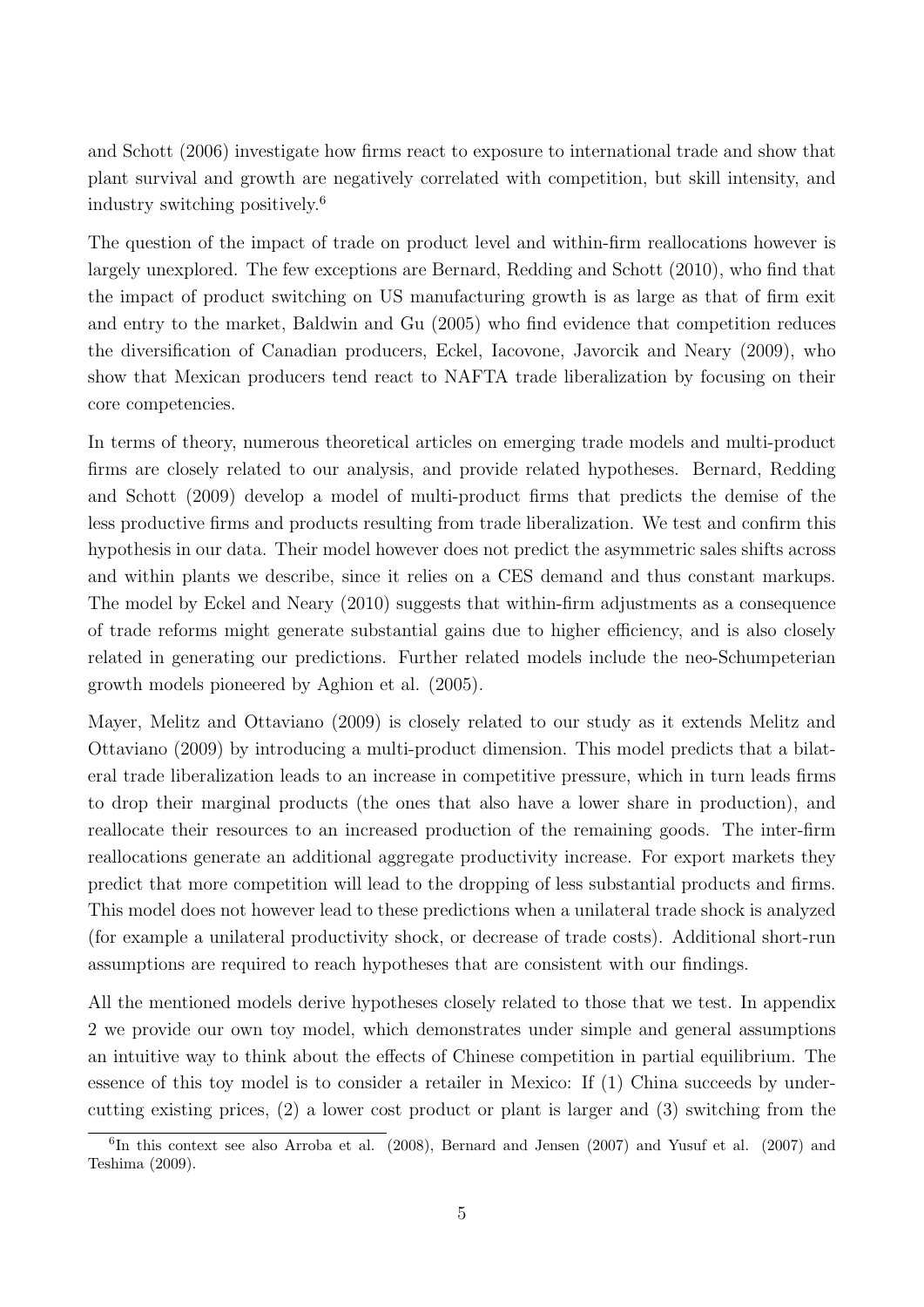and Schott (2006) investigate how firms react to exposure to international trade and show that plant survival and growth are negatively correlated with competition, but skill intensity, and industry switching positively.[6]

The question of the impact of trade on product level and within-firm reallocations however is largely unexplored. The few exceptions are Bernard, Redding and Schott (2010), who find that the impact of product switching on US manufacturing growth is as large as that of firm exit and entry to the market, Baldwin and Gu (2005) who find evidence that competition reduces the diversification of Canadian producers, Eckel, Iacovone, Javorcik and Neary (2009), who show that Mexican producers tend react to NAFTA trade liberalization by focusing on their core competencies.

In terms of theory, numerous theoretical articles on emerging trade models and multi-product firms are closely related to our analysis, and provide related hypotheses. Bernard, Redding and Schott (2009) develop a model of multi-product firms that predicts the demise of the less productive firms and products resulting from trade liberalization. We test and confirm this hypothesis in our data. Their model however does not predict the asymmetric sales shifts across and within plants we describe, since it relies on a CES demand and thus constant markups. The model by Eckel and Neary (2010) suggests that within-firm adjustments as a consequence of trade reforms might generate substantial gains due to higher efficiency, and is also closely related in generating our predictions. Further related models include the neo-Schumpeterian growth models pioneered by Aghion et al. (2005).

Mayer, Melitz and Ottaviano (2009) is closely related to our study as it extends Melitz and Ottaviano (2009) by introducing a multi-product dimension. This model predicts that a bilateral trade liberalization leads to an increase in competitive pressure, which in turn leads firms to drop their marginal products (the ones that also have a lower share in production), and reallocate their resources to an increased production of the remaining goods. The inter-firm reallocations generate an additional aggregate productivity increase. For export markets they predict that more competition will lead to the dropping of less substantial products and firms. This model does not however lead to these predictions when a unilateral trade shock is analyzed (for example a unilateral productivity shock, or decrease of trade costs). Additional short-run assumptions are required to reach hypotheses that are consistent with our findings.

All the mentioned models derive hypotheses closely related to those that we test. In appendix 2 we provide our own toy model, which demonstrates under simple and general assumptions an intuitive way to think about the effects of Chinese competition in partial equilibrium. The essence of this toy model is to consider a retailer in Mexico: If (1) China succeeds by undercutting existing prices, (2) a lower cost product or plant is larger and (3) switching from the

[6] In this context see also Arroba et al. (2008), Bernard and Jensen (2007) and Yusuf et al. (2007) and Teshima (2009).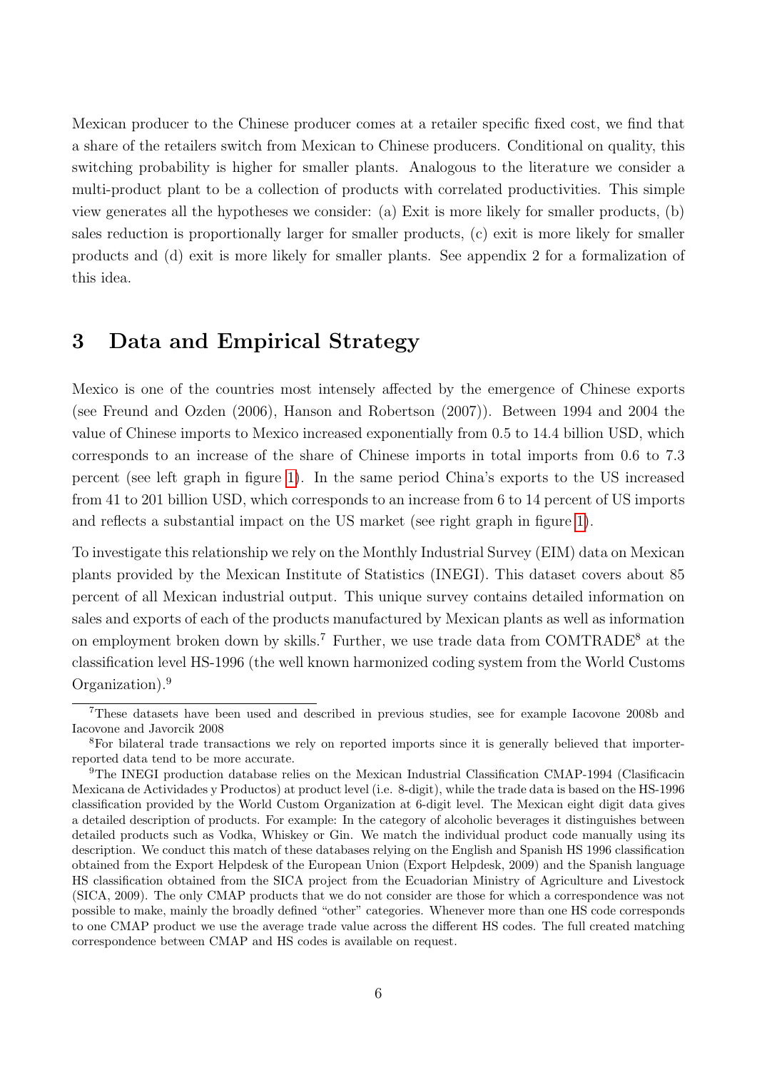Mexican producer to the Chinese producer comes at a retailer specific fixed cost, we find that a share of the retailers switch from Mexican to Chinese producers. Conditional on quality, this switching probability is higher for smaller plants. Analogous to the literature we consider a multi-product plant to be a collection of products with correlated productivities. This simple view generates all the hypotheses we consider: (a) Exit is more likely for smaller products, (b) sales reduction is proportionally larger for smaller products, (c) exit is more likely for smaller products and (d) exit is more likely for smaller plants. See appendix 2 for a formalization of this idea.

## 3 Data and Empirical Strategy

Mexico is one of the countries most intensely affected by the emergence of Chinese exports (see Freund and Ozden (2006), Hanson and Robertson (2007)). Between 1994 and 2004 the value of Chinese imports to Mexico increased exponentially from 0.5 to 14.4 billion USD, which corresponds to an increase of the share of Chinese imports in total imports from 0.6 to 7.3 percent (see left graph in figure 1). In the same period China's exports to the US increased from 41 to 201 billion USD, which corresponds to an increase from 6 to 14 percent of US imports and reflects a substantial impact on the US market (see right graph in figure 1).

To investigate this relationship we rely on the Monthly Industrial Survey (EIM) data on Mexican plants provided by the Mexican Institute of Statistics (INEGI). This dataset covers about 85 percent of all Mexican industrial output. This unique survey contains detailed information on sales and exports of each of the products manufactured by Mexican plants as well as information on employment broken down by skills.[7] Further, we use trade data from COMTRADE[8] at the classification level HS-1996 (the well known harmonized coding system from the World Customs Organization).[9]

---

[7] These datasets have been used and described in previous studies, see for example Iacovone 2008b and Iacovone and Javorcik 2008

[8] For bilateral trade transactions we rely on reported imports since it is generally believed that importer-reported data tend to be more accurate.

[9] The INEGI production database relies on the Mexican Industrial Classification CMAP-1994 (Clasificacin Mexicana de Actividades y Productos) at product level (i.e. 8-digit), while the trade data is based on the HS-1996 classification provided by the World Custom Organization at 6-digit level. The Mexican eight digit data gives a detailed description of products. For example: In the category of alcoholic beverages it distinguishes between detailed products such as Vodka, Whiskey or Gin. We match the individual product code manually using its description. We conduct this match of these databases relying on the English and Spanish HS 1996 classification obtained from the Export Helpdesk of the European Union (Export Helpdesk, 2009) and the Spanish language HS classification obtained from the SICA project from the Ecuadorian Ministry of Agriculture and Livestock (SICA, 2009). The only CMAP products that we do not consider are those for which a correspondence was not possible to make, mainly the broadly defined "other" categories. Whenever more than one HS code corresponds to one CMAP product we use the average trade value across the different HS codes. The full created matching correspondence between CMAP and HS codes is available on request.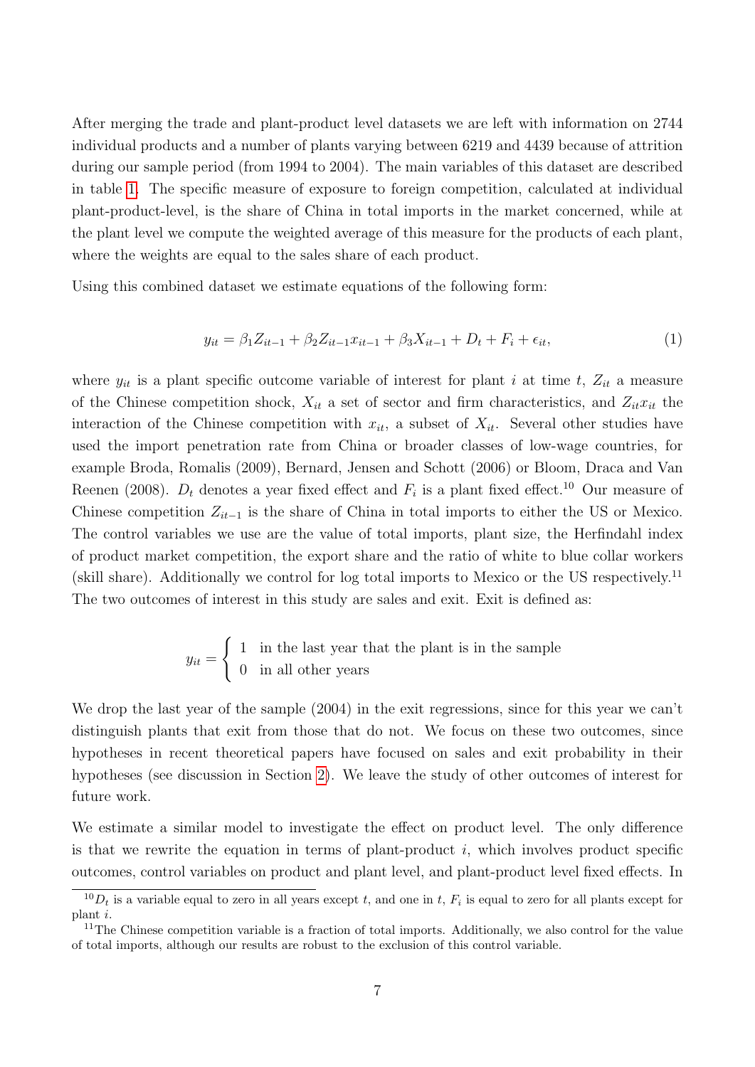After merging the trade and plant-product level datasets we are left with information on 2744 individual products and a number of plants varying between 6219 and 4439 because of attrition during our sample period (from 1994 to 2004). The main variables of this dataset are described in table 1. The specific measure of exposure to foreign competition, calculated at individual plant-product-level, is the share of China in total imports in the market concerned, while at the plant level we compute the weighted average of this measure for the products of each plant, where the weights are equal to the sales share of each product.

Using this combined dataset we estimate equations of the following form:

$$y_{it} = \beta_1 Z_{it-1} + \beta_2 Z_{it-1} x_{it-1} + \beta_3 X_{it-1} + D_t + F_i + \epsilon_{it}, \tag{1}$$

where $y_{it}$ is a plant specific outcome variable of interest for plant $i$ at time $t$, $Z_{it}$ a measure of the Chinese competition shock, $X_{it}$ a set of sector and firm characteristics, and $Z_{it}x_{it}$ the interaction of the Chinese competition with $x_{it}$, a subset of $X_{it}$. Several other studies have used the import penetration rate from China or broader classes of low-wage countries, for example Broda, Romalis (2009), Bernard, Jensen and Schott (2006) or Bloom, Draca and Van Reenen (2008). $D_t$ denotes a year fixed effect and $F_i$ is a plant fixed effect.[10] Our measure of Chinese competition $Z_{it-1}$ is the share of China in total imports to either the US or Mexico. The control variables we use are the value of total imports, plant size, the Herfindahl index of product market competition, the export share and the ratio of white to blue collar workers (skill share). Additionally we control for log total imports to Mexico or the US respectively.[11] The two outcomes of interest in this study are sales and exit. Exit is defined as:

$$y_{it} = \begin{cases} 1 & \text{in the last year that the plant is in the sample} \\ 0 & \text{in all other years} \end{cases}$$

We drop the last year of the sample (2004) in the exit regressions, since for this year we can't distinguish plants that exit from those that do not. We focus on these two outcomes, since hypotheses in recent theoretical papers have focused on sales and exit probability in their hypotheses (see discussion in Section 2). We leave the study of other outcomes of interest for future work.

We estimate a similar model to investigate the effect on product level. The only difference is that we rewrite the equation in terms of plant-product $i$, which involves product specific outcomes, control variables on product and plant level, and plant-product level fixed effects. In

[10] $D_t$ is a variable equal to zero in all years except $t$, and one in $t$, $F_i$ is equal to zero for all plants except for plant $i$.

[11] The Chinese competition variable is a fraction of total imports. Additionally, we also control for the value of total imports, although our results are robust to the exclusion of this control variable.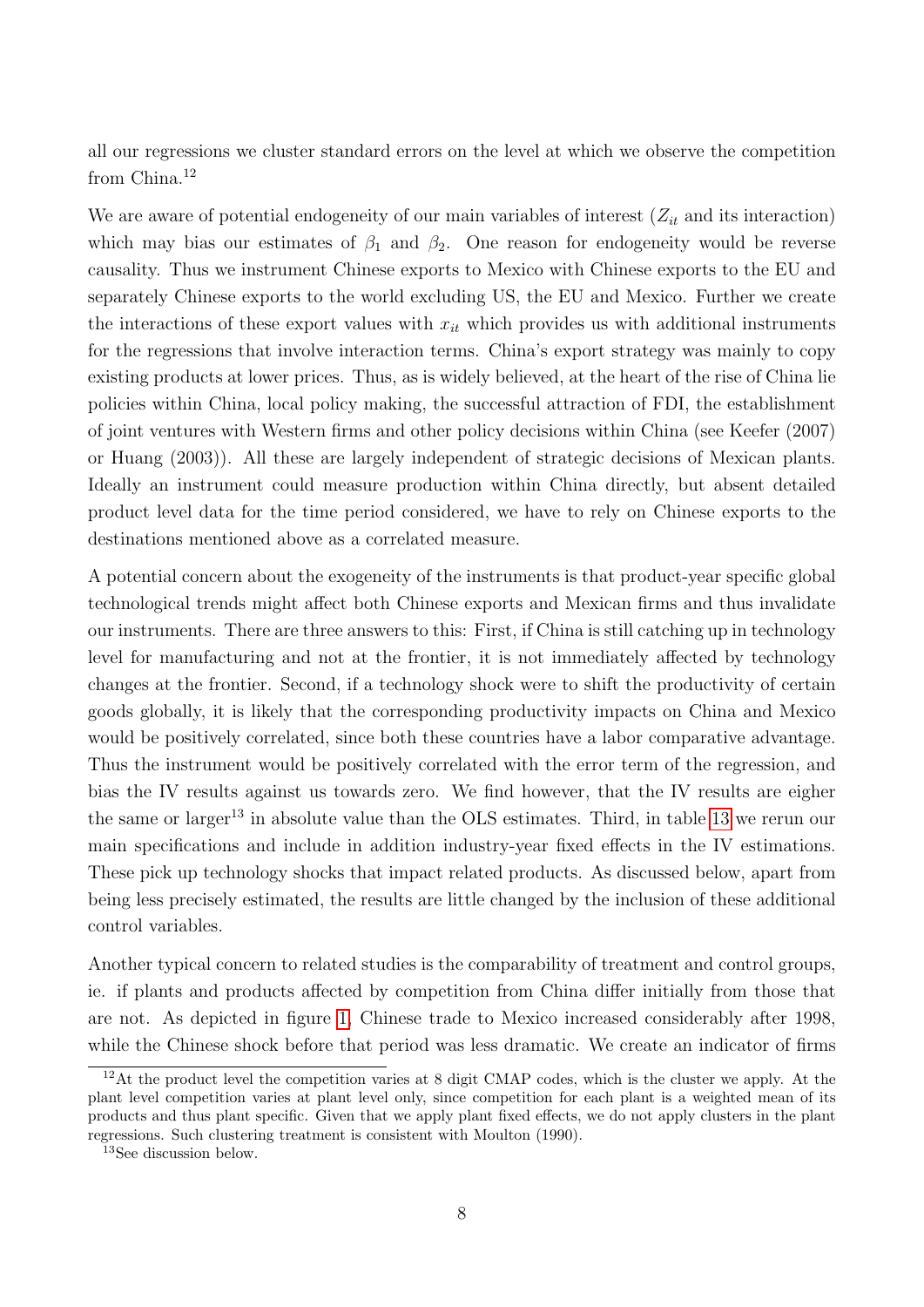all our regressions we cluster standard errors on the level at which we observe the competition from China.[12]

We are aware of potential endogeneity of our main variables of interest ($Z_{it}$ and its interaction) which may bias our estimates of $\beta_1$ and $\beta_2$. One reason for endogeneity would be reverse causality. Thus we instrument Chinese exports to Mexico with Chinese exports to the EU and separately Chinese exports to the world excluding US, the EU and Mexico. Further we create the interactions of these export values with $x_{it}$ which provides us with additional instruments for the regressions that involve interaction terms. China's export strategy was mainly to copy existing products at lower prices. Thus, as is widely believed, at the heart of the rise of China lie policies within China, local policy making, the successful attraction of FDI, the establishment of joint ventures with Western firms and other policy decisions within China (see Keefer (2007) or Huang (2003)). All these are largely independent of strategic decisions of Mexican plants. Ideally an instrument could measure production within China directly, but absent detailed product level data for the time period considered, we have to rely on Chinese exports to the destinations mentioned above as a correlated measure.

A potential concern about the exogeneity of the instruments is that product-year specific global technological trends might affect both Chinese exports and Mexican firms and thus invalidate our instruments. There are three answers to this: First, if China is still catching up in technology level for manufacturing and not at the frontier, it is not immediately affected by technology changes at the frontier. Second, if a technology shock were to shift the productivity of certain goods globally, it is likely that the corresponding productivity impacts on China and Mexico would be positively correlated, since both these countries have a labor comparative advantage. Thus the instrument would be positively correlated with the error term of the regression, and bias the IV results against us towards zero. We find however, that the IV results are eigher the same or larger[13] in absolute value than the OLS estimates. Third, in table 13 we rerun our main specifications and include in addition industry-year fixed effects in the IV estimations. These pick up technology shocks that impact related products. As discussed below, apart from being less precisely estimated, the results are little changed by the inclusion of these additional control variables.

Another typical concern to related studies is the comparability of treatment and control groups, ie. if plants and products affected by competition from China differ initially from those that are not. As depicted in figure 1, Chinese trade to Mexico increased considerably after 1998, while the Chinese shock before that period was less dramatic. We create an indicator of firms

[12] At the product level the competition varies at 8 digit CMAP codes, which is the cluster we apply. At the plant level competition varies at plant level only, since competition for each plant is a weighted mean of its products and thus plant specific. Given that we apply plant fixed effects, we do not apply clusters in the plant regressions. Such clustering treatment is consistent with Moulton (1990).

[13] See discussion below.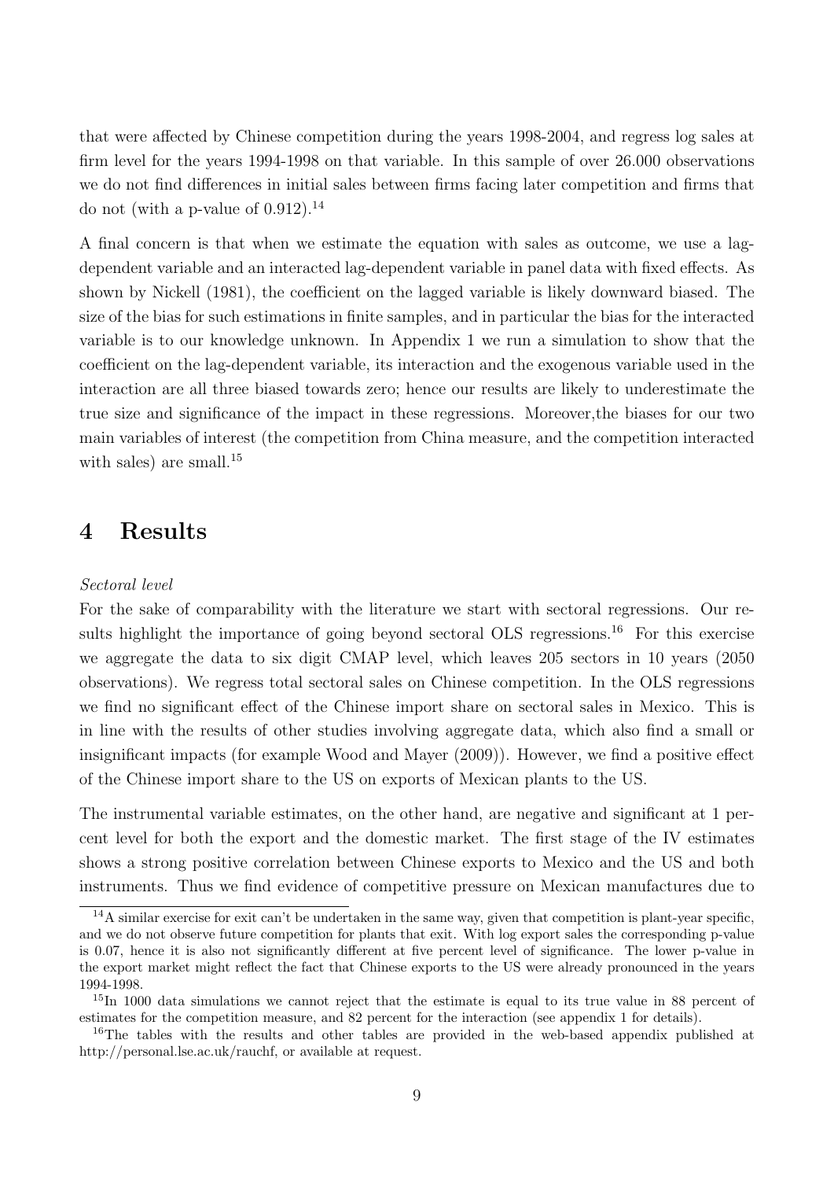that were affected by Chinese competition during the years 1998-2004, and regress log sales at firm level for the years 1994-1998 on that variable. In this sample of over 26.000 observations we do not find differences in initial sales between firms facing later competition and firms that do not (with a p-value of 0.912).[14]

A final concern is that when we estimate the equation with sales as outcome, we use a lag-dependent variable and an interacted lag-dependent variable in panel data with fixed effects. As shown by Nickell (1981), the coefficient on the lagged variable is likely downward biased. The size of the bias for such estimations in finite samples, and in particular the bias for the interacted variable is to our knowledge unknown. In Appendix 1 we run a simulation to show that the coefficient on the lag-dependent variable, its interaction and the exogenous variable used in the interaction are all three biased towards zero; hence our results are likely to underestimate the true size and significance of the impact in these regressions. Moreover,the biases for our two main variables of interest (the competition from China measure, and the competition interacted with sales) are small.[15]

# 4 Results

*Sectoral level*

For the sake of comparability with the literature we start with sectoral regressions. Our results highlight the importance of going beyond sectoral OLS regressions.[16] For this exercise we aggregate the data to six digit CMAP level, which leaves 205 sectors in 10 years (2050 observations). We regress total sectoral sales on Chinese competition. In the OLS regressions we find no significant effect of the Chinese import share on sectoral sales in Mexico. This is in line with the results of other studies involving aggregate data, which also find a small or insignificant impacts (for example Wood and Mayer (2009)). However, we find a positive effect of the Chinese import share to the US on exports of Mexican plants to the US.

The instrumental variable estimates, on the other hand, are negative and significant at 1 percent level for both the export and the domestic market. The first stage of the IV estimates shows a strong positive correlation between Chinese exports to Mexico and the US and both instruments. Thus we find evidence of competitive pressure on Mexican manufactures due to

[14]A similar exercise for exit can't be undertaken in the same way, given that competition is plant-year specific, and we do not observe future competition for plants that exit. With log export sales the corresponding p-value is 0.07, hence it is also not significantly different at five percent level of significance. The lower p-value in the export market might reflect the fact that Chinese exports to the US were already pronounced in the years 1994-1998.

[15]In 1000 data simulations we cannot reject that the estimate is equal to its true value in 88 percent of estimates for the competition measure, and 82 percent for the interaction (see appendix 1 for details).

[16]The tables with the results and other tables are provided in the web-based appendix published at http://personal.lse.ac.uk/rauchf, or available at request.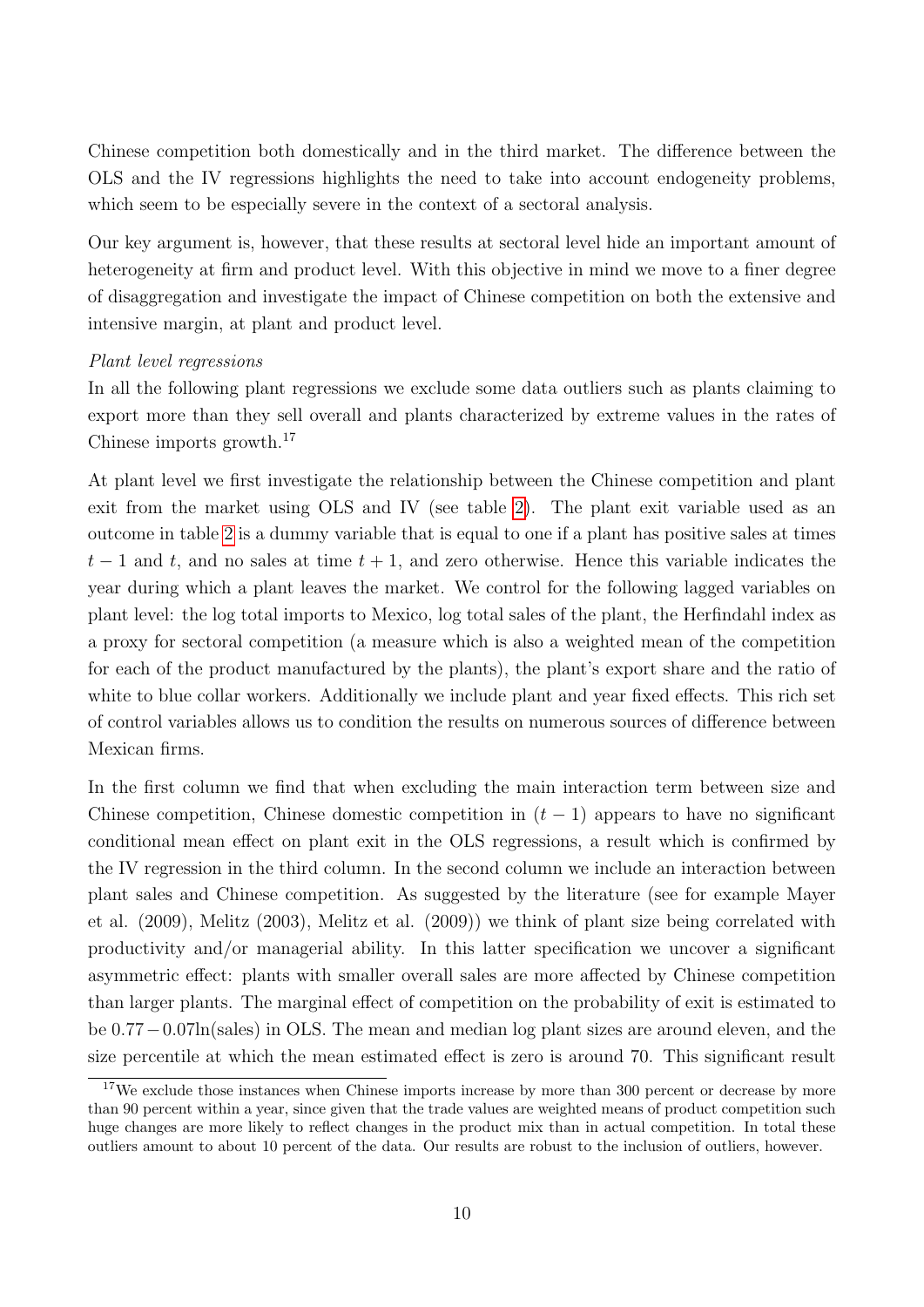Chinese competition both domestically and in the third market. The difference between the OLS and the IV regressions highlights the need to take into account endogeneity problems, which seem to be especially severe in the context of a sectoral analysis.

Our key argument is, however, that these results at sectoral level hide an important amount of heterogeneity at firm and product level. With this objective in mind we move to a finer degree of disaggregation and investigate the impact of Chinese competition on both the extensive and intensive margin, at plant and product level.

*Plant level regressions*

In all the following plant regressions we exclude some data outliers such as plants claiming to export more than they sell overall and plants characterized by extreme values in the rates of Chinese imports growth.[17]

At plant level we first investigate the relationship between the Chinese competition and plant exit from the market using OLS and IV (see table 2). The plant exit variable used as an outcome in table 2 is a dummy variable that is equal to one if a plant has positive sales at times $t-1$ and $t$, and no sales at time $t+1$, and zero otherwise. Hence this variable indicates the year during which a plant leaves the market. We control for the following lagged variables on plant level: the log total imports to Mexico, log total sales of the plant, the Herfindahl index as a proxy for sectoral competition (a measure which is also a weighted mean of the competition for each of the product manufactured by the plants), the plant's export share and the ratio of white to blue collar workers. Additionally we include plant and year fixed effects. This rich set of control variables allows us to condition the results on numerous sources of difference between Mexican firms.

In the first column we find that when excluding the main interaction term between size and Chinese competition, Chinese domestic competition in $(t-1)$ appears to have no significant conditional mean effect on plant exit in the OLS regressions, a result which is confirmed by the IV regression in the third column. In the second column we include an interaction between plant sales and Chinese competition. As suggested by the literature (see for example Mayer et al. (2009), Melitz (2003), Melitz et al. (2009)) we think of plant size being correlated with productivity and/or managerial ability. In this latter specification we uncover a significant asymmetric effect: plants with smaller overall sales are more affected by Chinese competition than larger plants. The marginal effect of competition on the probability of exit is estimated to be $0.77 - 0.07\ln(\text{sales})$ in OLS. The mean and median log plant sizes are around eleven, and the size percentile at which the mean estimated effect is zero is around 70. This significant result

[17] We exclude those instances when Chinese imports increase by more than 300 percent or decrease by more than 90 percent within a year, since given that the trade values are weighted means of product competition such huge changes are more likely to reflect changes in the product mix than in actual competition. In total these outliers amount to about 10 percent of the data. Our results are robust to the inclusion of outliers, however.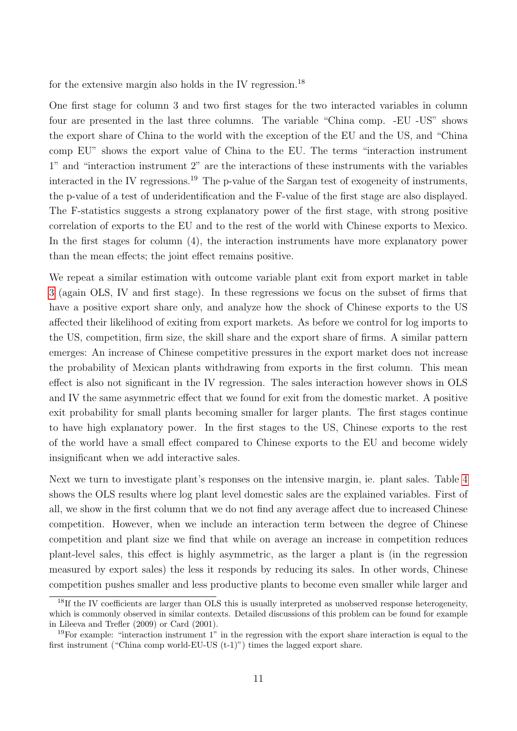for the extensive margin also holds in the IV regression.[18]

One first stage for column 3 and two first stages for the two interacted variables in column four are presented in the last three columns. The variable "China comp. -EU -US" shows the export share of China to the world with the exception of the EU and the US, and "China comp EU" shows the export value of China to the EU. The terms "interaction instrument 1" and "interaction instrument 2" are the interactions of these instruments with the variables interacted in the IV regressions.[19] The p-value of the Sargan test of exogeneity of instruments, the p-value of a test of underidentification and the F-value of the first stage are also displayed. The F-statistics suggests a strong explanatory power of the first stage, with strong positive correlation of exports to the EU and to the rest of the world with Chinese exports to Mexico. In the first stages for column (4), the interaction instruments have more explanatory power than the mean effects; the joint effect remains positive.

We repeat a similar estimation with outcome variable plant exit from export market in table 3 (again OLS, IV and first stage). In these regressions we focus on the subset of firms that have a positive export share only, and analyze how the shock of Chinese exports to the US affected their likelihood of exiting from export markets. As before we control for log imports to the US, competition, firm size, the skill share and the export share of firms. A similar pattern emerges: An increase of Chinese competitive pressures in the export market does not increase the probability of Mexican plants withdrawing from exports in the first column. This mean effect is also not significant in the IV regression. The sales interaction however shows in OLS and IV the same asymmetric effect that we found for exit from the domestic market. A positive exit probability for small plants becoming smaller for larger plants. The first stages continue to have high explanatory power. In the first stages to the US, Chinese exports to the rest of the world have a small effect compared to Chinese exports to the EU and become widely insignificant when we add interactive sales.

Next we turn to investigate plant's responses on the intensive margin, ie. plant sales. Table 4 shows the OLS results where log plant level domestic sales are the explained variables. First of all, we show in the first column that we do not find any average affect due to increased Chinese competition. However, when we include an interaction term between the degree of Chinese competition and plant size we find that while on average an increase in competition reduces plant-level sales, this effect is highly asymmetric, as the larger a plant is (in the regression measured by export sales) the less it responds by reducing its sales. In other words, Chinese competition pushes smaller and less productive plants to become even smaller while larger and

[18] If the IV coefficients are larger than OLS this is usually interpreted as unobserved response heterogeneity, which is commonly observed in similar contexts. Detailed discussions of this problem can be found for example in Lileeva and Trefler (2009) or Card (2001).

[19] For example: "interaction instrument 1" in the regression with the export share interaction is equal to the first instrument ("China comp world-EU-US (t-1)") times the lagged export share.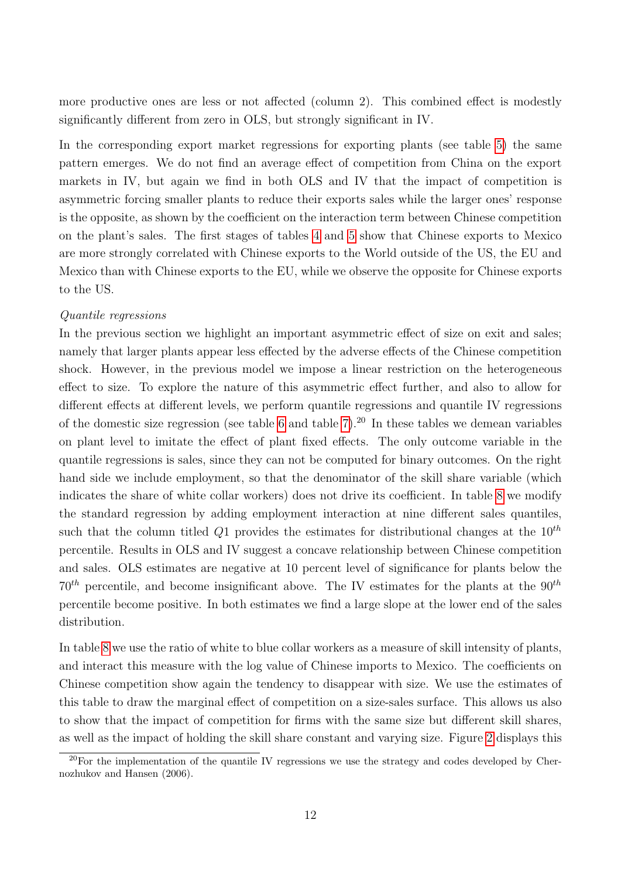more productive ones are less or not affected (column 2). This combined effect is modestly significantly different from zero in OLS, but strongly significant in IV.

In the corresponding export market regressions for exporting plants (see table 5) the same pattern emerges. We do not find an average effect of competition from China on the export markets in IV, but again we find in both OLS and IV that the impact of competition is asymmetric forcing smaller plants to reduce their exports sales while the larger ones' response is the opposite, as shown by the coefficient on the interaction term between Chinese competition on the plant's sales. The first stages of tables 4 and 5 show that Chinese exports to Mexico are more strongly correlated with Chinese exports to the World outside of the US, the EU and Mexico than with Chinese exports to the EU, while we observe the opposite for Chinese exports to the US.

*Quantile regressions*

In the previous section we highlight an important asymmetric effect of size on exit and sales; namely that larger plants appear less effected by the adverse effects of the Chinese competition shock. However, in the previous model we impose a linear restriction on the heterogeneous effect to size. To explore the nature of this asymmetric effect further, and also to allow for different effects at different levels, we perform quantile regressions and quantile IV regressions of the domestic size regression (see table 6 and table 7).[20] In these tables we demean variables on plant level to imitate the effect of plant fixed effects. The only outcome variable in the quantile regressions is sales, since they can not be computed for binary outcomes. On the right hand side we include employment, so that the denominator of the skill share variable (which indicates the share of white collar workers) does not drive its coefficient. In table 8 we modify the standard regression by adding employment interaction at nine different sales quantiles, such that the column titled $Q1$ provides the estimates for distributional changes at the $10^{th}$ percentile. Results in OLS and IV suggest a concave relationship between Chinese competition and sales. OLS estimates are negative at 10 percent level of significance for plants below the $70^{th}$ percentile, and become insignificant above. The IV estimates for the plants at the $90^{th}$ percentile become positive. In both estimates we find a large slope at the lower end of the sales distribution.

In table 8 we use the ratio of white to blue collar workers as a measure of skill intensity of plants, and interact this measure with the log value of Chinese imports to Mexico. The coefficients on Chinese competition show again the tendency to disappear with size. We use the estimates of this table to draw the marginal effect of competition on a size-sales surface. This allows us also to show that the impact of competition for firms with the same size but different skill shares, as well as the impact of holding the skill share constant and varying size. Figure 2 displays this

[20] For the implementation of the quantile IV regressions we use the strategy and codes developed by Chernozhukov and Hansen (2006).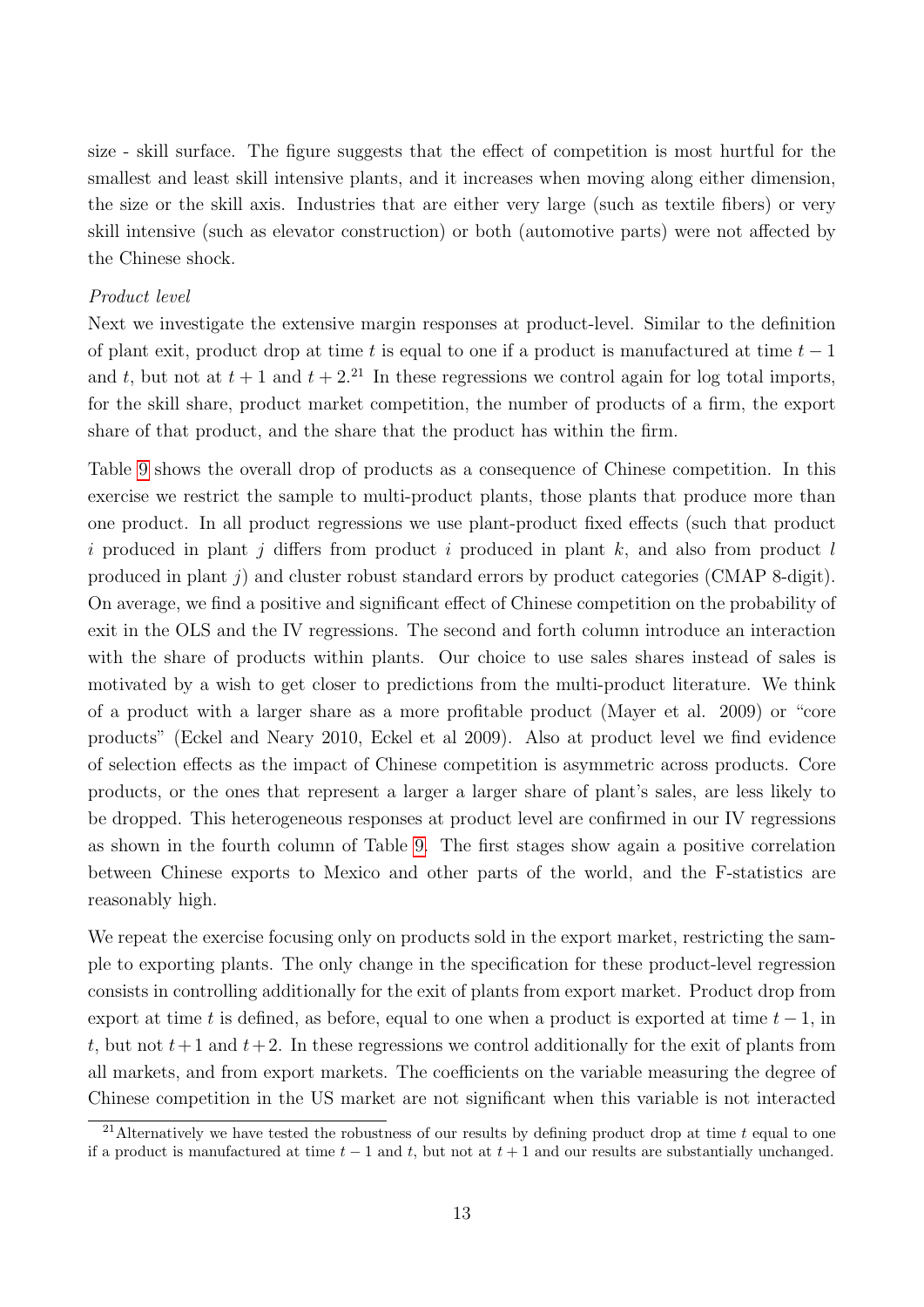size - skill surface. The figure suggests that the effect of competition is most hurtful for the smallest and least skill intensive plants, and it increases when moving along either dimension, the size or the skill axis. Industries that are either very large (such as textile fibers) or very skill intensive (such as elevator construction) or both (automotive parts) were not affected by the Chinese shock.

*Product level*

Next we investigate the extensive margin responses at product-level. Similar to the definition of plant exit, product drop at time $t$ is equal to one if a product is manufactured at time $t-1$ and $t$, but not at $t+1$ and $t+2$.[21] In these regressions we control again for log total imports, for the skill share, product market competition, the number of products of a firm, the export share of that product, and the share that the product has within the firm.

Table 9 shows the overall drop of products as a consequence of Chinese competition. In this exercise we restrict the sample to multi-product plants, those plants that produce more than one product. In all product regressions we use plant-product fixed effects (such that product $i$ produced in plant $j$ differs from product $i$ produced in plant $k$, and also from product $l$ produced in plant $j$) and cluster robust standard errors by product categories (CMAP 8-digit). On average, we find a positive and significant effect of Chinese competition on the probability of exit in the OLS and the IV regressions. The second and forth column introduce an interaction with the share of products within plants. Our choice to use sales shares instead of sales is motivated by a wish to get closer to predictions from the multi-product literature. We think of a product with a larger share as a more profitable product (Mayer et al. 2009) or "core products" (Eckel and Neary 2010, Eckel et al 2009). Also at product level we find evidence of selection effects as the impact of Chinese competition is asymmetric across products. Core products, or the ones that represent a larger a larger share of plant's sales, are less likely to be dropped. This heterogeneous responses at product level are confirmed in our IV regressions as shown in the fourth column of Table 9. The first stages show again a positive correlation between Chinese exports to Mexico and other parts of the world, and the F-statistics are reasonably high.

We repeat the exercise focusing only on products sold in the export market, restricting the sample to exporting plants. The only change in the specification for these product-level regression consists in controlling additionally for the exit of plants from export market. Product drop from export at time $t$ is defined, as before, equal to one when a product is exported at time $t-1$, in $t$, but not $t+1$ and $t+2$. In these regressions we control additionally for the exit of plants from all markets, and from export markets. The coefficients on the variable measuring the degree of Chinese competition in the US market are not significant when this variable is not interacted

[21] Alternatively we have tested the robustness of our results by defining product drop at time $t$ equal to one if a product is manufactured at time $t-1$ and $t$, but not at $t+1$ and our results are substantially unchanged.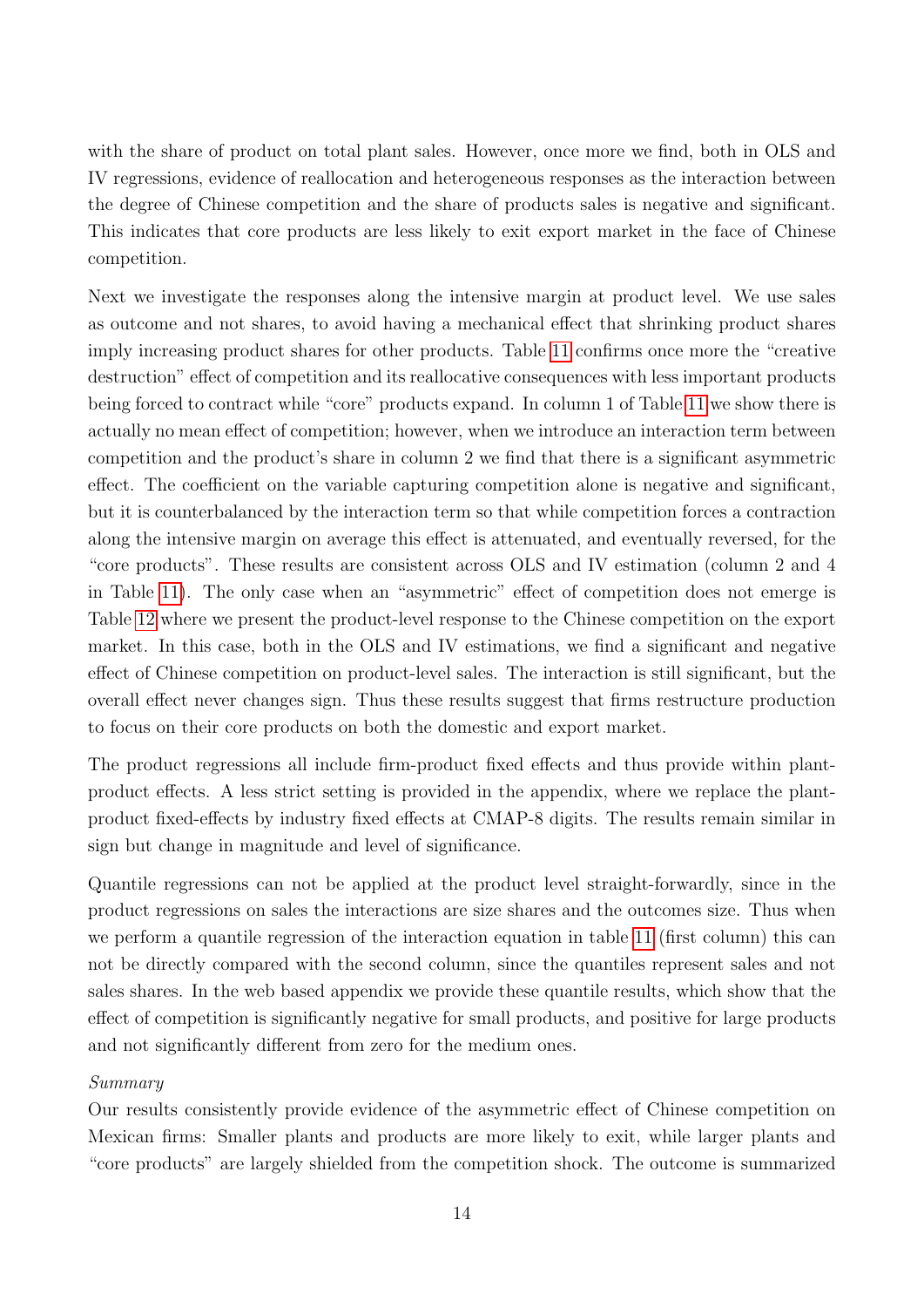with the share of product on total plant sales. However, once more we find, both in OLS and IV regressions, evidence of reallocation and heterogeneous responses as the interaction between the degree of Chinese competition and the share of products sales is negative and significant. This indicates that core products are less likely to exit export market in the face of Chinese competition.

Next we investigate the responses along the intensive margin at product level. We use sales as outcome and not shares, to avoid having a mechanical effect that shrinking product shares imply increasing product shares for other products. Table 11 confirms once more the "creative destruction" effect of competition and its reallocative consequences with less important products being forced to contract while "core" products expand. In column 1 of Table 11 we show there is actually no mean effect of competition; however, when we introduce an interaction term between competition and the product's share in column 2 we find that there is a significant asymmetric effect. The coefficient on the variable capturing competition alone is negative and significant, but it is counterbalanced by the interaction term so that while competition forces a contraction along the intensive margin on average this effect is attenuated, and eventually reversed, for the "core products". These results are consistent across OLS and IV estimation (column 2 and 4 in Table 11). The only case when an "asymmetric" effect of competition does not emerge is Table 12 where we present the product-level response to the Chinese competition on the export market. In this case, both in the OLS and IV estimations, we find a significant and negative effect of Chinese competition on product-level sales. The interaction is still significant, but the overall effect never changes sign. Thus these results suggest that firms restructure production to focus on their core products on both the domestic and export market.

The product regressions all include firm-product fixed effects and thus provide within plant-product effects. A less strict setting is provided in the appendix, where we replace the plant-product fixed-effects by industry fixed effects at CMAP-8 digits. The results remain similar in sign but change in magnitude and level of significance.

Quantile regressions can not be applied at the product level straight-forwardly, since in the product regressions on sales the interactions are size shares and the outcomes size. Thus when we perform a quantile regression of the interaction equation in table 11 (first column) this can not be directly compared with the second column, since the quantiles represent sales and not sales shares. In the web based appendix we provide these quantile results, which show that the effect of competition is significantly negative for small products, and positive for large products and not significantly different from zero for the medium ones.

*Summary*

Our results consistently provide evidence of the asymmetric effect of Chinese competition on Mexican firms: Smaller plants and products are more likely to exit, while larger plants and "core products" are largely shielded from the competition shock. The outcome is summarized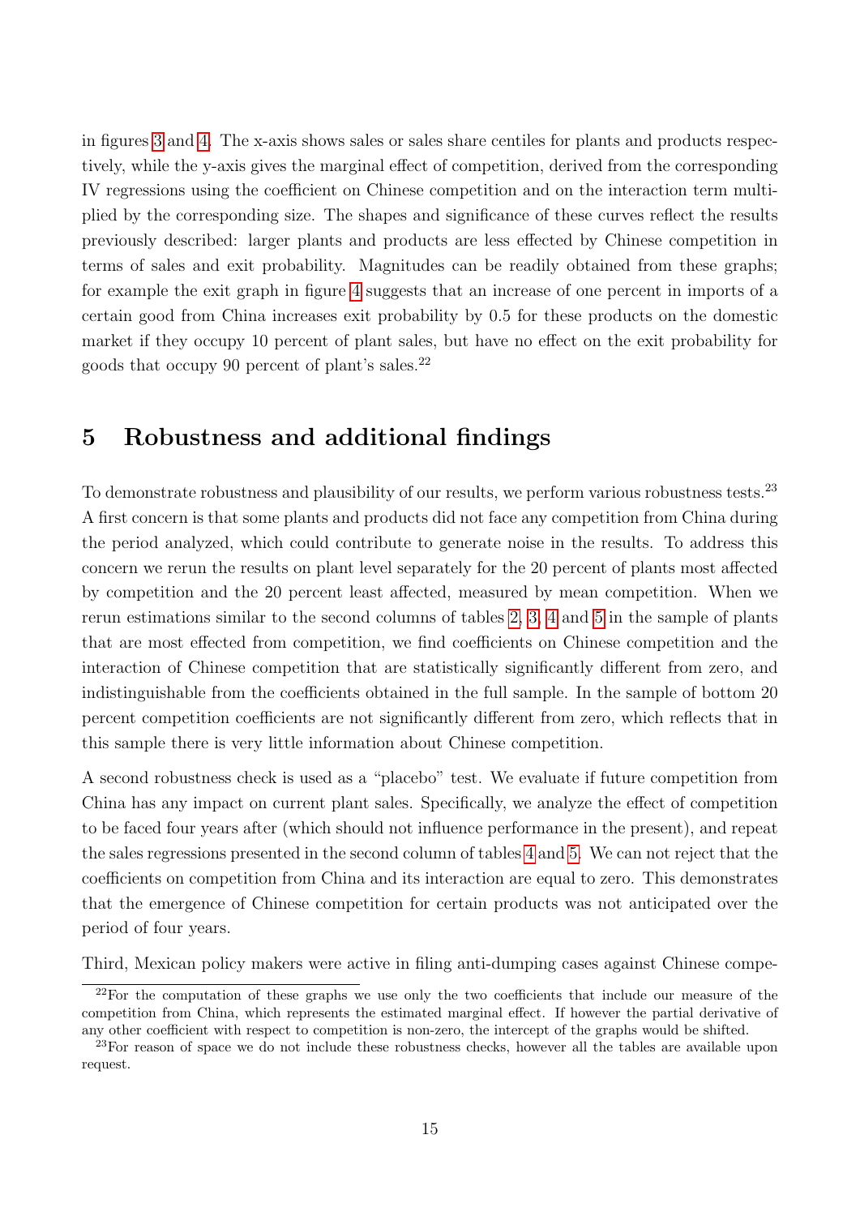in figures 3 and 4. The x-axis shows sales or sales share centiles for plants and products respectively, while the y-axis gives the marginal effect of competition, derived from the corresponding IV regressions using the coefficient on Chinese competition and on the interaction term multiplied by the corresponding size. The shapes and significance of these curves reflect the results previously described: larger plants and products are less effected by Chinese competition in terms of sales and exit probability. Magnitudes can be readily obtained from these graphs; for example the exit graph in figure 4 suggests that an increase of one percent in imports of a certain good from China increases exit probability by 0.5 for these products on the domestic market if they occupy 10 percent of plant sales, but have no effect on the exit probability for goods that occupy 90 percent of plant's sales.[22]

## 5 Robustness and additional findings

To demonstrate robustness and plausibility of our results, we perform various robustness tests.[23] A first concern is that some plants and products did not face any competition from China during the period analyzed, which could contribute to generate noise in the results. To address this concern we rerun the results on plant level separately for the 20 percent of plants most affected by competition and the 20 percent least affected, measured by mean competition. When we rerun estimations similar to the second columns of tables 2, 3, 4 and 5 in the sample of plants that are most effected from competition, we find coefficients on Chinese competition and the interaction of Chinese competition that are statistically significantly different from zero, and indistinguishable from the coefficients obtained in the full sample. In the sample of bottom 20 percent competition coefficients are not significantly different from zero, which reflects that in this sample there is very little information about Chinese competition.

A second robustness check is used as a "placebo" test. We evaluate if future competition from China has any impact on current plant sales. Specifically, we analyze the effect of competition to be faced four years after (which should not influence performance in the present), and repeat the sales regressions presented in the second column of tables 4 and 5. We can not reject that the coefficients on competition from China and its interaction are equal to zero. This demonstrates that the emergence of Chinese competition for certain products was not anticipated over the period of four years.

Third, Mexican policy makers were active in filing anti-dumping cases against Chinese compe-

[22] For the computation of these graphs we use only the two coefficients that include our measure of the competition from China, which represents the estimated marginal effect. If however the partial derivative of any other coefficient with respect to competition is non-zero, the intercept of the graphs would be shifted.

[23] For reason of space we do not include these robustness checks, however all the tables are available upon request.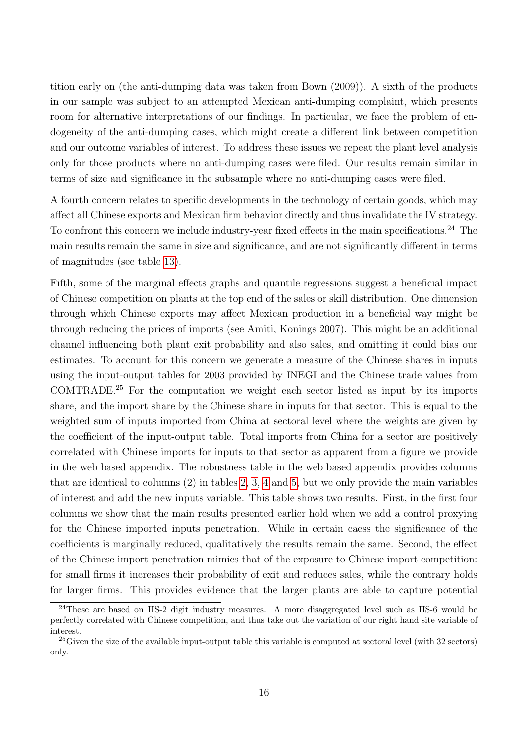tition early on (the anti-dumping data was taken from Bown (2009)). A sixth of the products in our sample was subject to an attempted Mexican anti-dumping complaint, which presents room for alternative interpretations of our findings. In particular, we face the problem of endogeneity of the anti-dumping cases, which might create a different link between competition and our outcome variables of interest. To address these issues we repeat the plant level analysis only for those products where no anti-dumping cases were filed. Our results remain similar in terms of size and significance in the subsample where no anti-dumping cases were filed.

A fourth concern relates to specific developments in the technology of certain goods, which may affect all Chinese exports and Mexican firm behavior directly and thus invalidate the IV strategy. To confront this concern we include industry-year fixed effects in the main specifications.[24] The main results remain the same in size and significance, and are not significantly different in terms of magnitudes (see table 13).

Fifth, some of the marginal effects graphs and quantile regressions suggest a beneficial impact of Chinese competition on plants at the top end of the sales or skill distribution. One dimension through which Chinese exports may affect Mexican production in a beneficial way might be through reducing the prices of imports (see Amiti, Konings 2007). This might be an additional channel influencing both plant exit probability and also sales, and omitting it could bias our estimates. To account for this concern we generate a measure of the Chinese shares in inputs using the input-output tables for 2003 provided by INEGI and the Chinese trade values from COMTRADE.[25] For the computation we weight each sector listed as input by its imports share, and the import share by the Chinese share in inputs for that sector. This is equal to the weighted sum of inputs imported from China at sectoral level where the weights are given by the coefficient of the input-output table. Total imports from China for a sector are positively correlated with Chinese imports for inputs to that sector as apparent from a figure we provide in the web based appendix. The robustness table in the web based appendix provides columns that are identical to columns (2) in tables 2, 3, 4 and 5, but we only provide the main variables of interest and add the new inputs variable. This table shows two results. First, in the first four columns we show that the main results presented earlier hold when we add a control proxying for the Chinese imported inputs penetration. While in certain caess the significance of the coefficients is marginally reduced, qualitatively the results remain the same. Second, the effect of the Chinese import penetration mimics that of the exposure to Chinese import competition: for small firms it increases their probability of exit and reduces sales, while the contrary holds for larger firms. This provides evidence that the larger plants are able to capture potential

[24] These are based on HS-2 digit industry measures. A more disaggregated level such as HS-6 would be perfectly correlated with Chinese competition, and thus take out the variation of our right hand site variable of interest.

[25] Given the size of the available input-output table this variable is computed at sectoral level (with 32 sectors) only.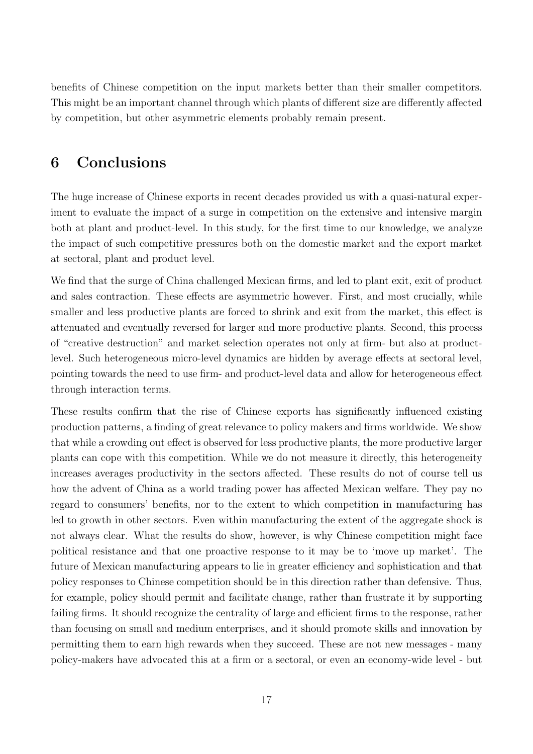benefits of Chinese competition on the input markets better than their smaller competitors. This might be an important channel through which plants of different size are differently affected by competition, but other asymmetric elements probably remain present.

## 6 Conclusions

The huge increase of Chinese exports in recent decades provided us with a quasi-natural experiment to evaluate the impact of a surge in competition on the extensive and intensive margin both at plant and product-level. In this study, for the first time to our knowledge, we analyze the impact of such competitive pressures both on the domestic market and the export market at sectoral, plant and product level.

We find that the surge of China challenged Mexican firms, and led to plant exit, exit of product and sales contraction. These effects are asymmetric however. First, and most crucially, while smaller and less productive plants are forced to shrink and exit from the market, this effect is attenuated and eventually reversed for larger and more productive plants. Second, this process of "creative destruction" and market selection operates not only at firm- but also at product-level. Such heterogeneous micro-level dynamics are hidden by average effects at sectoral level, pointing towards the need to use firm- and product-level data and allow for heterogeneous effect through interaction terms.

These results confirm that the rise of Chinese exports has significantly influenced existing production patterns, a finding of great relevance to policy makers and firms worldwide. We show that while a crowding out effect is observed for less productive plants, the more productive larger plants can cope with this competition. While we do not measure it directly, this heterogeneity increases averages productivity in the sectors affected. These results do not of course tell us how the advent of China as a world trading power has affected Mexican welfare. They pay no regard to consumers' benefits, nor to the extent to which competition in manufacturing has led to growth in other sectors. Even within manufacturing the extent of the aggregate shock is not always clear. What the results do show, however, is why Chinese competition might face political resistance and that one proactive response to it may be to 'move up market'. The future of Mexican manufacturing appears to lie in greater efficiency and sophistication and that policy responses to Chinese competition should be in this direction rather than defensive. Thus, for example, policy should permit and facilitate change, rather than frustrate it by supporting failing firms. It should recognize the centrality of large and efficient firms to the response, rather than focusing on small and medium enterprises, and it should promote skills and innovation by permitting them to earn high rewards when they succeed. These are not new messages - many policy-makers have advocated this at a firm or a sectoral, or even an economy-wide level - but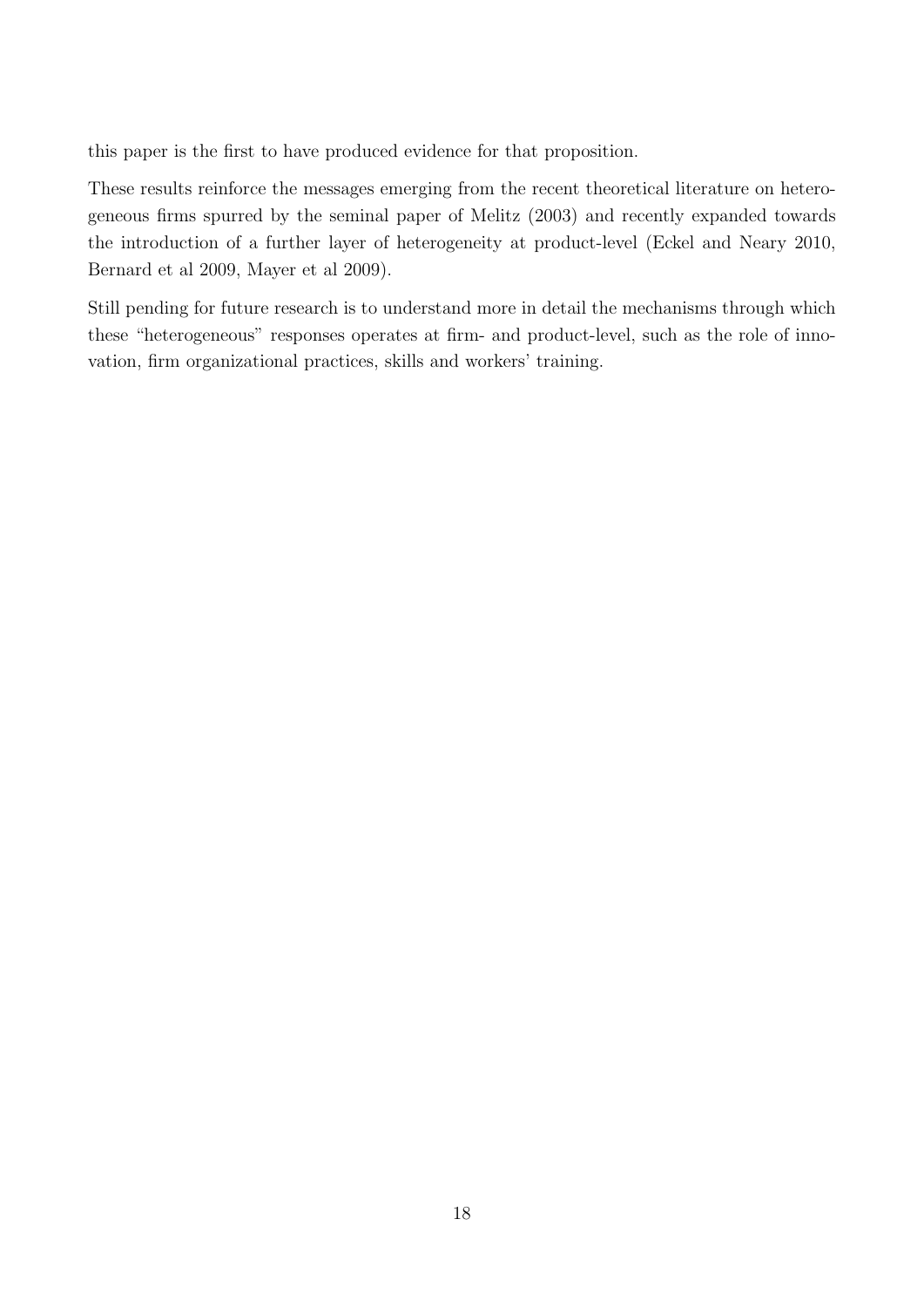this paper is the first to have produced evidence for that proposition.

These results reinforce the messages emerging from the recent theoretical literature on heterogeneous firms spurred by the seminal paper of Melitz (2003) and recently expanded towards the introduction of a further layer of heterogeneity at product-level (Eckel and Neary 2010, Bernard et al 2009, Mayer et al 2009).

Still pending for future research is to understand more in detail the mechanisms through which these "heterogeneous" responses operates at firm- and product-level, such as the role of innovation, firm organizational practices, skills and workers' training.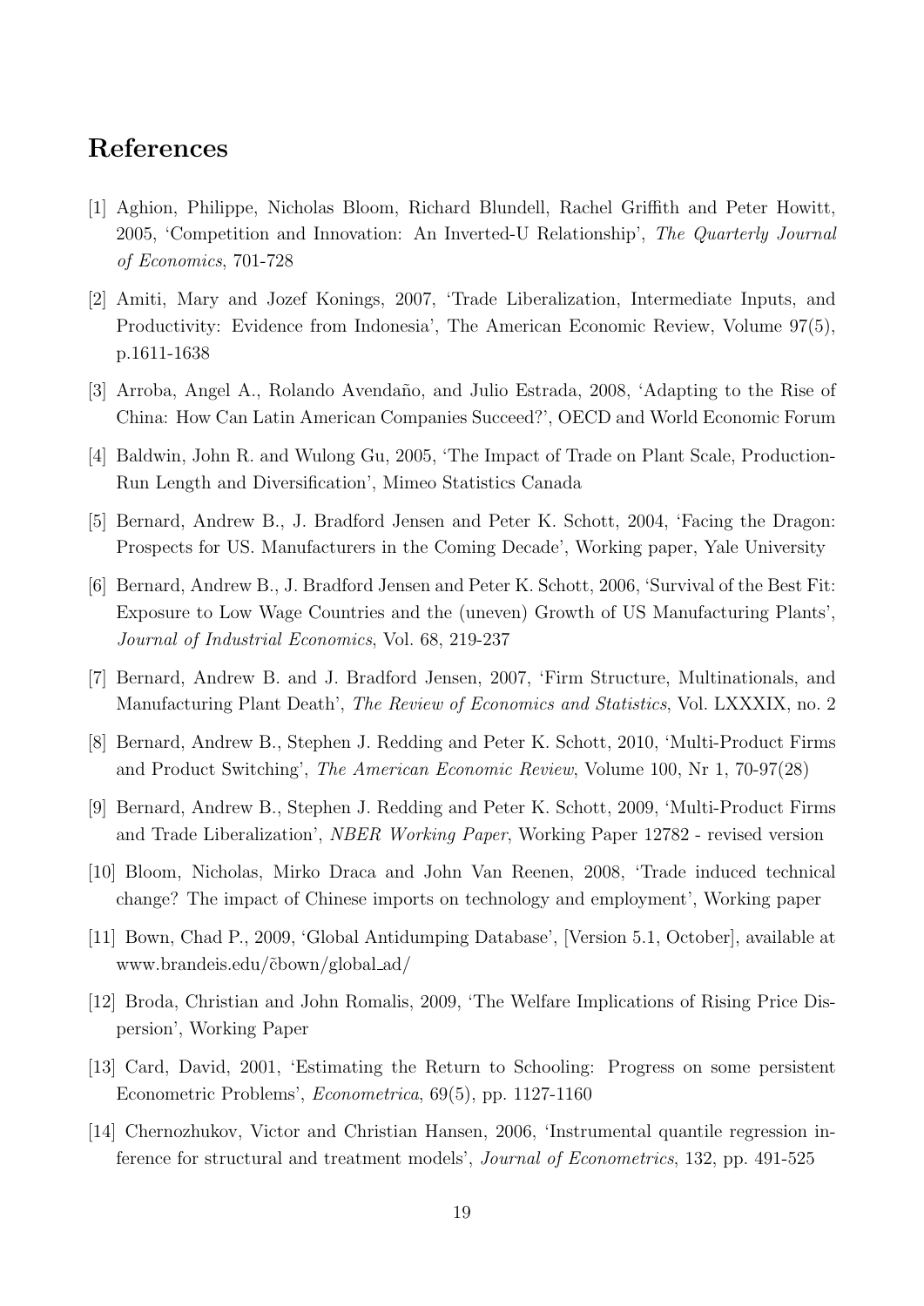# References

[1] Aghion, Philippe, Nicholas Bloom, Richard Blundell, Rachel Griffith and Peter Howitt, 2005, 'Competition and Innovation: An Inverted-U Relationship', *The Quarterly Journal of Economics*, 701-728

[2] Amiti, Mary and Jozef Konings, 2007, 'Trade Liberalization, Intermediate Inputs, and Productivity: Evidence from Indonesia', The American Economic Review, Volume 97(5), p.1611-1638

[3] Arroba, Angel A., Rolando Avendaño, and Julio Estrada, 2008, 'Adapting to the Rise of China: How Can Latin American Companies Succeed?', OECD and World Economic Forum

[4] Baldwin, John R. and Wulong Gu, 2005, 'The Impact of Trade on Plant Scale, Production-Run Length and Diversification', Mimeo Statistics Canada

[5] Bernard, Andrew B., J. Bradford Jensen and Peter K. Schott, 2004, 'Facing the Dragon: Prospects for US. Manufacturers in the Coming Decade', Working paper, Yale University

[6] Bernard, Andrew B., J. Bradford Jensen and Peter K. Schott, 2006, 'Survival of the Best Fit: Exposure to Low Wage Countries and the (uneven) Growth of US Manufacturing Plants', *Journal of Industrial Economics*, Vol. 68, 219-237

[7] Bernard, Andrew B. and J. Bradford Jensen, 2007, 'Firm Structure, Multinationals, and Manufacturing Plant Death', *The Review of Economics and Statistics*, Vol. LXXXIX, no. 2

[8] Bernard, Andrew B., Stephen J. Redding and Peter K. Schott, 2010, 'Multi-Product Firms and Product Switching', *The American Economic Review*, Volume 100, Nr 1, 70-97(28)

[9] Bernard, Andrew B., Stephen J. Redding and Peter K. Schott, 2009, 'Multi-Product Firms and Trade Liberalization', *NBER Working Paper*, Working Paper 12782 - revised version

[10] Bloom, Nicholas, Mirko Draca and John Van Reenen, 2008, 'Trade induced technical change? The impact of Chinese imports on technology and employment', Working paper

[11] Bown, Chad P., 2009, 'Global Antidumping Database', [Version 5.1, October], available at www.brandeis.edu/~cbown/global_ad/

[12] Broda, Christian and John Romalis, 2009, 'The Welfare Implications of Rising Price Dispersion', Working Paper

[13] Card, David, 2001, 'Estimating the Return to Schooling: Progress on some persistent Econometric Problems', *Econometrica*, 69(5), pp. 1127-1160

[14] Chernozhukov, Victor and Christian Hansen, 2006, 'Instrumental quantile regression inference for structural and treatment models', *Journal of Econometrics*, 132, pp. 491-525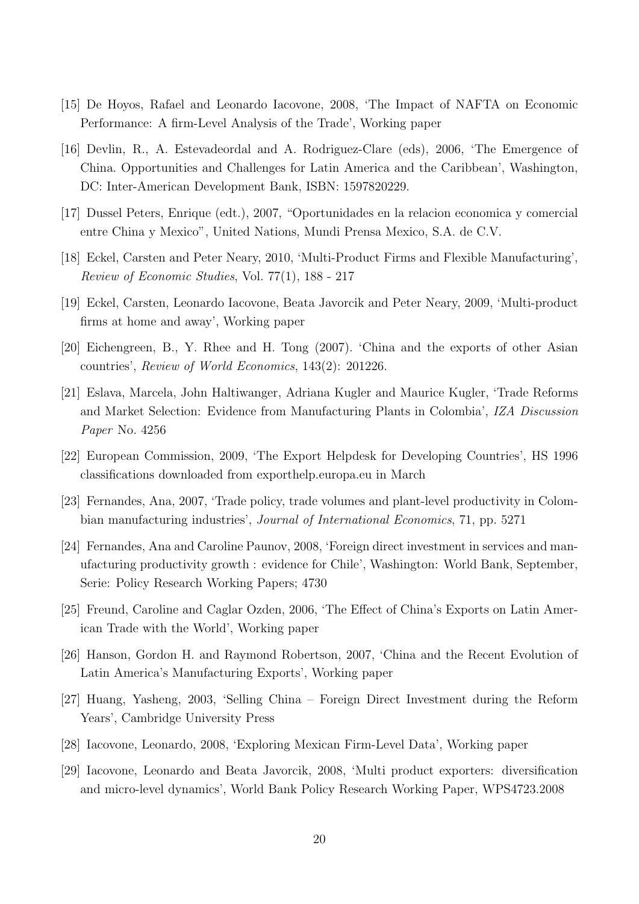[15] De Hoyos, Rafael and Leonardo Iacovone, 2008, 'The Impact of NAFTA on Economic Performance: A firm-Level Analysis of the Trade', Working paper

[16] Devlin, R., A. Estevadeordal and A. Rodriguez-Clare (eds), 2006, 'The Emergence of China. Opportunities and Challenges for Latin America and the Caribbean', Washington, DC: Inter-American Development Bank, ISBN: 1597820229.

[17] Dussel Peters, Enrique (edt.), 2007, "Oportunidades en la relacion economica y comercial entre China y Mexico", United Nations, Mundi Prensa Mexico, S.A. de C.V.

[18] Eckel, Carsten and Peter Neary, 2010, 'Multi-Product Firms and Flexible Manufacturing', *Review of Economic Studies*, Vol. 77(1), 188 - 217

[19] Eckel, Carsten, Leonardo Iacovone, Beata Javorcik and Peter Neary, 2009, 'Multi-product firms at home and away', Working paper

[20] Eichengreen, B., Y. Rhee and H. Tong (2007). 'China and the exports of other Asian countries', *Review of World Economics*, 143(2): 201226.

[21] Eslava, Marcela, John Haltiwanger, Adriana Kugler and Maurice Kugler, 'Trade Reforms and Market Selection: Evidence from Manufacturing Plants in Colombia', *IZA Discussion Paper* No. 4256

[22] European Commission, 2009, 'The Export Helpdesk for Developing Countries', HS 1996 classifications downloaded from exporthelp.europa.eu in March

[23] Fernandes, Ana, 2007, 'Trade policy, trade volumes and plant-level productivity in Colombian manufacturing industries', *Journal of International Economics*, 71, pp. 5271

[24] Fernandes, Ana and Caroline Paunov, 2008, 'Foreign direct investment in services and manufacturing productivity growth : evidence for Chile', Washington: World Bank, September, Serie: Policy Research Working Papers; 4730

[25] Freund, Caroline and Caglar Ozden, 2006, 'The Effect of China's Exports on Latin American Trade with the World', Working paper

[26] Hanson, Gordon H. and Raymond Robertson, 2007, 'China and the Recent Evolution of Latin America's Manufacturing Exports', Working paper

[27] Huang, Yasheng, 2003, 'Selling China – Foreign Direct Investment during the Reform Years', Cambridge University Press

[28] Iacovone, Leonardo, 2008, 'Exploring Mexican Firm-Level Data', Working paper

[29] Iacovone, Leonardo and Beata Javorcik, 2008, 'Multi product exporters: diversification and micro-level dynamics', World Bank Policy Research Working Paper, WPS4723.2008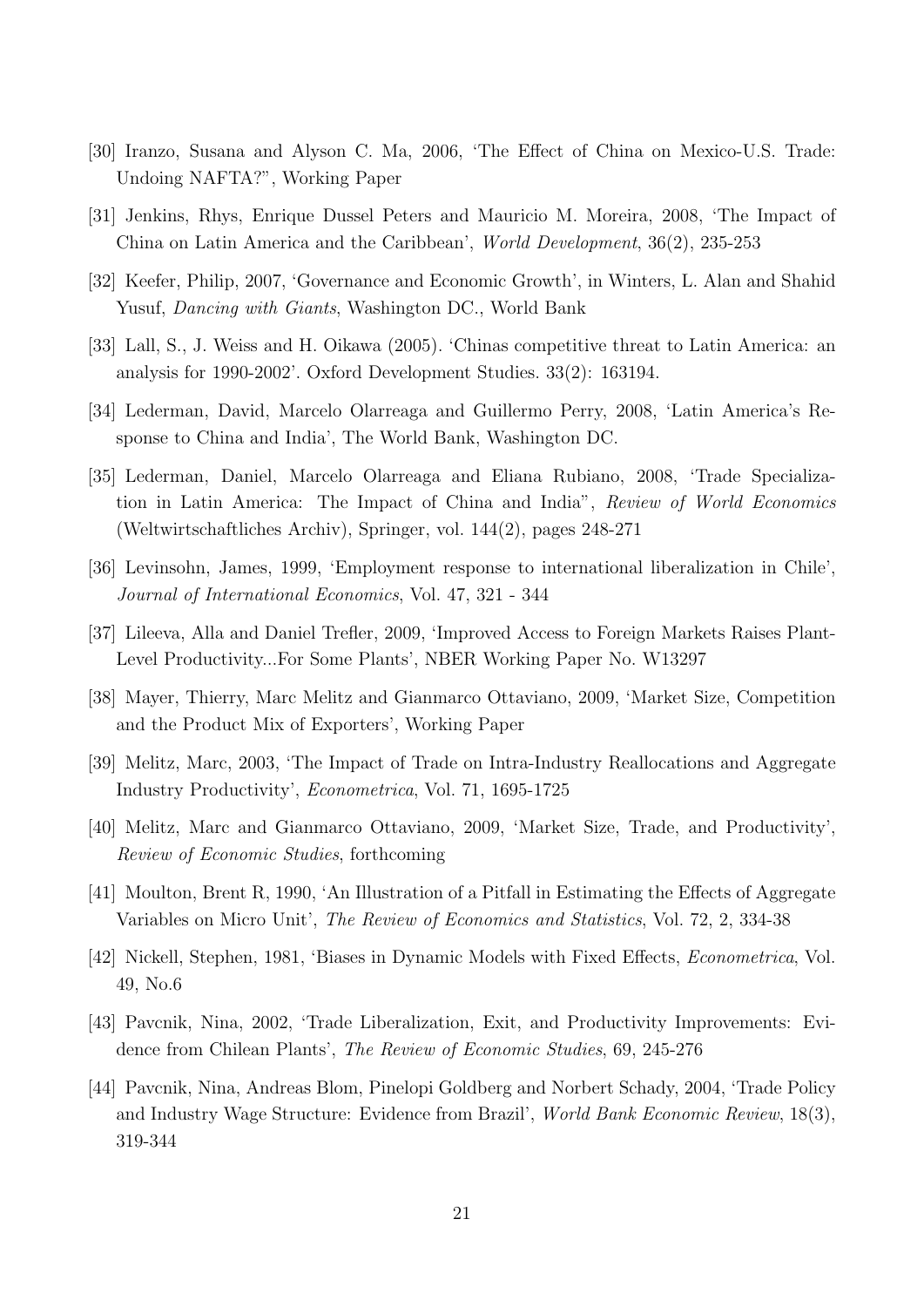[30] Iranzo, Susana and Alyson C. Ma, 2006, 'The Effect of China on Mexico-U.S. Trade: Undoing NAFTA?", Working Paper

[31] Jenkins, Rhys, Enrique Dussel Peters and Mauricio M. Moreira, 2008, 'The Impact of China on Latin America and the Caribbean', *World Development*, 36(2), 235-253

[32] Keefer, Philip, 2007, 'Governance and Economic Growth', in Winters, L. Alan and Shahid Yusuf, *Dancing with Giants*, Washington DC., World Bank

[33] Lall, S., J. Weiss and H. Oikawa (2005). 'Chinas competitive threat to Latin America: an analysis for 1990-2002'. Oxford Development Studies. 33(2): 163194.

[34] Lederman, David, Marcelo Olarreaga and Guillermo Perry, 2008, 'Latin America's Response to China and India', The World Bank, Washington DC.

[35] Lederman, Daniel, Marcelo Olarreaga and Eliana Rubiano, 2008, 'Trade Specialization in Latin America: The Impact of China and India", *Review of World Economics* (Weltwirtschaftliches Archiv), Springer, vol. 144(2), pages 248-271

[36] Levinsohn, James, 1999, 'Employment response to international liberalization in Chile', *Journal of International Economics*, Vol. 47, 321 - 344

[37] Lileeva, Alla and Daniel Trefler, 2009, 'Improved Access to Foreign Markets Raises Plant-Level Productivity...For Some Plants', NBER Working Paper No. W13297

[38] Mayer, Thierry, Marc Melitz and Gianmarco Ottaviano, 2009, 'Market Size, Competition and the Product Mix of Exporters', Working Paper

[39] Melitz, Marc, 2003, 'The Impact of Trade on Intra-Industry Reallocations and Aggregate Industry Productivity', *Econometrica*, Vol. 71, 1695-1725

[40] Melitz, Marc and Gianmarco Ottaviano, 2009, 'Market Size, Trade, and Productivity', *Review of Economic Studies*, forthcoming

[41] Moulton, Brent R, 1990, 'An Illustration of a Pitfall in Estimating the Effects of Aggregate Variables on Micro Unit', *The Review of Economics and Statistics*, Vol. 72, 2, 334-38

[42] Nickell, Stephen, 1981, 'Biases in Dynamic Models with Fixed Effects, *Econometrica*, Vol. 49, No.6

[43] Pavcnik, Nina, 2002, 'Trade Liberalization, Exit, and Productivity Improvements: Evidence from Chilean Plants', *The Review of Economic Studies*, 69, 245-276

[44] Pavcnik, Nina, Andreas Blom, Pinelopi Goldberg and Norbert Schady, 2004, 'Trade Policy and Industry Wage Structure: Evidence from Brazil', *World Bank Economic Review*, 18(3), 319-344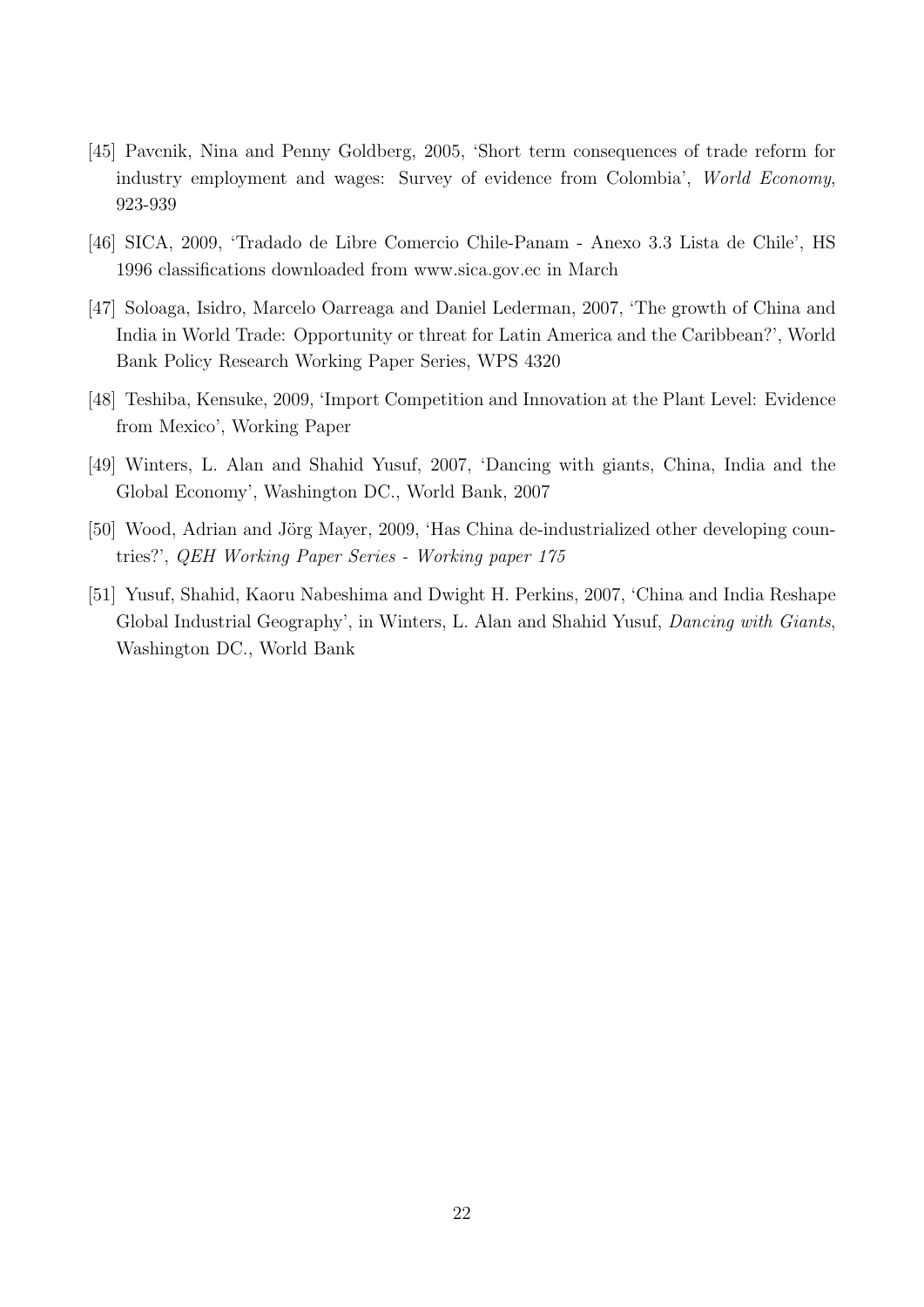[45] Pavcnik, Nina and Penny Goldberg, 2005, 'Short term consequences of trade reform for industry employment and wages: Survey of evidence from Colombia', *World Economy*, 923-939

[46] SICA, 2009, 'Tradado de Libre Comercio Chile-Panam - Anexo 3.3 Lista de Chile', HS 1996 classifications downloaded from www.sica.gov.ec in March

[47] Soloaga, Isidro, Marcelo Oarreaga and Daniel Lederman, 2007, 'The growth of China and India in World Trade: Opportunity or threat for Latin America and the Caribbean?', World Bank Policy Research Working Paper Series, WPS 4320

[48] Teshiba, Kensuke, 2009, 'Import Competition and Innovation at the Plant Level: Evidence from Mexico', Working Paper

[49] Winters, L. Alan and Shahid Yusuf, 2007, 'Dancing with giants, China, India and the Global Economy', Washington DC., World Bank, 2007

[50] Wood, Adrian and Jörg Mayer, 2009, 'Has China de-industrialized other developing countries?', *QEH Working Paper Series - Working paper 175*

[51] Yusuf, Shahid, Kaoru Nabeshima and Dwight H. Perkins, 2007, 'China and India Reshape Global Industrial Geography', in Winters, L. Alan and Shahid Yusuf, *Dancing with Giants*, Washington DC., World Bank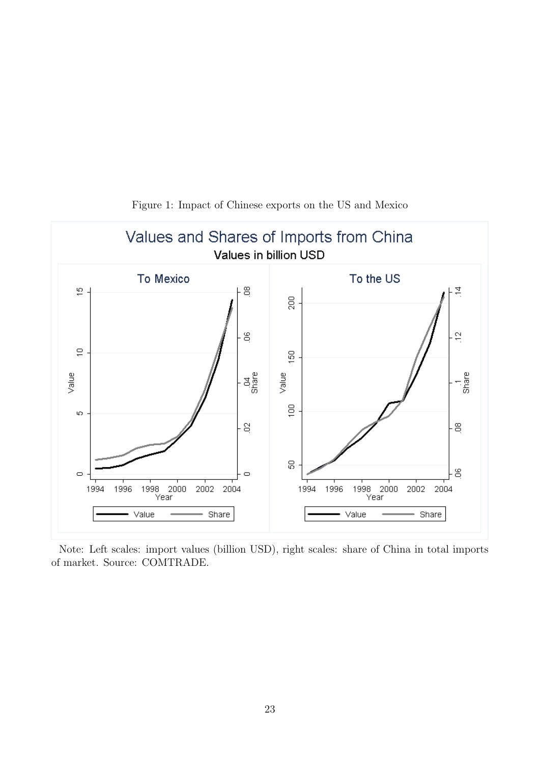Figure 1: Impact of Chinese exports on the US and Mexico

Note: Left scales: import values (billion USD), right scales: share of China in total imports of market. Source: COMTRADE.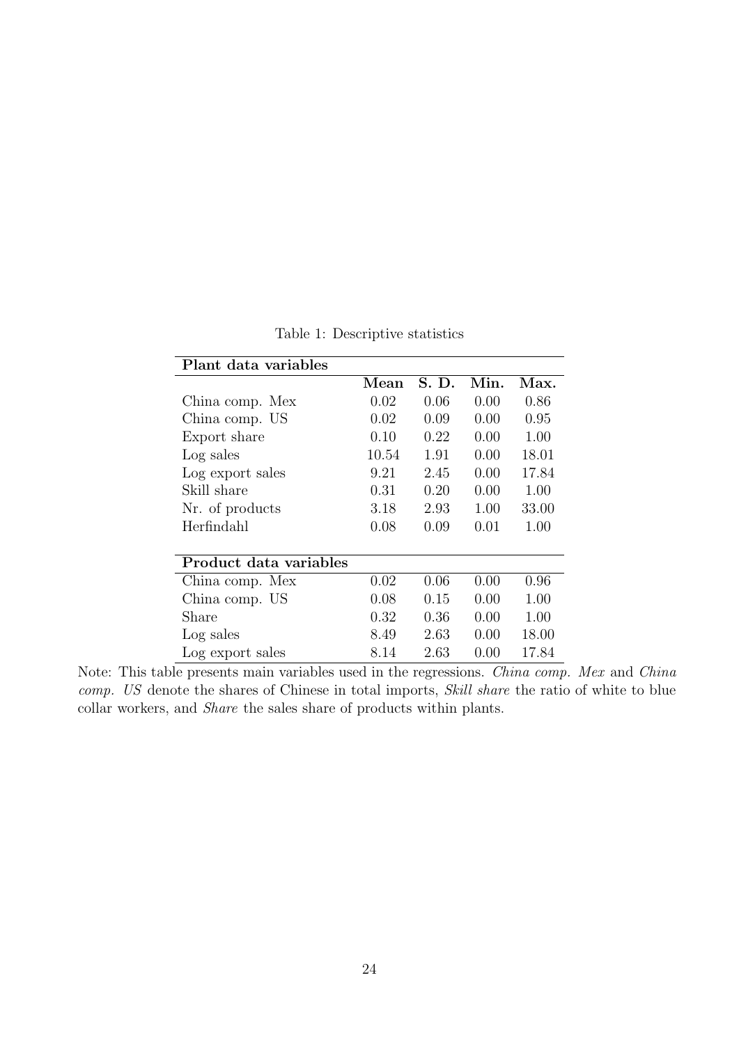Table 1: Descriptive statistics

| **Plant data variables** | | | | |
|---|---|---|---|---|
| | **Mean** | **S. D.** | **Min.** | **Max.** |
| China comp. Mex | 0.02 | 0.06 | 0.00 | 0.86 |
| China comp. US | 0.02 | 0.09 | 0.00 | 0.95 |
| Export share | 0.10 | 0.22 | 0.00 | 1.00 |
| Log sales | 10.54 | 1.91 | 0.00 | 18.01 |
| Log export sales | 9.21 | 2.45 | 0.00 | 17.84 |
| Skill share | 0.31 | 0.20 | 0.00 | 1.00 |
| Nr. of products | 3.18 | 2.93 | 1.00 | 33.00 |
| Herfindahl | 0.08 | 0.09 | 0.01 | 1.00 |
| | | | | |
| **Product data variables** | | | | |
| China comp. Mex | 0.02 | 0.06 | 0.00 | 0.96 |
| China comp. US | 0.08 | 0.15 | 0.00 | 1.00 |
| Share | 0.32 | 0.36 | 0.00 | 1.00 |
| Log sales | 8.49 | 2.63 | 0.00 | 18.00 |
| Log export sales | 8.14 | 2.63 | 0.00 | 17.84 |

Note: This table presents main variables used in the regressions. *China comp. Mex* and *China comp. US* denote the shares of Chinese in total imports, *Skill share* the ratio of white to blue collar workers, and *Share* the sales share of products within plants.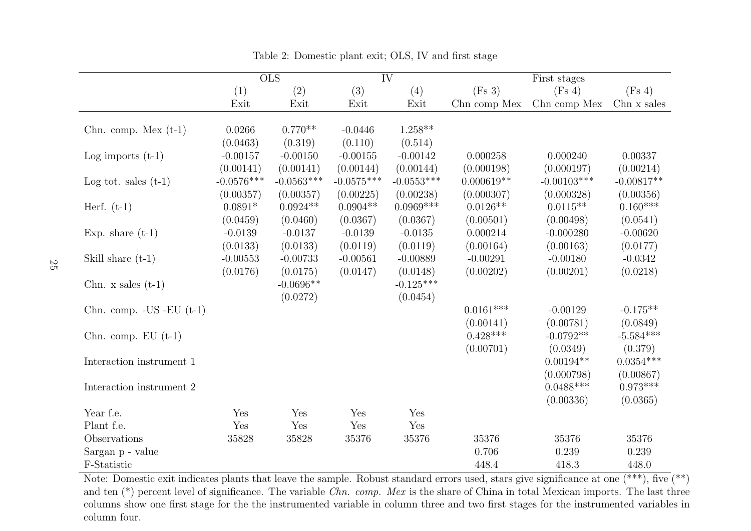Table 2: Domestic plant exit; OLS, IV and first stage

| | OLS | | IV | | First stages | | |
|---|---|---|---|---|---|---|---|
| | (1) | (2) | (3) | (4) | (Fs 3) | (Fs 4) | (Fs 4) |
| | Exit | Exit | Exit | Exit | Chn comp Mex | Chn comp Mex | Chn x sales |
| Chn. comp. Mex (t-1) | 0.0266 | 0.770** | -0.0446 | 1.258** | | | |
| | (0.0463) | (0.319) | (0.110) | (0.514) | | | |
| Log imports (t-1) | -0.00157 | -0.00150 | -0.00155 | -0.00142 | 0.000258 | 0.000240 | 0.00337 |
| | (0.00141) | (0.00141) | (0.00144) | (0.00144) | (0.000198) | (0.000197) | (0.00214) |
| Log tot. sales (t-1) | -0.0576*** | -0.0563*** | -0.0575*** | -0.0553*** | 0.000619** | -0.00103*** | -0.00817** |
| | (0.00357) | (0.00357) | (0.00225) | (0.00238) | (0.000307) | (0.000328) | (0.00356) |
| Herf. (t-1) | 0.0891* | 0.0924** | 0.0904** | 0.0969*** | 0.0126** | 0.0115** | 0.160*** |
| | (0.0459) | (0.0460) | (0.0367) | (0.0367) | (0.00501) | (0.00498) | (0.0541) |
| Exp. share (t-1) | -0.0139 | -0.0137 | -0.0139 | -0.0135 | 0.000214 | -0.000280 | -0.00620 |
| | (0.0133) | (0.0133) | (0.0119) | (0.0119) | (0.00164) | (0.00163) | (0.0177) |
| Skill share (t-1) | -0.00553 | -0.00733 | -0.00561 | -0.00889 | -0.00291 | -0.00180 | -0.0342 |
| | (0.0176) | (0.0175) | (0.0147) | (0.0148) | (0.00202) | (0.00201) | (0.0218) |
| Chn. x sales (t-1) | | -0.0696** | | -0.125*** | | | |
| | | (0.0272) | | (0.0454) | | | |
| Chn. comp. -US -EU (t-1) | | | | | 0.0161*** | -0.00129 | -0.175** |
| | | | | | (0.00141) | (0.00781) | (0.0849) |
| Chn. comp. EU (t-1) | | | | | 0.428*** | -0.0792** | -5.584*** |
| | | | | | (0.00701) | (0.0349) | (0.379) |
| Interaction instrument 1 | | | | | | 0.00194** | 0.0354*** |
| | | | | | | (0.000798) | (0.00867) |
| Interaction instrument 2 | | | | | | 0.0488*** | 0.973*** |
| | | | | | | (0.00336) | (0.0365) |
| Year f.e. | Yes | Yes | Yes | Yes | | | |
| Plant f.e. | Yes | Yes | Yes | Yes | | | |
| Observations | 35828 | 35828 | 35376 | 35376 | 35376 | 35376 | 35376 |
| Sargan p - value | | | | | 0.706 | 0.239 | 0.239 |
| F-Statistic | | | | | 448.4 | 418.3 | 448.0 |

Note: Domestic exit indicates plants that leave the sample. Robust standard errors used, stars give significance at one (***), five (**) and ten (*) percent level of significance. The variable *Chn. comp. Mex* is the share of China in total Mexican imports. The last three columns show one first stage for the the instrumented variable in column three and two first stages for the instrumented variables in column four.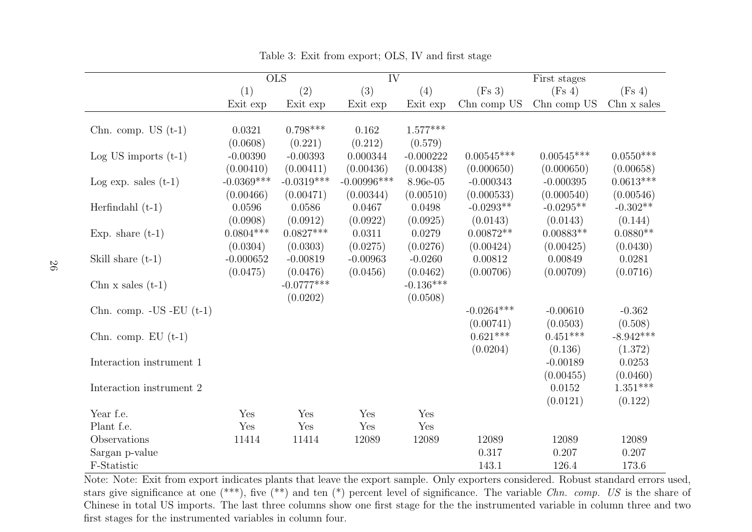Table 3: Exit from export; OLS, IV and first stage

| | OLS | | IV | | First stages | | |
|---|---|---|---|---|---|---|---|
| | (1) | (2) | (3) | (4) | (Fs 3) | (Fs 4) | (Fs 4) |
| | Exit exp | Exit exp | Exit exp | Exit exp | Chn comp US | Chn comp US | Chn x sales |
| Chn. comp. US (t-1) | 0.0321 | 0.798*** | 0.162 | 1.577*** | | | |
| | (0.0608) | (0.221) | (0.212) | (0.579) | | | |
| Log US imports (t-1) | -0.00390 | -0.00393 | 0.000344 | -0.000222 | 0.00545*** | 0.00545*** | 0.0550*** |
| | (0.00410) | (0.00411) | (0.00436) | (0.00438) | (0.000650) | (0.000650) | (0.00658) |
| Log exp. sales (t-1) | -0.0369*** | -0.0319*** | -0.00996*** | 8.96e-05 | -0.000343 | -0.000395 | 0.0613*** |
| | (0.00466) | (0.00471) | (0.00344) | (0.00510) | (0.000533) | (0.000540) | (0.00546) |
| Herfindahl (t-1) | 0.0596 | 0.0586 | 0.0467 | 0.0498 | -0.0293** | -0.0295** | -0.302** |
| | (0.0908) | (0.0912) | (0.0922) | (0.0925) | (0.0143) | (0.0143) | (0.144) |
| Exp. share (t-1) | 0.0804*** | 0.0827*** | 0.0311 | 0.0279 | 0.00872** | 0.00883** | 0.0880** |
| | (0.0304) | (0.0303) | (0.0275) | (0.0276) | (0.00424) | (0.00425) | (0.0430) |
| Skill share (t-1) | -0.000652 | -0.00819 | -0.00963 | -0.0260 | 0.00812 | 0.00849 | 0.0281 |
| | (0.0475) | (0.0476) | (0.0456) | (0.0462) | (0.00706) | (0.00709) | (0.0716) |
| Chn x sales (t-1) | | -0.0777*** | | -0.136*** | | | |
| | | (0.0202) | | (0.0508) | | | |
| Chn. comp. -US -EU (t-1) | | | | | -0.0264*** | -0.00610 | -0.362 |
| | | | | | (0.00741) | (0.0503) | (0.508) |
| Chn. comp. EU (t-1) | | | | | 0.621*** | 0.451*** | -8.942*** |
| | | | | | (0.0204) | (0.136) | (1.372) |
| Interaction instrument 1 | | | | | | -0.00189 | 0.0253 |
| | | | | | | (0.00455) | (0.0460) |
| Interaction instrument 2 | | | | | | 0.0152 | 1.351*** |
| | | | | | | (0.0121) | (0.122) |
| Year f.e. | Yes | Yes | Yes | Yes | | | |
| Plant f.e. | Yes | Yes | Yes | Yes | | | |
| Observations | 11414 | 11414 | 12089 | 12089 | 12089 | 12089 | 12089 |
| Sargan p-value | | | | | 0.317 | 0.207 | 0.207 |
| F-Statistic | | | | | 143.1 | 126.4 | 173.6 |

Note: Note: Exit from export indicates plants that leave the export sample. Only exporters considered. Robust standard errors used, stars give significance at one (***), five (**) and ten (*) percent level of significance. The variable *Chn. comp. US* is the share of Chinese in total US imports. The last three columns show one first stage for the the instrumented variable in column three and two first stages for the instrumented variables in column four.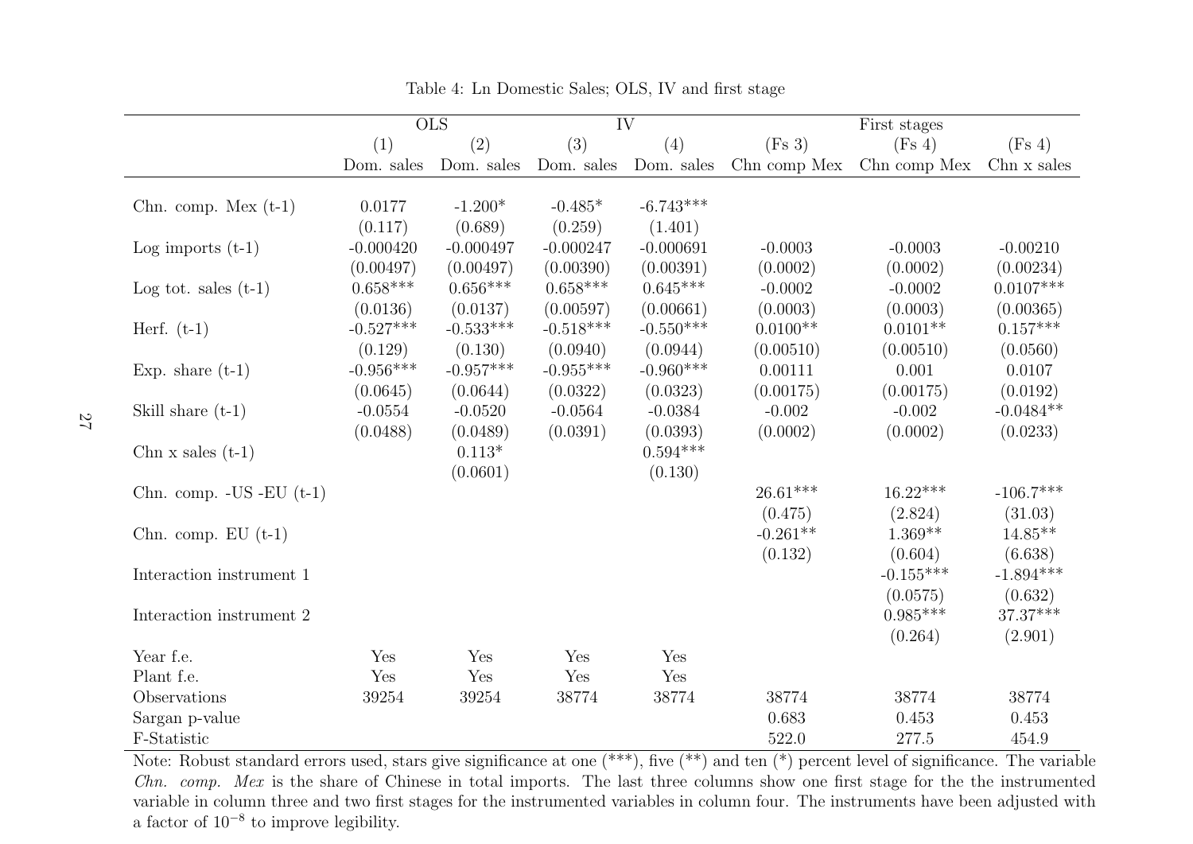Table 4: Ln Domestic Sales; OLS, IV and first stage

| | OLS | | IV | | First stages | | |
|---|---|---|---|---|---|---|---|
| | (1) | (2) | (3) | (4) | (Fs 3) | (Fs 4) | (Fs 4) |
| | Dom. sales | Dom. sales | Dom. sales | Dom. sales | Chn comp Mex | Chn comp Mex | Chn x sales |
| Chn. comp. Mex (t-1) | 0.0177 | -1.200* | -0.485* | -6.743*** | | | |
| | (0.117) | (0.689) | (0.259) | (1.401) | | | |
| Log imports (t-1) | -0.000420 | -0.000497 | -0.000247 | -0.000691 | -0.0003 | -0.0003 | -0.00210 |
| | (0.00497) | (0.00497) | (0.00390) | (0.00391) | (0.0002) | (0.0002) | (0.00234) |
| Log tot. sales (t-1) | 0.658*** | 0.656*** | 0.658*** | 0.645*** | -0.0002 | -0.0002 | 0.0107*** |
| | (0.0136) | (0.0137) | (0.00597) | (0.00661) | (0.0003) | (0.0003) | (0.00365) |
| Herf. (t-1) | -0.527*** | -0.533*** | -0.518*** | -0.550*** | 0.0100** | 0.0101** | 0.157*** |
| | (0.129) | (0.130) | (0.0940) | (0.0944) | (0.00510) | (0.00510) | (0.0560) |
| Exp. share (t-1) | -0.956*** | -0.957*** | -0.955*** | -0.960*** | 0.00111 | 0.001 | 0.0107 |
| | (0.0645) | (0.0644) | (0.0322) | (0.0323) | (0.00175) | (0.00175) | (0.0192) |
| Skill share (t-1) | -0.0554 | -0.0520 | -0.0564 | -0.0384 | -0.002 | -0.002 | -0.0484** |
| | (0.0488) | (0.0489) | (0.0391) | (0.0393) | (0.0002) | (0.0002) | (0.0233) |
| Chn x sales (t-1) | | 0.113* | | 0.594*** | | | |
| | | (0.0601) | | (0.130) | | | |
| Chn. comp. -US -EU (t-1) | | | | | 26.61*** | 16.22*** | -106.7*** |
| | | | | | (0.475) | (2.824) | (31.03) |
| Chn. comp. EU (t-1) | | | | | -0.261** | 1.369** | 14.85** |
| | | | | | (0.132) | (0.604) | (6.638) |
| Interaction instrument 1 | | | | | | -0.155*** | -1.894*** |
| | | | | | | (0.0575) | (0.632) |
| Interaction instrument 2 | | | | | | 0.985*** | 37.37*** |
| | | | | | | (0.264) | (2.901) |
| Year f.e. | Yes | Yes | Yes | Yes | | | |
| Plant f.e. | Yes | Yes | Yes | Yes | | | |
| Observations | 39254 | 39254 | 38774 | 38774 | 38774 | 38774 | 38774 |
| Sargan p-value | | | | | 0.683 | 0.453 | 0.453 |
| F-Statistic | | | | | 522.0 | 277.5 | 454.9 |

Note: Robust standard errors used, stars give significance at one (***), five (**) and ten (*) percent level of significance. The variable *Chn. comp. Mex* is the share of Chinese in total imports. The last three columns show one first stage for the the instrumented variable in column three and two first stages for the instrumented variables in column four. The instruments have been adjusted with a factor of $10^{-8}$ to improve legibility.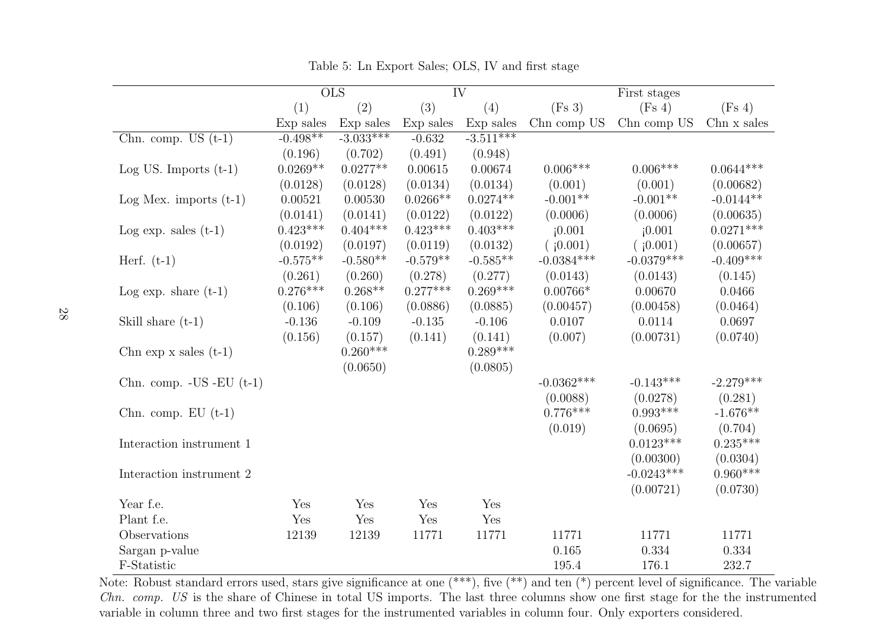Table 5: Ln Export Sales; OLS, IV and first stage

| | OLS | | IV | | First stages | | |
|---|---|---|---|---|---|---|---|
| | (1) | (2) | (3) | (4) | (Fs 3) | (Fs 4) | (Fs 4) |
| | Exp sales | Exp sales | Exp sales | Exp sales | Chn comp US | Chn comp US | Chn x sales |
| Chn. comp. US (t-1) | -0.498** | -3.033*** | -0.632 | -3.511*** | | | |
| | (0.196) | (0.702) | (0.491) | (0.948) | | | |
| Log US. Imports (t-1) | 0.0269** | 0.0277** | 0.00615 | 0.00674 | 0.006*** | 0.006*** | 0.0644*** |
| | (0.0128) | (0.0128) | (0.0134) | (0.0134) | (0.001) | (0.001) | (0.00682) |
| Log Mex. imports (t-1) | 0.00521 | 0.00530 | 0.0266** | 0.0274** | -0.001** | -0.001** | -0.0144** |
| | (0.0141) | (0.0141) | (0.0122) | (0.0122) | (0.0006) | (0.0006) | (0.00635) |
| Log exp. sales (t-1) | 0.423*** | 0.404*** | 0.423*** | 0.403*** | ¡0.001 | ¡0.001 | 0.0271*** |
| | (0.0192) | (0.0197) | (0.0119) | (0.0132) | ( ¡0.001) | ( ¡0.001) | (0.00657) |
| Herf. (t-1) | -0.575** | -0.580** | -0.579** | -0.585** | -0.0384*** | -0.0379*** | -0.409*** |
| | (0.261) | (0.260) | (0.278) | (0.277) | (0.0143) | (0.0143) | (0.145) |
| Log exp. share (t-1) | 0.276*** | 0.268** | 0.277*** | 0.269*** | 0.00766* | 0.00670 | 0.0466 |
| | (0.106) | (0.106) | (0.0886) | (0.0885) | (0.00457) | (0.00458) | (0.0464) |
| Skill share (t-1) | -0.136 | -0.109 | -0.135 | -0.106 | 0.0107 | 0.0114 | 0.0697 |
| | (0.156) | (0.157) | (0.141) | (0.141) | (0.007) | (0.00731) | (0.0740) |
| Chn exp x sales (t-1) | | 0.260*** | | 0.289*** | | | |
| | | (0.0650) | | (0.0805) | | | |
| Chn. comp. -US -EU (t-1) | | | | | -0.0362*** | -0.143*** | -2.279*** |
| | | | | | (0.0088) | (0.0278) | (0.281) |
| Chn. comp. EU (t-1) | | | | | 0.776*** | 0.993*** | -1.676** |
| | | | | | (0.019) | (0.0695) | (0.704) |
| Interaction instrument 1 | | | | | | 0.0123*** | 0.235*** |
| | | | | | | (0.00300) | (0.0304) |
| Interaction instrument 2 | | | | | | -0.0243*** | 0.960*** |
| | | | | | | (0.00721) | (0.0730) |
| Year f.e. | Yes | Yes | Yes | Yes | | | |
| Plant f.e. | Yes | Yes | Yes | Yes | | | |
| Observations | 12139 | 12139 | 11771 | 11771 | 11771 | 11771 | 11771 |
| Sargan p-value | | | | | 0.165 | 0.334 | 0.334 |
| F-Statistic | | | | | 195.4 | 176.1 | 232.7 |

Note: Robust standard errors used, stars give significance at one (***), five (**) and ten (*) percent level of significance. The variable *Chn. comp. US* is the share of Chinese in total US imports. The last three columns show one first stage for the the instrumented variable in column three and two first stages for the instrumented variables in column four. Only exporters considered.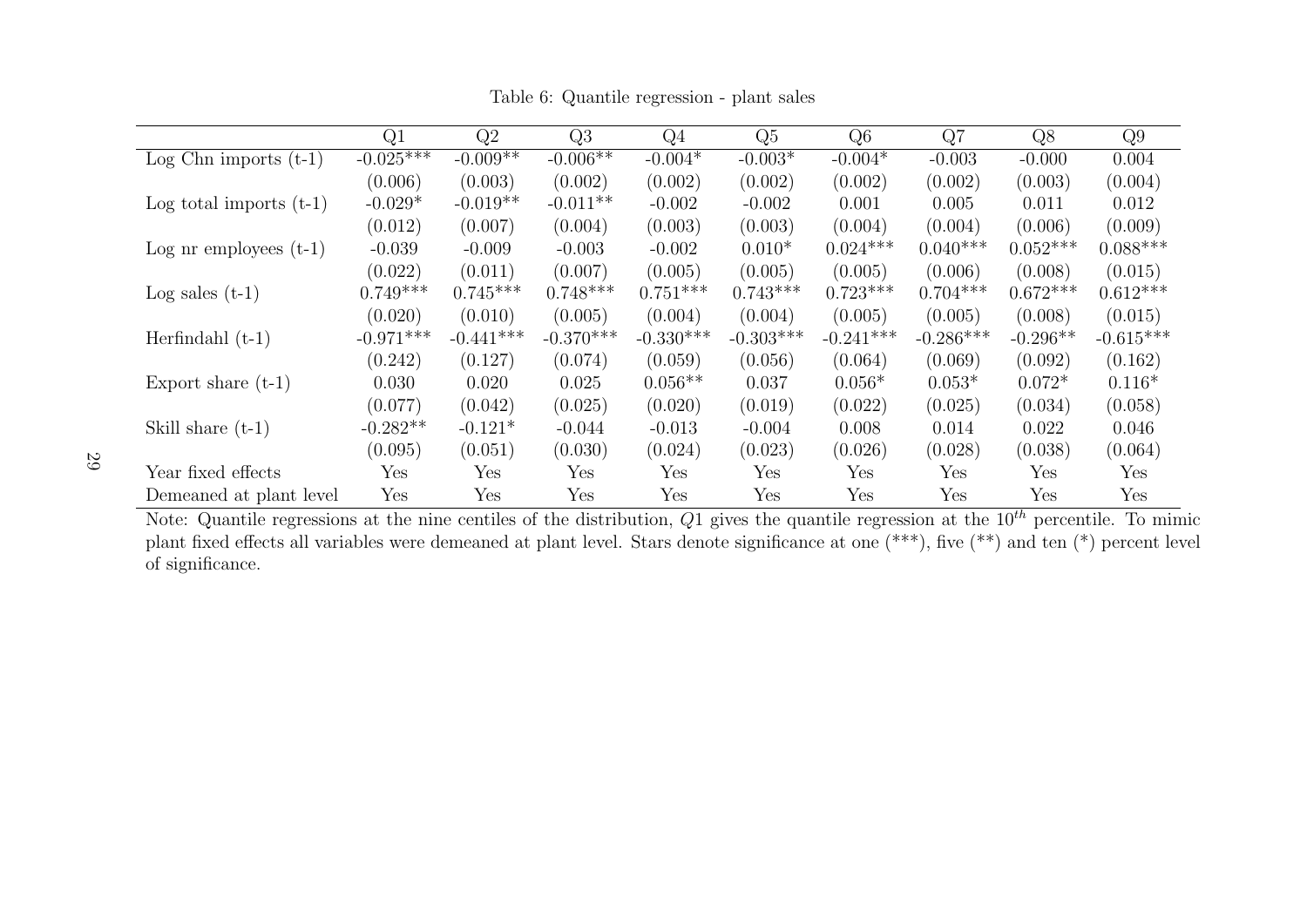Table 6: Quantile regression - plant sales

| | Q1 | Q2 | Q3 | Q4 | Q5 | Q6 | Q7 | Q8 | Q9 |
|---|---|---|---|---|---|---|---|---|---|
| Log Chn imports (t-1) | -0.025*** | -0.009** | -0.006** | -0.004* | -0.003* | -0.004* | -0.003 | -0.000 | 0.004 |
| | (0.006) | (0.003) | (0.002) | (0.002) | (0.002) | (0.002) | (0.002) | (0.003) | (0.004) |
| Log total imports (t-1) | -0.029* | -0.019** | -0.011** | -0.002 | -0.002 | 0.001 | 0.005 | 0.011 | 0.012 |
| | (0.012) | (0.007) | (0.004) | (0.003) | (0.003) | (0.004) | (0.004) | (0.006) | (0.009) |
| Log nr employees (t-1) | -0.039 | -0.009 | -0.003 | -0.002 | 0.010* | 0.024*** | 0.040*** | 0.052*** | 0.088*** |
| | (0.022) | (0.011) | (0.007) | (0.005) | (0.005) | (0.005) | (0.006) | (0.008) | (0.015) |
| Log sales (t-1) | 0.749*** | 0.745*** | 0.748*** | 0.751*** | 0.743*** | 0.723*** | 0.704*** | 0.672*** | 0.612*** |
| | (0.020) | (0.010) | (0.005) | (0.004) | (0.004) | (0.005) | (0.005) | (0.008) | (0.015) |
| Herfindahl (t-1) | -0.971*** | -0.441*** | -0.370*** | -0.330*** | -0.303*** | -0.241*** | -0.286*** | -0.296** | -0.615*** |
| | (0.242) | (0.127) | (0.074) | (0.059) | (0.056) | (0.064) | (0.069) | (0.092) | (0.162) |
| Export share (t-1) | 0.030 | 0.020 | 0.025 | 0.056** | 0.037 | 0.056* | 0.053* | 0.072* | 0.116* |
| | (0.077) | (0.042) | (0.025) | (0.020) | (0.019) | (0.022) | (0.025) | (0.034) | (0.058) |
| Skill share (t-1) | -0.282** | -0.121* | -0.044 | -0.013 | -0.004 | 0.008 | 0.014 | 0.022 | 0.046 |
| | (0.095) | (0.051) | (0.030) | (0.024) | (0.023) | (0.026) | (0.028) | (0.038) | (0.064) |
| Year fixed effects | Yes | Yes | Yes | Yes | Yes | Yes | Yes | Yes | Yes |
| Demeaned at plant level | Yes | Yes | Yes | Yes | Yes | Yes | Yes | Yes | Yes |

Note: Quantile regressions at the nine centiles of the distribution, $Q1$ gives the quantile regression at the $10^{th}$ percentile. To mimic plant fixed effects all variables were demeaned at plant level. Stars denote significance at one (***), five (**) and ten (*) percent level of significance.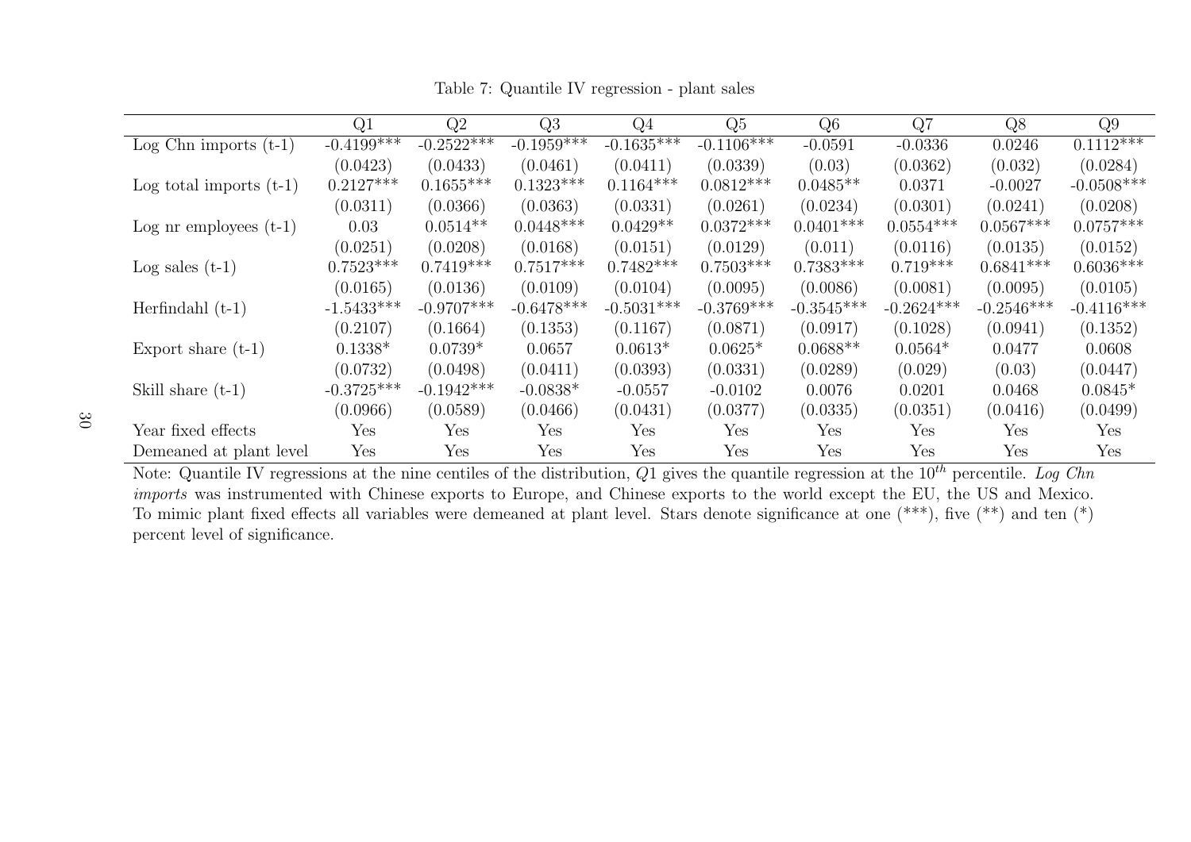Table 7: Quantile IV regression - plant sales

| | Q1 | Q2 | Q3 | Q4 | Q5 | Q6 | Q7 | Q8 | Q9 |
|---|---|---|---|---|---|---|---|---|---|
| Log Chn imports (t-1) | -0.4199*** | -0.2522*** | -0.1959*** | -0.1635*** | -0.1106*** | -0.0591 | -0.0336 | 0.0246 | 0.1112*** |
| | (0.0423) | (0.0433) | (0.0461) | (0.0411) | (0.0339) | (0.03) | (0.0362) | (0.032) | (0.0284) |
| Log total imports (t-1) | 0.2127*** | 0.1655*** | 0.1323*** | 0.1164*** | 0.0812*** | 0.0485** | 0.0371 | -0.0027 | -0.0508*** |
| | (0.0311) | (0.0366) | (0.0363) | (0.0331) | (0.0261) | (0.0234) | (0.0301) | (0.0241) | (0.0208) |
| Log nr employees (t-1) | 0.03 | 0.0514** | 0.0448*** | 0.0429** | 0.0372*** | 0.0401*** | 0.0554*** | 0.0567*** | 0.0757*** |
| | (0.0251) | (0.0208) | (0.0168) | (0.0151) | (0.0129) | (0.011) | (0.0116) | (0.0135) | (0.0152) |
| Log sales (t-1) | 0.7523*** | 0.7419*** | 0.7517*** | 0.7482*** | 0.7503*** | 0.7383*** | 0.719*** | 0.6841*** | 0.6036*** |
| | (0.0165) | (0.0136) | (0.0109) | (0.0104) | (0.0095) | (0.0086) | (0.0081) | (0.0095) | (0.0105) |
| Herfindahl (t-1) | -1.5433*** | -0.9707*** | -0.6478*** | -0.5031*** | -0.3769*** | -0.3545*** | -0.2624*** | -0.2546*** | -0.4116*** |
| | (0.2107) | (0.1664) | (0.1353) | (0.1167) | (0.0871) | (0.0917) | (0.1028) | (0.0941) | (0.1352) |
| Export share (t-1) | 0.1338* | 0.0739* | 0.0657 | 0.0613* | 0.0625* | 0.0688** | 0.0564* | 0.0477 | 0.0608 |
| | (0.0732) | (0.0498) | (0.0411) | (0.0393) | (0.0331) | (0.0289) | (0.029) | (0.03) | (0.0447) |
| Skill share (t-1) | -0.3725*** | -0.1942*** | -0.0838* | -0.0557 | -0.0102 | 0.0076 | 0.0201 | 0.0468 | 0.0845* |
| | (0.0966) | (0.0589) | (0.0466) | (0.0431) | (0.0377) | (0.0335) | (0.0351) | (0.0416) | (0.0499) |
| Year fixed effects | Yes | Yes | Yes | Yes | Yes | Yes | Yes | Yes | Yes |
| Demeaned at plant level | Yes | Yes | Yes | Yes | Yes | Yes | Yes | Yes | Yes |

Note: Quantile IV regressions at the nine centiles of the distribution, $Q1$ gives the quantile regression at the $10^{th}$ percentile. *Log Chn imports* was instrumented with Chinese exports to Europe, and Chinese exports to the world except the EU, the US and Mexico. To mimic plant fixed effects all variables were demeaned at plant level. Stars denote significance at one (***), five (**) and ten (*) percent level of significance.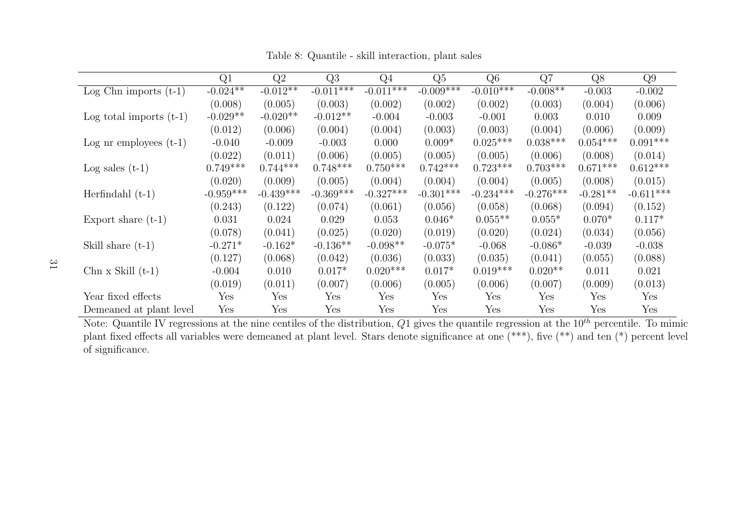Table 8: Quantile - skill interaction, plant sales

| | Q1 | Q2 | Q3 | Q4 | Q5 | Q6 | Q7 | Q8 | Q9 |
|---|---|---|---|---|---|---|---|---|---|
| Log Chn imports (t-1) | -0.024** | -0.012** | -0.011*** | -0.011*** | -0.009*** | -0.010*** | -0.008** | -0.003 | -0.002 |
| | (0.008) | (0.005) | (0.003) | (0.002) | (0.002) | (0.002) | (0.003) | (0.004) | (0.006) |
| Log total imports (t-1) | -0.029** | -0.020** | -0.012** | -0.004 | -0.003 | -0.001 | 0.003 | 0.010 | 0.009 |
| | (0.012) | (0.006) | (0.004) | (0.004) | (0.003) | (0.003) | (0.004) | (0.006) | (0.009) |
| Log nr employees (t-1) | -0.040 | -0.009 | -0.003 | 0.000 | 0.009* | 0.025*** | 0.038*** | 0.054*** | 0.091*** |
| | (0.022) | (0.011) | (0.006) | (0.005) | (0.005) | (0.005) | (0.006) | (0.008) | (0.014) |
| Log sales (t-1) | 0.749*** | 0.744*** | 0.748*** | 0.750*** | 0.742*** | 0.723*** | 0.703*** | 0.671*** | 0.612*** |
| | (0.020) | (0.009) | (0.005) | (0.004) | (0.004) | (0.004) | (0.005) | (0.008) | (0.015) |
| Herfindahl (t-1) | -0.959*** | -0.439*** | -0.369*** | -0.327*** | -0.301*** | -0.234*** | -0.276*** | -0.281** | -0.611*** |
| | (0.243) | (0.122) | (0.074) | (0.061) | (0.056) | (0.058) | (0.068) | (0.094) | (0.152) |
| Export share (t-1) | 0.031 | 0.024 | 0.029 | 0.053 | 0.046* | 0.055** | 0.055* | 0.070* | 0.117* |
| | (0.078) | (0.041) | (0.025) | (0.020) | (0.019) | (0.020) | (0.024) | (0.034) | (0.056) |
| Skill share (t-1) | -0.271* | -0.162* | -0.136** | -0.098** | -0.075* | -0.068 | -0.086* | -0.039 | -0.038 |
| | (0.127) | (0.068) | (0.042) | (0.036) | (0.033) | (0.035) | (0.041) | (0.055) | (0.088) |
| Chn x Skill (t-1) | -0.004 | 0.010 | 0.017* | 0.020*** | 0.017* | 0.019*** | 0.020** | 0.011 | 0.021 |
| | (0.019) | (0.011) | (0.007) | (0.006) | (0.005) | (0.006) | (0.007) | (0.009) | (0.013) |
| Year fixed effects | Yes | Yes | Yes | Yes | Yes | Yes | Yes | Yes | Yes |
| Demeaned at plant level | Yes | Yes | Yes | Yes | Yes | Yes | Yes | Yes | Yes |

Note: Quantile IV regressions at the nine centiles of the distribution, $Q1$ gives the quantile regression at the $10^{th}$ percentile. To mimic plant fixed effects all variables were demeaned at plant level. Stars denote significance at one (***), five (**) and ten (*) percent level of significance.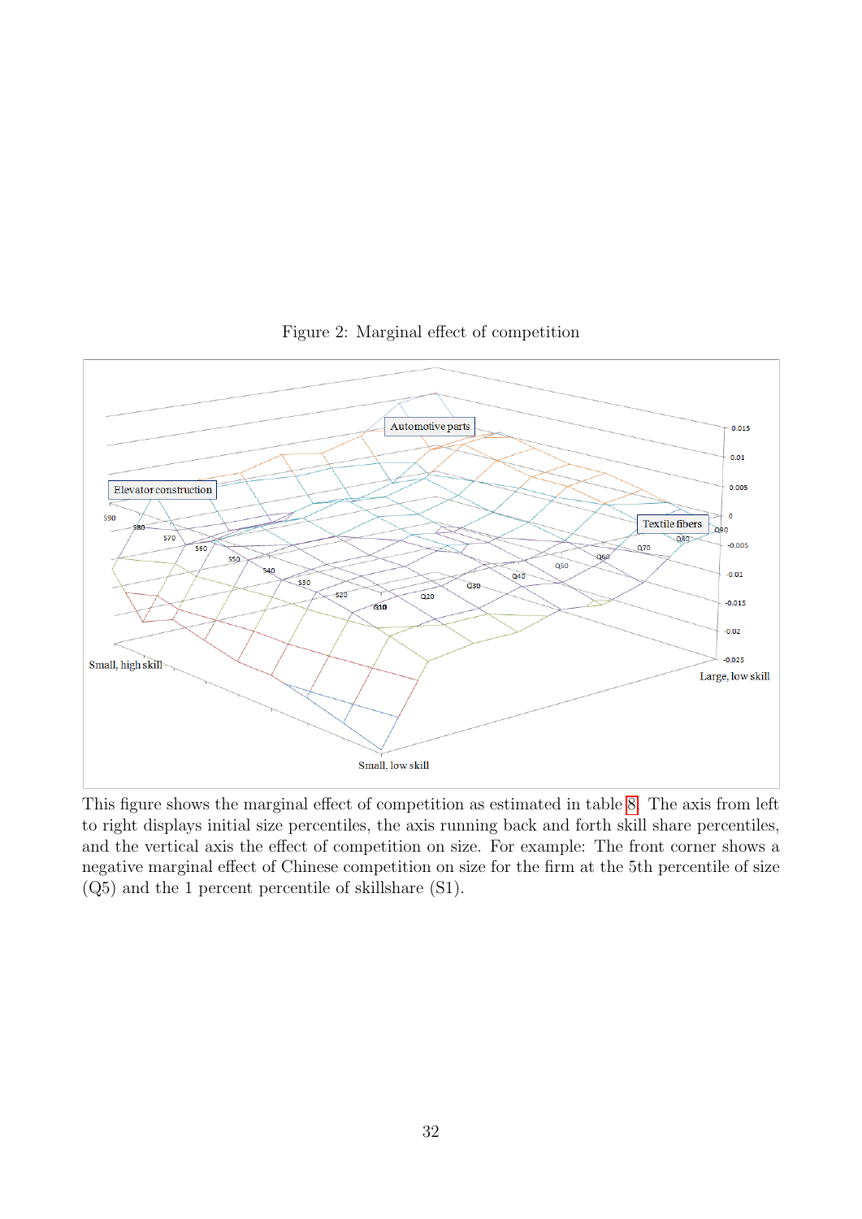Figure 2: Marginal effect of competition

This figure shows the marginal effect of competition as estimated in table 8. The axis from left to right displays initial size percentiles, the axis running back and forth skill share percentiles, and the vertical axis the effect of competition on size. For example: The front corner shows a negative marginal effect of Chinese competition on size for the firm at the 5th percentile of size (Q5) and the 1 percent percentile of skillshare (S1).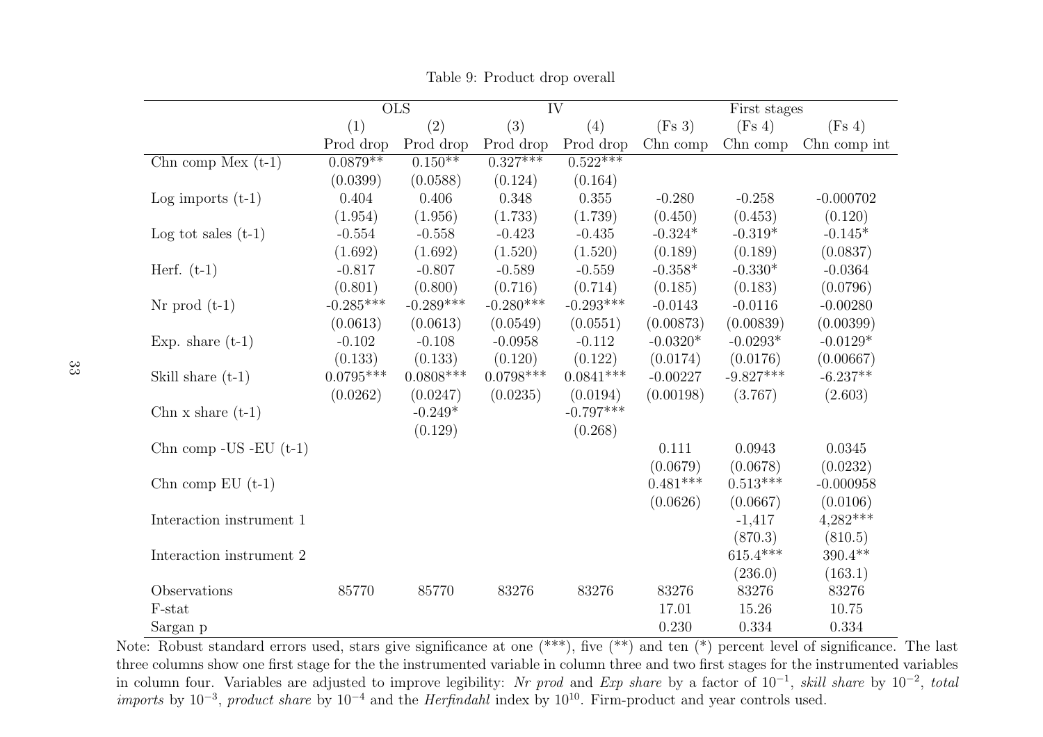Table 9: Product drop overall

| | OLS | | IV | | First stages | | |
|---|---|---|---|---|---|---|---|
| | (1) | (2) | (3) | (4) | (Fs 3) | (Fs 4) | (Fs 4) |
| | Prod drop | Prod drop | Prod drop | Prod drop | Chn comp | Chn comp | Chn comp int |
| Chn comp Mex (t-1) | 0.0879** | 0.150** | 0.327*** | 0.522*** | | | |
| | (0.0399) | (0.0588) | (0.124) | (0.164) | | | |
| Log imports (t-1) | 0.404 | 0.406 | 0.348 | 0.355 | -0.280 | -0.258 | -0.000702 |
| | (1.954) | (1.956) | (1.733) | (1.739) | (0.450) | (0.453) | (0.120) |
| Log tot sales (t-1) | -0.554 | -0.558 | -0.423 | -0.435 | -0.324* | -0.319* | -0.145* |
| | (1.692) | (1.692) | (1.520) | (1.520) | (0.189) | (0.189) | (0.0837) |
| Herf. (t-1) | -0.817 | -0.807 | -0.589 | -0.559 | -0.358* | -0.330* | -0.0364 |
| | (0.801) | (0.800) | (0.716) | (0.714) | (0.185) | (0.183) | (0.0796) |
| Nr prod (t-1) | -0.285*** | -0.289*** | -0.280*** | -0.293*** | -0.0143 | -0.0116 | -0.00280 |
| | (0.0613) | (0.0613) | (0.0549) | (0.0551) | (0.00873) | (0.00839) | (0.00399) |
| Exp. share (t-1) | -0.102 | -0.108 | -0.0958 | -0.112 | -0.0320* | -0.0293* | -0.0129* |
| | (0.133) | (0.133) | (0.120) | (0.122) | (0.0174) | (0.0176) | (0.00667) |
| Skill share (t-1) | 0.0795*** | 0.0808*** | 0.0798*** | 0.0841*** | -0.00227 | -9.827*** | -6.237** |
| | (0.0262) | (0.0247) | (0.0235) | (0.0194) | (0.00198) | (3.767) | (2.603) |
| Chn x share (t-1) | | -0.249* | | -0.797*** | | | |
| | | (0.129) | | (0.268) | | | |
| Chn comp -US -EU (t-1) | | | | | 0.111 | 0.0943 | 0.0345 |
| | | | | | (0.0679) | (0.0678) | (0.0232) |
| Chn comp EU (t-1) | | | | | 0.481*** | 0.513*** | -0.000958 |
| | | | | | (0.0626) | (0.0667) | (0.0106) |
| Interaction instrument 1 | | | | | | -1,417 | 4,282*** |
| | | | | | | (870.3) | (810.5) |
| Interaction instrument 2 | | | | | | 615.4*** | 390.4** |
| | | | | | | (236.0) | (163.1) |
| Observations | 85770 | 85770 | 83276 | 83276 | 83276 | 83276 | 83276 |
| F-stat | | | | | 17.01 | 15.26 | 10.75 |
| Sargan p | | | | | 0.230 | 0.334 | 0.334 |

Note: Robust standard errors used, stars give significance at one (***), five (**) and ten (*) percent level of significance. The last three columns show one first stage for the the instrumented variable in column three and two first stages for the instrumented variables in column four. Variables are adjusted to improve legibility: *Nr prod* and *Exp share* by a factor of $10^{-1}$, *skill share* by $10^{-2}$, *total imports* by $10^{-3}$, *product share* by $10^{-4}$ and the *Herfindahl* index by $10^{10}$. Firm-product and year controls used.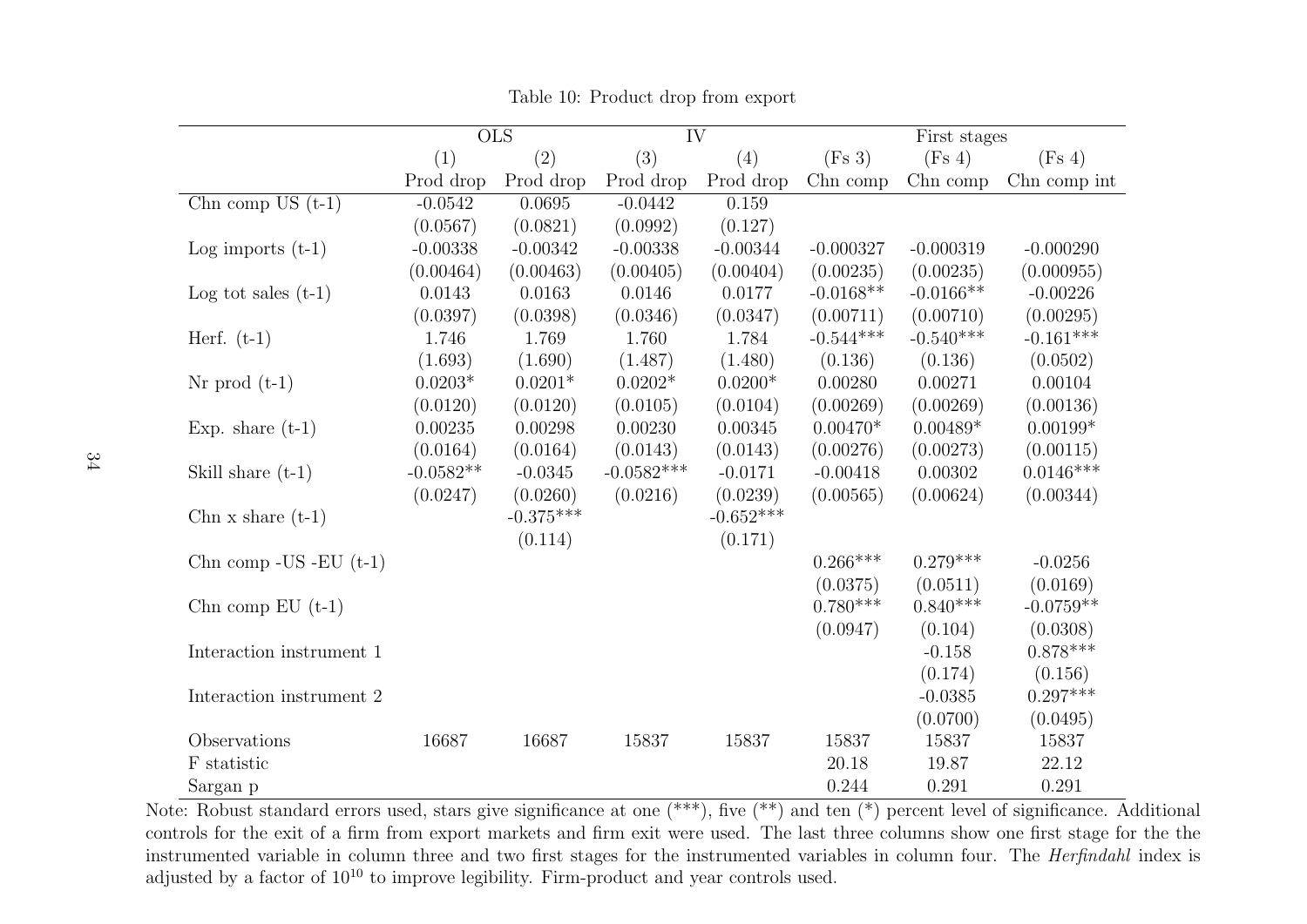Table 10: Product drop from export

| | OLS | | IV | | First stages | | |
|---|---|---|---|---|---|---|---|
| | (1) | (2) | (3) | (4) | (Fs 3) | (Fs 4) | (Fs 4) |
| | Prod drop | Prod drop | Prod drop | Prod drop | Chn comp | Chn comp | Chn comp int |
| Chn comp US (t-1) | -0.0542 | 0.0695 | -0.0442 | 0.159 | | | |
| | (0.0567) | (0.0821) | (0.0992) | (0.127) | | | |
| Log imports (t-1) | -0.00338 | -0.00342 | -0.00338 | -0.00344 | -0.000327 | -0.000319 | -0.000290 |
| | (0.00464) | (0.00463) | (0.00405) | (0.00404) | (0.00235) | (0.00235) | (0.000955) |
| Log tot sales (t-1) | 0.0143 | 0.0163 | 0.0146 | 0.0177 | -0.0168** | -0.0166** | -0.00226 |
| | (0.0397) | (0.0398) | (0.0346) | (0.0347) | (0.00711) | (0.00710) | (0.00295) |
| Herf. (t-1) | 1.746 | 1.769 | 1.760 | 1.784 | -0.544*** | -0.540*** | -0.161*** |
| | (1.693) | (1.690) | (1.487) | (1.480) | (0.136) | (0.136) | (0.0502) |
| Nr prod (t-1) | 0.0203* | 0.0201* | 0.0202* | 0.0200* | 0.00280 | 0.00271 | 0.00104 |
| | (0.0120) | (0.0120) | (0.0105) | (0.0104) | (0.00269) | (0.00269) | (0.00136) |
| Exp. share (t-1) | 0.00235 | 0.00298 | 0.00230 | 0.00345 | 0.00470* | 0.00489* | 0.00199* |
| | (0.0164) | (0.0164) | (0.0143) | (0.0143) | (0.00276) | (0.00273) | (0.00115) |
| Skill share (t-1) | -0.0582** | -0.0345 | -0.0582*** | -0.0171 | -0.00418 | 0.00302 | 0.0146*** |
| | (0.0247) | (0.0260) | (0.0216) | (0.0239) | (0.00565) | (0.00624) | (0.00344) |
| Chn x share (t-1) | | -0.375*** | | -0.652*** | | | |
| | | (0.114) | | (0.171) | | | |
| Chn comp -US -EU (t-1) | | | | | 0.266*** | 0.279*** | -0.0256 |
| | | | | | (0.0375) | (0.0511) | (0.0169) |
| Chn comp EU (t-1) | | | | | 0.780*** | 0.840*** | -0.0759** |
| | | | | | (0.0947) | (0.104) | (0.0308) |
| Interaction instrument 1 | | | | | | -0.158 | 0.878*** |
| | | | | | | (0.174) | (0.156) |
| Interaction instrument 2 | | | | | | -0.0385 | 0.297*** |
| | | | | | | (0.0700) | (0.0495) |
| Observations | 16687 | 16687 | 15837 | 15837 | 15837 | 15837 | 15837 |
| F statistic | | | | | 20.18 | 19.87 | 22.12 |
| Sargan p | | | | | 0.244 | 0.291 | 0.291 |

Note: Robust standard errors used, stars give significance at one (***), five (**) and ten (*) percent level of significance. Additional controls for the exit of a firm from export markets and firm exit were used. The last three columns show one first stage for the the instrumented variable in column three and two first stages for the instrumented variables in column four. The *Herfindahl* index is adjusted by a factor of $10^{10}$ to improve legibility. Firm-product and year controls used.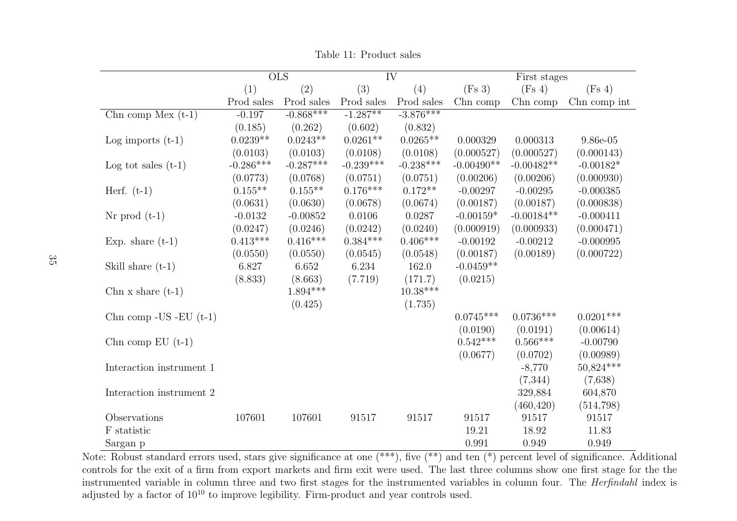Table 11: Product sales

| | OLS | | IV | | First stages | | |
|---|---|---|---|---|---|---|---|
| | (1) | (2) | (3) | (4) | (Fs 3) | (Fs 4) | (Fs 4) |
| | Prod sales | Prod sales | Prod sales | Prod sales | Chn comp | Chn comp | Chn comp int |
| Chn comp Mex (t-1) | -0.197 | -0.868*** | -1.287** | -3.876*** | | | |
| | (0.185) | (0.262) | (0.602) | (0.832) | | | |
| Log imports (t-1) | 0.0239** | 0.0243** | 0.0261** | 0.0265** | 0.000329 | 0.000313 | 9.86e-05 |
| | (0.0103) | (0.0103) | (0.0108) | (0.0108) | (0.000527) | (0.000527) | (0.000143) |
| Log tot sales (t-1) | -0.286*** | -0.287*** | -0.239*** | -0.238*** | -0.00490** | -0.00482** | -0.00182* |
| | (0.0773) | (0.0768) | (0.0751) | (0.0751) | (0.00206) | (0.00206) | (0.000930) |
| Herf. (t-1) | 0.155** | 0.155** | 0.176*** | 0.172** | -0.00297 | -0.00295 | -0.000385 |
| | (0.0631) | (0.0630) | (0.0678) | (0.0674) | (0.00187) | (0.00187) | (0.000838) |
| Nr prod (t-1) | -0.0132 | -0.00852 | 0.0106 | 0.0287 | -0.00159* | -0.00184** | -0.000411 |
| | (0.0247) | (0.0246) | (0.0242) | (0.0240) | (0.000919) | (0.000933) | (0.000471) |
| Exp. share (t-1) | 0.413*** | 0.416*** | 0.384*** | 0.406*** | -0.00192 | -0.00212 | -0.000995 |
| | (0.0550) | (0.0550) | (0.0545) | (0.0548) | (0.00187) | (0.00189) | (0.000722) |
| Skill share (t-1) | 6.827 | 6.652 | 6.234 | 162.0 | -0.0459** | | |
| | (8.833) | (8.663) | (7.719) | (171.7) | (0.0215) | | |
| Chn x share (t-1) | | 1.894*** | | 10.38*** | | | |
| | | (0.425) | | (1.735) | | | |
| Chn comp -US -EU (t-1) | | | | | 0.0745*** | 0.0736*** | 0.0201*** |
| | | | | | (0.0190) | (0.0191) | (0.00614) |
| Chn comp EU (t-1) | | | | | 0.542*** | 0.566*** | -0.00790 |
| | | | | | (0.0677) | (0.0702) | (0.00989) |
| Interaction instrument 1 | | | | | | -8,770 | 50,824*** |
| | | | | | | (7,344) | (7,638) |
| Interaction instrument 2 | | | | | | 329,884 | 604,870 |
| | | | | | | (460,420) | (514,798) |
| Observations | 107601 | 107601 | 91517 | 91517 | 91517 | 91517 | 91517 |
| F statistic | | | | | 19.21 | 18.92 | 11.83 |
| Sargan p | | | | | 0.991 | 0.949 | 0.949 |

Note: Robust standard errors used, stars give significance at one (***), five (**) and ten (*) percent level of significance. Additional controls for the exit of a firm from export markets and firm exit were used. The last three columns show one first stage for the the instrumented variable in column three and two first stages for the instrumented variables in column four. The *Herfindahl* index is adjusted by a factor of $10^{10}$ to improve legibility. Firm-product and year controls used.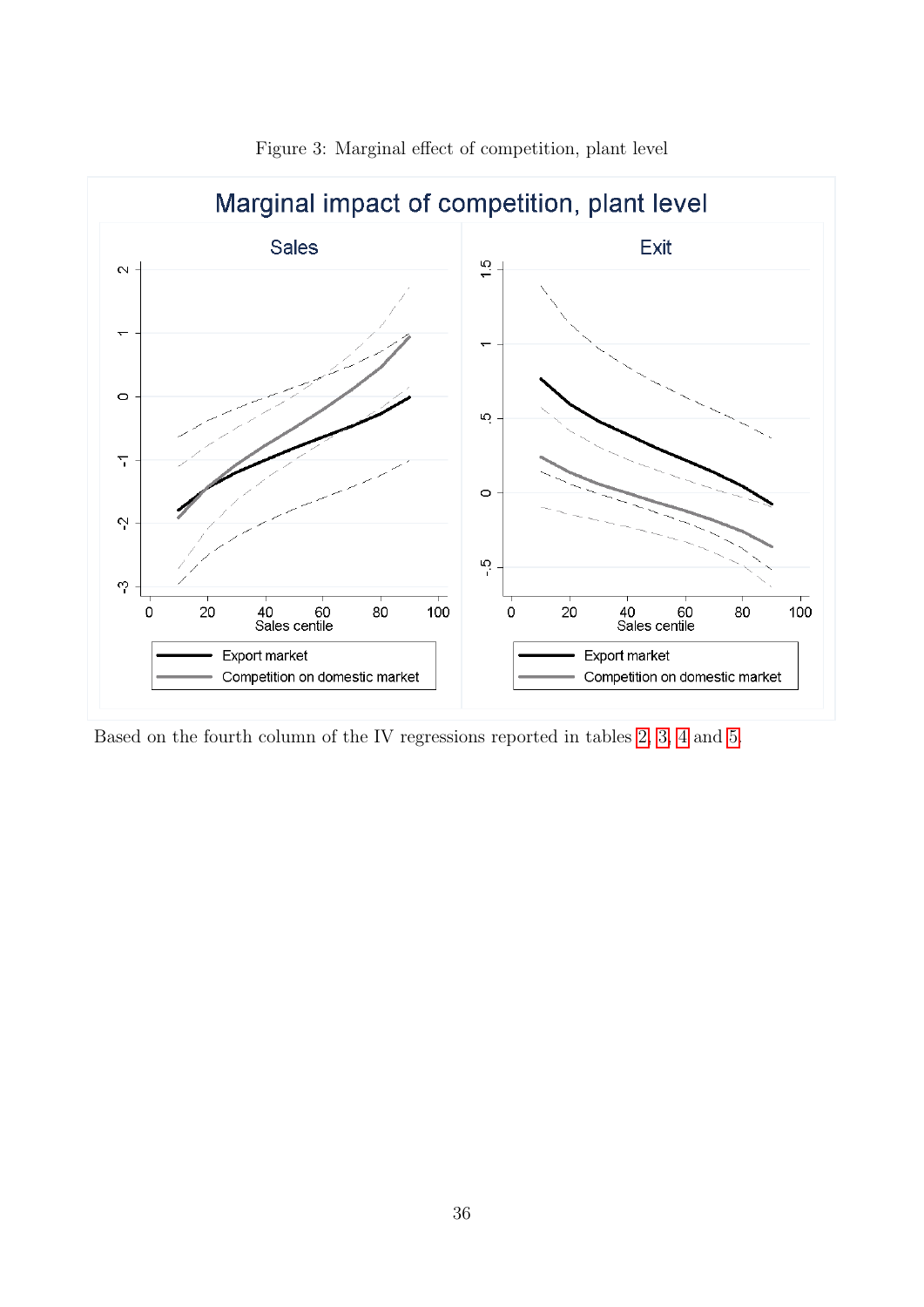Figure 3: Marginal effect of competition, plant level

Based on the fourth column of the IV regressions reported in tables 2, 3, 4 and 5.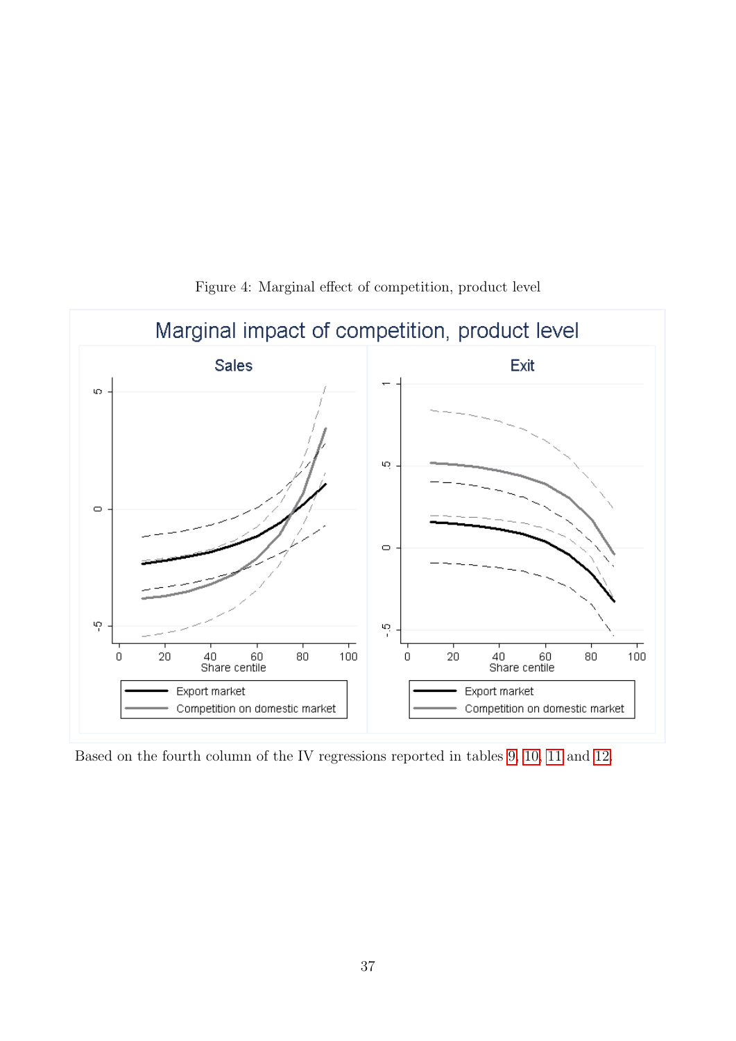Figure 4: Marginal effect of competition, product level

Based on the fourth column of the IV regressions reported in tables 9, 10, 11 and 12.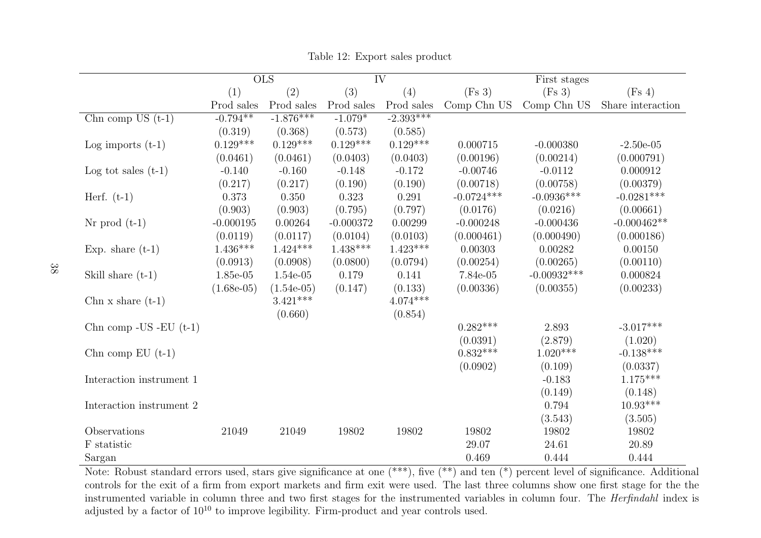Table 12: Export sales product

| | OLS | | IV | | First stages | | |
|---|---|---|---|---|---|---|---|
| | (1) | (2) | (3) | (4) | (Fs 3) | (Fs 3) | (Fs 4) |
| | Prod sales | Prod sales | Prod sales | Prod sales | Comp Chn US | Comp Chn US | Share interaction |
| Chn comp US (t-1) | -0.794** | -1.876*** | -1.079* | -2.393*** | | | |
| | (0.319) | (0.368) | (0.573) | (0.585) | | | |
| Log imports (t-1) | 0.129*** | 0.129*** | 0.129*** | 0.129*** | 0.000715 | -0.000380 | -2.50e-05 |
| | (0.0461) | (0.0461) | (0.0403) | (0.0403) | (0.00196) | (0.00214) | (0.000791) |
| Log tot sales (t-1) | -0.140 | -0.160 | -0.148 | -0.172 | -0.00746 | -0.0112 | 0.000912 |
| | (0.217) | (0.217) | (0.190) | (0.190) | (0.00718) | (0.00758) | (0.00379) |
| Herf. (t-1) | 0.373 | 0.350 | 0.323 | 0.291 | -0.0724*** | -0.0936*** | -0.0281*** |
| | (0.903) | (0.903) | (0.795) | (0.797) | (0.0176) | (0.0216) | (0.00661) |
| Nr prod (t-1) | -0.000195 | 0.00264 | -0.000372 | 0.00299 | -0.000248 | -0.000436 | -0.000462** |
| | (0.0119) | (0.0117) | (0.0104) | (0.0103) | (0.000461) | (0.000490) | (0.000186) |
| Exp. share (t-1) | 1.436*** | 1.424*** | 1.438*** | 1.423*** | 0.00303 | 0.00282 | 0.00150 |
| | (0.0913) | (0.0908) | (0.0800) | (0.0794) | (0.00254) | (0.00265) | (0.00110) |
| Skill share (t-1) | 1.85e-05 | 1.54e-05 | 0.179 | 0.141 | 7.84e-05 | -0.00932*** | 0.000824 |
| | (1.68e-05) | (1.54e-05) | (0.147) | (0.133) | (0.00336) | (0.00355) | (0.00233) |
| Chn x share (t-1) | | 3.421*** | | 4.074*** | | | |
| | | (0.660) | | (0.854) | | | |
| Chn comp -US -EU (t-1) | | | | | 0.282*** | 2.893 | -3.017*** |
| | | | | | (0.0391) | (2.879) | (1.020) |
| Chn comp EU (t-1) | | | | | 0.832*** | 1.020*** | -0.138*** |
| | | | | | (0.0902) | (0.109) | (0.0337) |
| Interaction instrument 1 | | | | | | -0.183 | 1.175*** |
| | | | | | | (0.149) | (0.148) |
| Interaction instrument 2 | | | | | | 0.794 | 10.93*** |
| | | | | | | (3.543) | (3.505) |
| Observations | 21049 | 21049 | 19802 | 19802 | 19802 | 19802 | 19802 |
| F statistic | | | | | 29.07 | 24.61 | 20.89 |
| Sargan | | | | | 0.469 | 0.444 | 0.444 |

Note: Robust standard errors used, stars give significance at one (***), five (**) and ten (*) percent level of significance. Additional controls for the exit of a firm from export markets and firm exit were used. The last three columns show one first stage for the the instrumented variable in column three and two first stages for the instrumented variables in column four. The *Herfindahl* index is adjusted by a factor of $10^{10}$ to improve legibility. Firm-product and year controls used.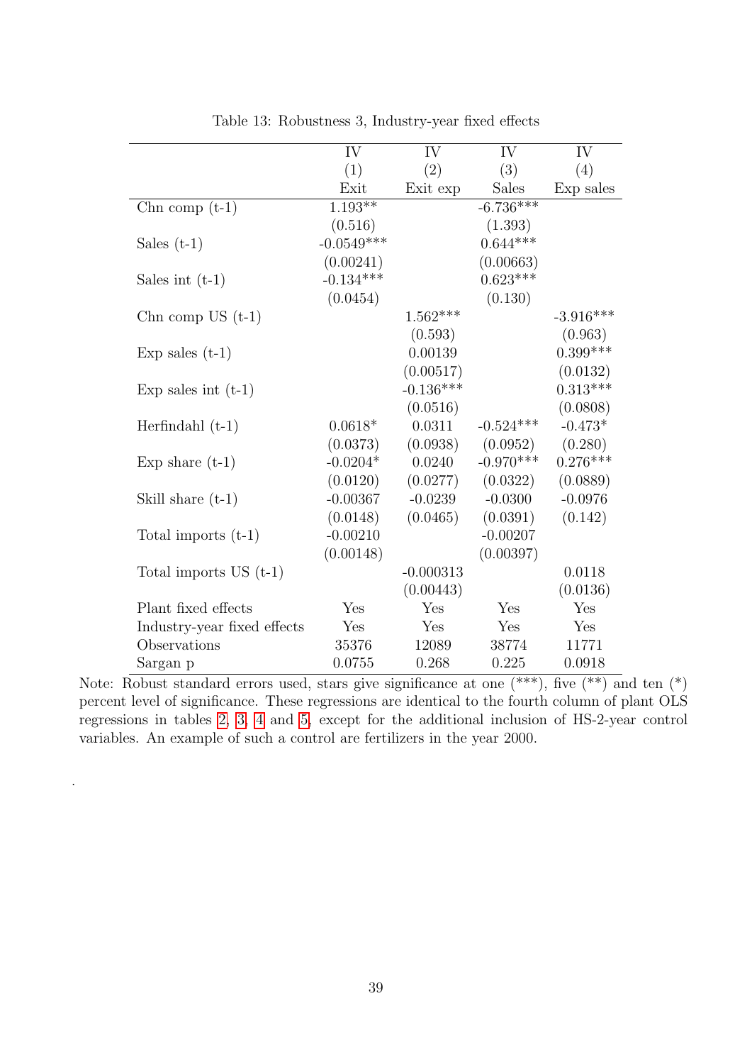Table 13: Robustness 3, Industry-year fixed effects

| | IV | IV | IV | IV |
|---|---|---|---|---|
| | (1) | (2) | (3) | (4) |
| | Exit | Exit exp | Sales | Exp sales |
| Chn comp (t-1) | 1.193** | | -6.736*** | |
| | (0.516) | | (1.393) | |
| Sales (t-1) | -0.0549*** | | 0.644*** | |
| | (0.00241) | | (0.00663) | |
| Sales int (t-1) | -0.134*** | | 0.623*** | |
| | (0.0454) | | (0.130) | |
| Chn comp US (t-1) | | 1.562*** | | -3.916*** |
| | | (0.593) | | (0.963) |
| Exp sales (t-1) | | 0.00139 | | 0.399*** |
| | | (0.00517) | | (0.0132) |
| Exp sales int (t-1) | | -0.136*** | | 0.313*** |
| | | (0.0516) | | (0.0808) |
| Herfindahl (t-1) | 0.0618* | 0.0311 | -0.524*** | -0.473* |
| | (0.0373) | (0.0938) | (0.0952) | (0.280) |
| Exp share (t-1) | -0.0204* | 0.0240 | -0.970*** | 0.276*** |
| | (0.0120) | (0.0277) | (0.0322) | (0.0889) |
| Skill share (t-1) | -0.00367 | -0.0239 | -0.0300 | -0.0976 |
| | (0.0148) | (0.0465) | (0.0391) | (0.142) |
| Total imports (t-1) | -0.00210 | | -0.00207 | |
| | (0.00148) | | (0.00397) | |
| Total imports US (t-1) | | -0.000313 | | 0.0118 |
| | | (0.00443) | | (0.0136) |
| Plant fixed effects | Yes | Yes | Yes | Yes |
| Industry-year fixed effects | Yes | Yes | Yes | Yes |
| Observations | 35376 | 12089 | 38774 | 11771 |
| Sargan p | 0.0755 | 0.268 | 0.225 | 0.0918 |

Note: Robust standard errors used, stars give significance at one (***), five (**) and ten (*) percent level of significance. These regressions are identical to the fourth column of plant OLS regressions in tables 2, 3, 4 and 5, except for the additional inclusion of HS-2-year control variables. An example of such a control are fertilizers in the year 2000.

.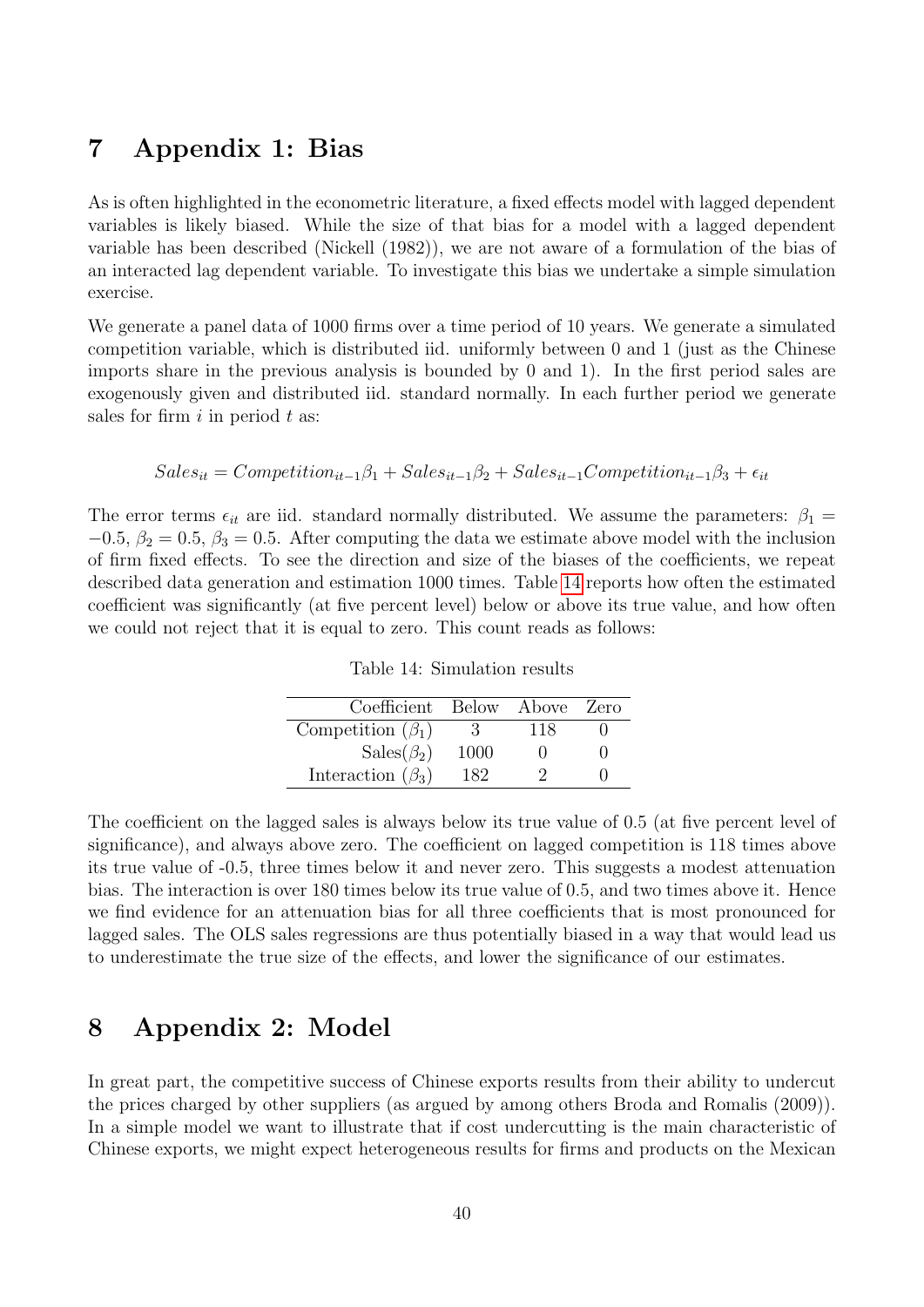# 7 Appendix 1: Bias

As is often highlighted in the econometric literature, a fixed effects model with lagged dependent variables is likely biased. While the size of that bias for a model with a lagged dependent variable has been described (Nickell (1982)), we are not aware of a formulation of the bias of an interacted lag dependent variable. To investigate this bias we undertake a simple simulation exercise.

We generate a panel data of 1000 firms over a time period of 10 years. We generate a simulated competition variable, which is distributed iid. uniformly between 0 and 1 (just as the Chinese imports share in the previous analysis is bounded by 0 and 1). In the first period sales are exogenously given and distributed iid. standard normally. In each further period we generate sales for firm $i$ in period $t$ as:

$$Sales_{it} = Competition_{it-1}\beta_1 + Sales_{it-1}\beta_2 + Sales_{it-1}Competition_{it-1}\beta_3 + \epsilon_{it}$$

The error terms $\epsilon_{it}$ are iid. standard normally distributed. We assume the parameters: $\beta_1 = -0.5$, $\beta_2 = 0.5$, $\beta_3 = 0.5$. After computing the data we estimate above model with the inclusion of firm fixed effects. To see the direction and size of the biases of the coefficients, we repeat described data generation and estimation 1000 times. Table 14 reports how often the estimated coefficient was significantly (at five percent level) below or above its true value, and how often we could not reject that it is equal to zero. This count reads as follows:

Table 14: Simulation results

| Coefficient | Below | Above | Zero |
|---|---|---|---|
| Competition ($\beta_1$) | 3 | 118 | 0 |
| Sales($\beta_2$) | 1000 | 0 | 0 |
| Interaction ($\beta_3$) | 182 | 2 | 0 |

The coefficient on the lagged sales is always below its true value of 0.5 (at five percent level of significance), and always above zero. The coefficient on lagged competition is 118 times above its true value of -0.5, three times below it and never zero. This suggests a modest attenuation bias. The interaction is over 180 times below its true value of 0.5, and two times above it. Hence we find evidence for an attenuation bias for all three coefficients that is most pronounced for lagged sales. The OLS sales regressions are thus potentially biased in a way that would lead us to underestimate the true size of the effects, and lower the significance of our estimates.

# 8 Appendix 2: Model

In great part, the competitive success of Chinese exports results from their ability to undercut the prices charged by other suppliers (as argued by among others Broda and Romalis (2009)). In a simple model we want to illustrate that if cost undercutting is the main characteristic of Chinese exports, we might expect heterogeneous results for firms and products on the Mexican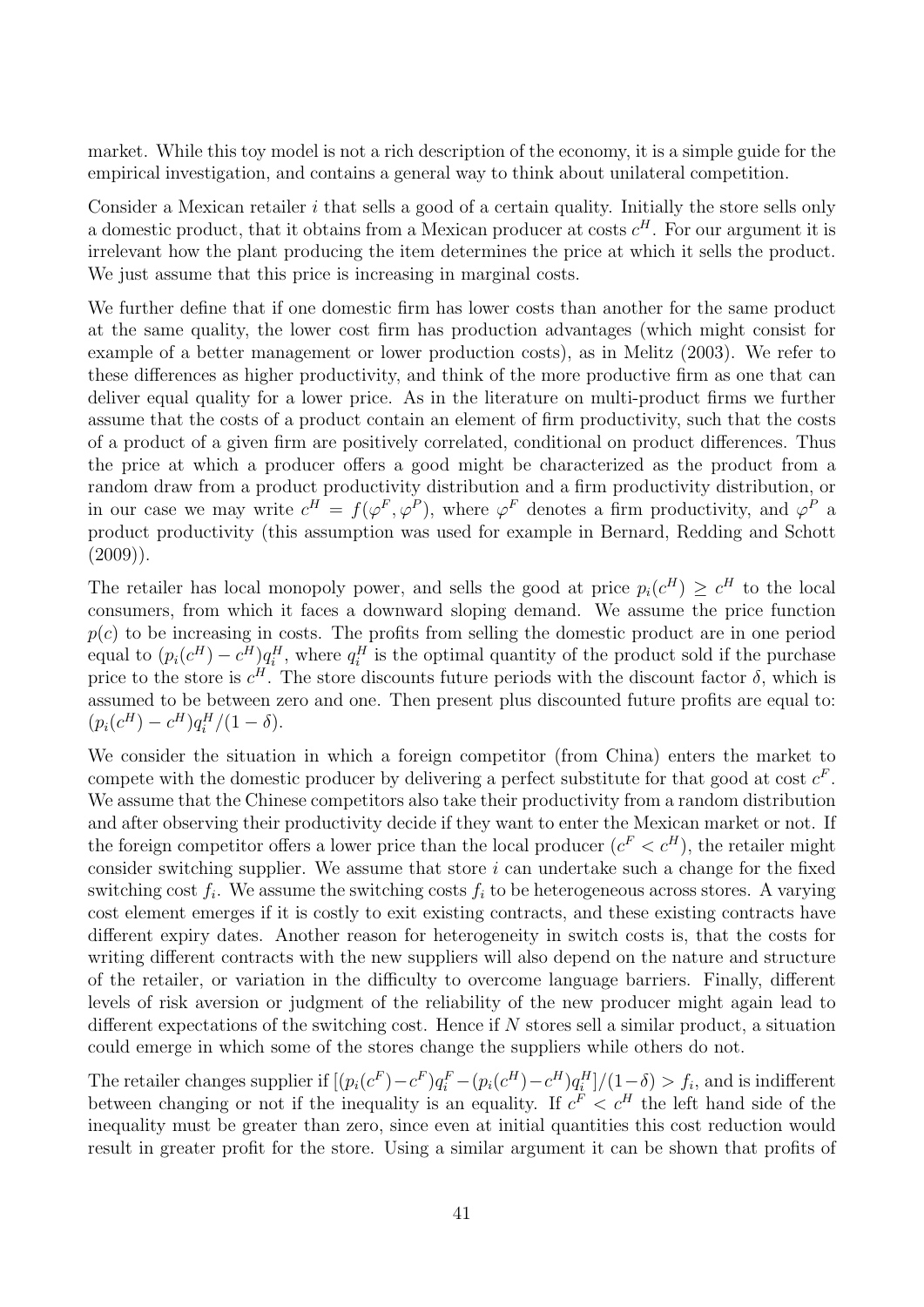market. While this toy model is not a rich description of the economy, it is a simple guide for the empirical investigation, and contains a general way to think about unilateral competition.

Consider a Mexican retailer $i$ that sells a good of a certain quality. Initially the store sells only a domestic product, that it obtains from a Mexican producer at costs $c^H$. For our argument it is irrelevant how the plant producing the item determines the price at which it sells the product. We just assume that this price is increasing in marginal costs.

We further define that if one domestic firm has lower costs than another for the same product at the same quality, the lower cost firm has production advantages (which might consist for example of a better management or lower production costs), as in Melitz (2003). We refer to these differences as higher productivity, and think of the more productive firm as one that can deliver equal quality for a lower price. As in the literature on multi-product firms we further assume that the costs of a product contain an element of firm productivity, such that the costs of a product of a given firm are positively correlated, conditional on product differences. Thus the price at which a producer offers a good might be characterized as the product from a random draw from a product productivity distribution and a firm productivity distribution, or in our case we may write $c^H = f(\varphi^F, \varphi^P)$, where $\varphi^F$ denotes a firm productivity, and $\varphi^P$ a product productivity (this assumption was used for example in Bernard, Redding and Schott (2009)).

The retailer has local monopoly power, and sells the good at price $p_i(c^H) \geq c^H$ to the local consumers, from which it faces a downward sloping demand. We assume the price function $p(c)$ to be increasing in costs. The profits from selling the domestic product are in one period equal to $(p_i(c^H) - c^H)q_i^H$, where $q_i^H$ is the optimal quantity of the product sold if the purchase price to the store is $c^H$. The store discounts future periods with the discount factor $\delta$, which is assumed to be between zero and one. Then present plus discounted future profits are equal to: $(p_i(c^H) - c^H)q_i^H/(1 - \delta)$.

We consider the situation in which a foreign competitor (from China) enters the market to compete with the domestic producer by delivering a perfect substitute for that good at cost $c^F$. We assume that the Chinese competitors also take their productivity from a random distribution and after observing their productivity decide if they want to enter the Mexican market or not. If the foreign competitor offers a lower price than the local producer ($c^F < c^H$), the retailer might consider switching supplier. We assume that store $i$ can undertake such a change for the fixed switching cost $f_i$. We assume the switching costs $f_i$ to be heterogeneous across stores. A varying cost element emerges if it is costly to exit existing contracts, and these existing contracts have different expiry dates. Another reason for heterogeneity in switch costs is, that the costs for writing different contracts with the new suppliers will also depend on the nature and structure of the retailer, or variation in the difficulty to overcome language barriers. Finally, different levels of risk aversion or judgment of the reliability of the new producer might again lead to different expectations of the switching cost. Hence if $N$ stores sell a similar product, a situation could emerge in which some of the stores change the suppliers while others do not.

The retailer changes supplier if $[(p_i(c^F) - c^F)q_i^F - (p_i(c^H) - c^H)q_i^H]/(1 - \delta) > f_i$, and is indifferent between changing or not if the inequality is an equality. If $c^F < c^H$ the left hand side of the inequality must be greater than zero, since even at initial quantities this cost reduction would result in greater profit for the store. Using a similar argument it can be shown that profits of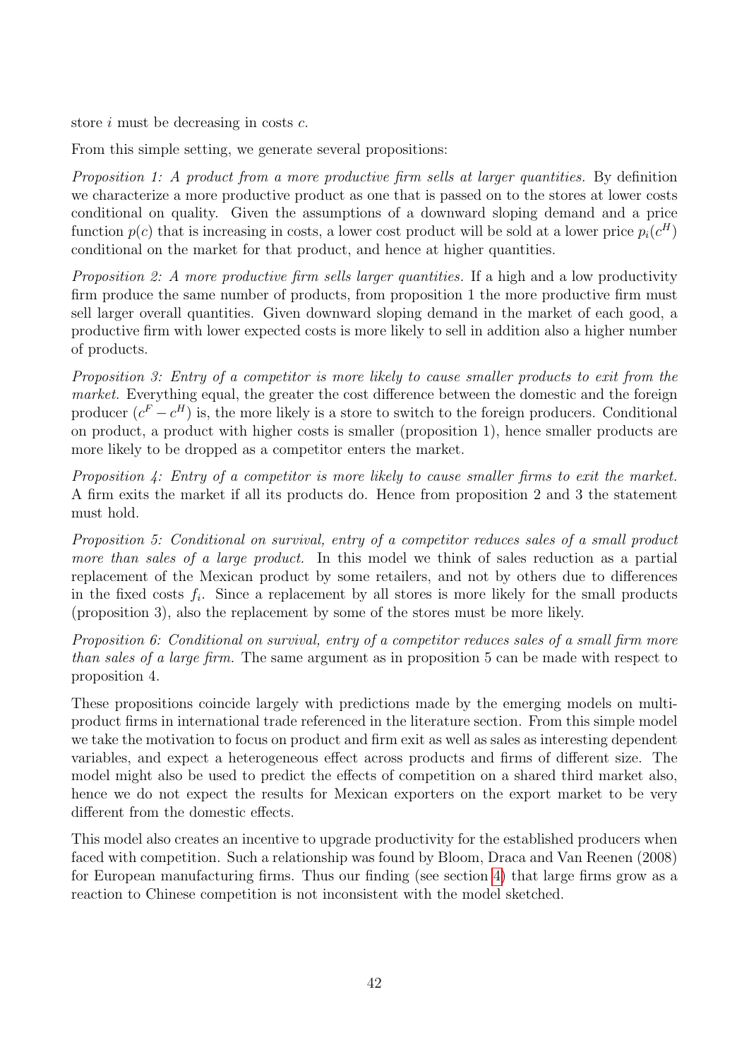store $i$ must be decreasing in costs $c$.

From this simple setting, we generate several propositions:

*Proposition 1: A product from a more productive firm sells at larger quantities.* By definition we characterize a more productive product as one that is passed on to the stores at lower costs conditional on quality. Given the assumptions of a downward sloping demand and a price function $p(c)$ that is increasing in costs, a lower cost product will be sold at a lower price $p_i(c^H)$ conditional on the market for that product, and hence at higher quantities.

*Proposition 2: A more productive firm sells larger quantities.* If a high and a low productivity firm produce the same number of products, from proposition 1 the more productive firm must sell larger overall quantities. Given downward sloping demand in the market of each good, a productive firm with lower expected costs is more likely to sell in addition also a higher number of products.

*Proposition 3: Entry of a competitor is more likely to cause smaller products to exit from the market.* Everything equal, the greater the cost difference between the domestic and the foreign producer $(c^F - c^H)$ is, the more likely is a store to switch to the foreign producers. Conditional on product, a product with higher costs is smaller (proposition 1), hence smaller products are more likely to be dropped as a competitor enters the market.

*Proposition 4: Entry of a competitor is more likely to cause smaller firms to exit the market.* A firm exits the market if all its products do. Hence from proposition 2 and 3 the statement must hold.

*Proposition 5: Conditional on survival, entry of a competitor reduces sales of a small product more than sales of a large product.* In this model we think of sales reduction as a partial replacement of the Mexican product by some retailers, and not by others due to differences in the fixed costs $f_i$. Since a replacement by all stores is more likely for the small products (proposition 3), also the replacement by some of the stores must be more likely.

*Proposition 6: Conditional on survival, entry of a competitor reduces sales of a small firm more than sales of a large firm.* The same argument as in proposition 5 can be made with respect to proposition 4.

These propositions coincide largely with predictions made by the emerging models on multi-product firms in international trade referenced in the literature section. From this simple model we take the motivation to focus on product and firm exit as well as sales as interesting dependent variables, and expect a heterogeneous effect across products and firms of different size. The model might also be used to predict the effects of competition on a shared third market also, hence we do not expect the results for Mexican exporters on the export market to be very different from the domestic effects.

This model also creates an incentive to upgrade productivity for the established producers when faced with competition. Such a relationship was found by Bloom, Draca and Van Reenen (2008) for European manufacturing firms. Thus our finding (see section 4) that large firms grow as a reaction to Chinese competition is not inconsistent with the model sketched.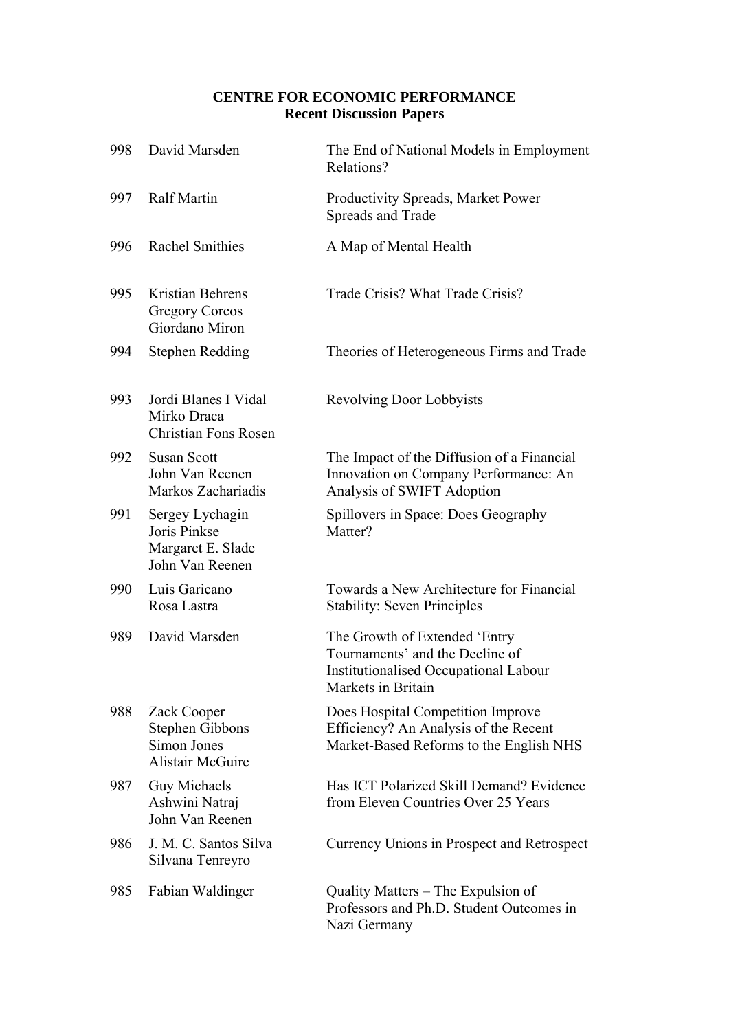**CENTRE FOR ECONOMIC PERFORMANCE**
**Recent Discussion Papers**

| | | |
|---|---|---|
| 998 | David Marsden | The End of National Models in Employment Relations? |
| 997 | Ralf Martin | Productivity Spreads, Market Power Spreads and Trade |
| 996 | Rachel Smithies | A Map of Mental Health |
| 995 | Kristian Behrens<br>Gregory Corcos<br>Giordano Miron | Trade Crisis? What Trade Crisis? |
| 994 | Stephen Redding | Theories of Heterogeneous Firms and Trade |
| 993 | Jordi Blanes I Vidal<br>Mirko Draca<br>Christian Fons Rosen | Revolving Door Lobbyists |
| 992 | Susan Scott<br>John Van Reenen<br>Markos Zachariadis | The Impact of the Diffusion of a Financial Innovation on Company Performance: An Analysis of SWIFT Adoption |
| 991 | Sergey Lychagin<br>Joris Pinkse<br>Margaret E. Slade<br>John Van Reenen | Spillovers in Space: Does Geography Matter? |
| 990 | Luis Garicano<br>Rosa Lastra | Towards a New Architecture for Financial Stability: Seven Principles |
| 989 | David Marsden | The Growth of Extended 'Entry Tournaments' and the Decline of Institutionalised Occupational Labour Markets in Britain |
| 988 | Zack Cooper<br>Stephen Gibbons<br>Simon Jones<br>Alistair McGuire | Does Hospital Competition Improve Efficiency? An Analysis of the Recent Market-Based Reforms to the English NHS |
| 987 | Guy Michaels<br>Ashwini Natraj<br>John Van Reenen | Has ICT Polarized Skill Demand? Evidence from Eleven Countries Over 25 Years |
| 986 | J. M. C. Santos Silva<br>Silvana Tenreyro | Currency Unions in Prospect and Retrospect |
| 985 | Fabian Waldinger | Quality Matters – The Expulsion of Professors and Ph.D. Student Outcomes in Nazi Germany |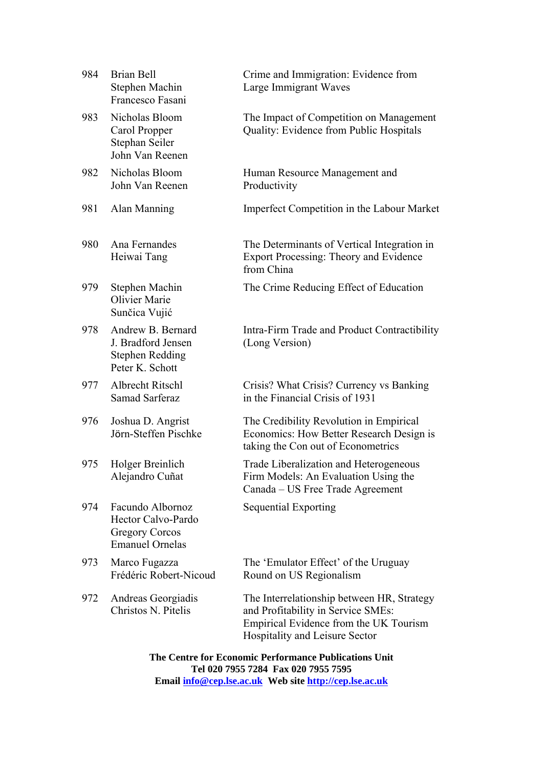| | | |
|---|---|---|
| 984 | Brian Bell<br>Stephen Machin<br>Francesco Fasani | Crime and Immigration: Evidence from Large Immigrant Waves |
| 983 | Nicholas Bloom<br>Carol Propper<br>Stephan Seiler<br>John Van Reenen | The Impact of Competition on Management Quality: Evidence from Public Hospitals |
| 982 | Nicholas Bloom<br>John Van Reenen | Human Resource Management and Productivity |
| 981 | Alan Manning | Imperfect Competition in the Labour Market |
| 980 | Ana Fernandes<br>Heiwai Tang | The Determinants of Vertical Integration in Export Processing: Theory and Evidence from China |
| 979 | Stephen Machin<br>Olivier Marie<br>Sunčica Vujić | The Crime Reducing Effect of Education |
| 978 | Andrew B. Bernard<br>J. Bradford Jensen<br>Stephen Redding<br>Peter K. Schott | Intra-Firm Trade and Product Contractibility (Long Version) |
| 977 | Albrecht Ritschl<br>Samad Sarferaz | Crisis? What Crisis? Currency vs Banking in the Financial Crisis of 1931 |
| 976 | Joshua D. Angrist<br>Jörn-Steffen Pischke | The Credibility Revolution in Empirical Economics: How Better Research Design is taking the Con out of Econometrics |
| 975 | Holger Breinlich<br>Alejandro Cuñat | Trade Liberalization and Heterogeneous Firm Models: An Evaluation Using the Canada – US Free Trade Agreement |
| 974 | Facundo Albornoz<br>Hector Calvo-Pardo<br>Gregory Corcos<br>Emanuel Ornelas | Sequential Exporting |
| 973 | Marco Fugazza<br>Frédéric Robert-Nicoud | The 'Emulator Effect' of the Uruguay Round on US Regionalism |
| 972 | Andreas Georgiadis<br>Christos N. Pitelis | The Interrelationship between HR, Strategy and Profitability in Service SMEs: Empirical Evidence from the UK Tourism Hospitality and Leisure Sector |

**The Centre for Economic Performance Publications Unit**
**Tel 020 7955 7284 Fax 020 7955 7595**
**Email info@cep.lse.ac.uk Web site http://cep.lse.ac.uk**